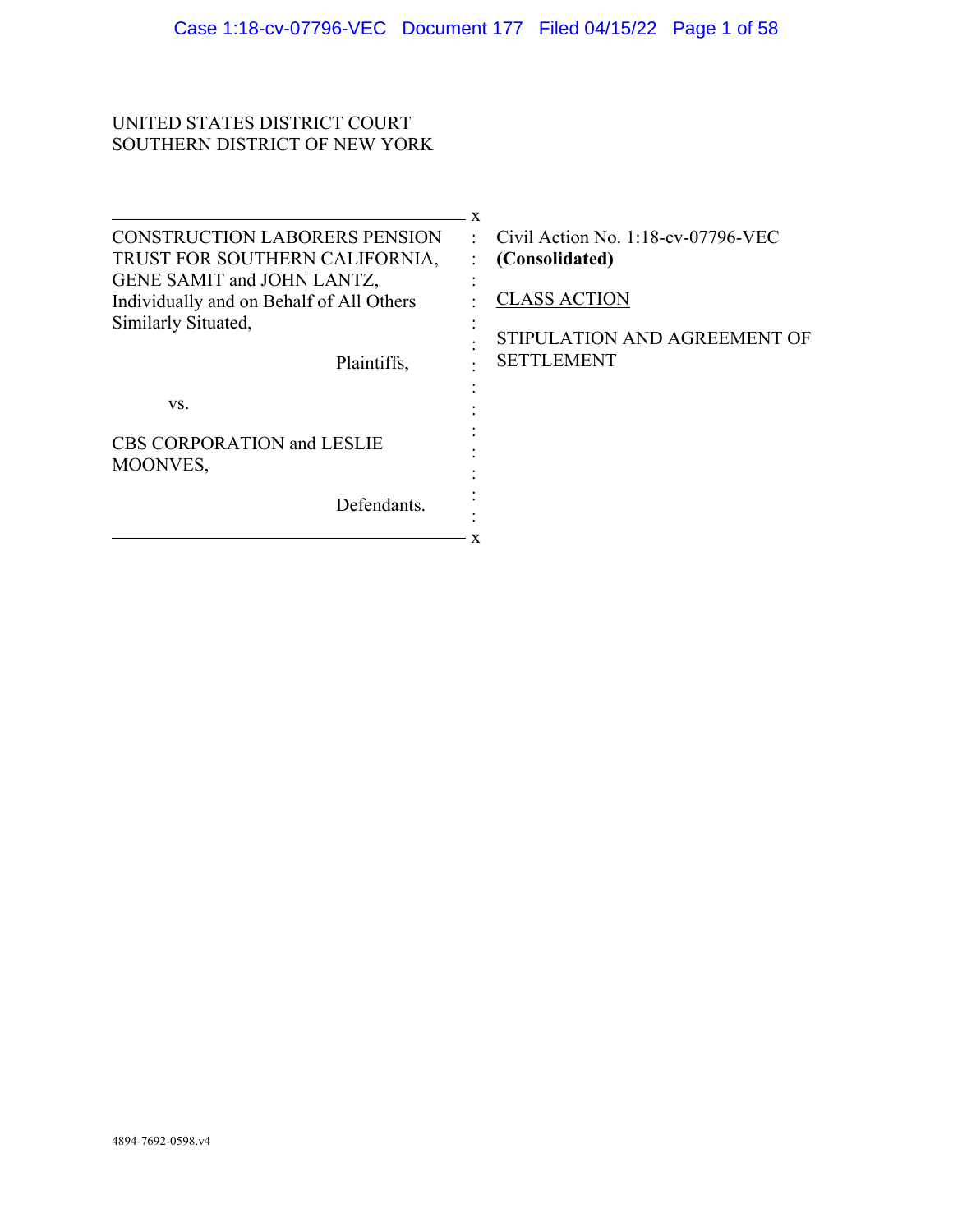UNITED STATES DISTRICT COURT
SOUTHERN DISTRICT OF NEW YORK

| | |
|---|---|
| CONSTRUCTION LABORERS PENSION TRUST FOR SOUTHERN CALIFORNIA, GENE SAMIT and JOHN LANTZ, Individually and on Behalf of All Others Similarly Situated,<br><br>Plaintiffs,<br><br>vs.<br><br>CBS CORPORATION and LESLIE MOONVES,<br><br>Defendants. | Civil Action No. 1:18-cv-07796-VEC<br>**(Consolidated)**<br><br>CLASS ACTION<br><br>STIPULATION AND AGREEMENT OF SETTLEMENT |

4894-7692-0598.v4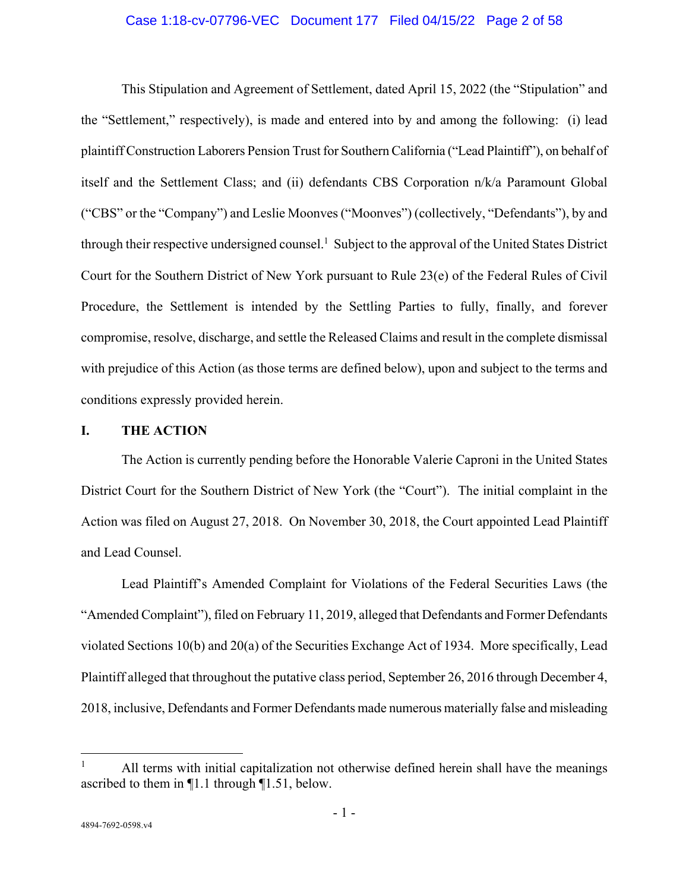This Stipulation and Agreement of Settlement, dated April 15, 2022 (the "Stipulation" and the "Settlement," respectively), is made and entered into by and among the following: (i) lead plaintiff Construction Laborers Pension Trust for Southern California ("Lead Plaintiff"), on behalf of itself and the Settlement Class; and (ii) defendants CBS Corporation n/k/a Paramount Global ("CBS" or the "Company") and Leslie Moonves ("Moonves") (collectively, "Defendants"), by and through their respective undersigned counsel.[1] Subject to the approval of the United States District Court for the Southern District of New York pursuant to Rule 23(e) of the Federal Rules of Civil Procedure, the Settlement is intended by the Settling Parties to fully, finally, and forever compromise, resolve, discharge, and settle the Released Claims and result in the complete dismissal with prejudice of this Action (as those terms are defined below), upon and subject to the terms and conditions expressly provided herein.

## I. THE ACTION

The Action is currently pending before the Honorable Valerie Caproni in the United States District Court for the Southern District of New York (the "Court"). The initial complaint in the Action was filed on August 27, 2018. On November 30, 2018, the Court appointed Lead Plaintiff and Lead Counsel.

Lead Plaintiff's Amended Complaint for Violations of the Federal Securities Laws (the "Amended Complaint"), filed on February 11, 2019, alleged that Defendants and Former Defendants violated Sections 10(b) and 20(a) of the Securities Exchange Act of 1934. More specifically, Lead Plaintiff alleged that throughout the putative class period, September 26, 2016 through December 4, 2018, inclusive, Defendants and Former Defendants made numerous materially false and misleading

[1] All terms with initial capitalization not otherwise defined herein shall have the meanings ascribed to them in ¶1.1 through ¶1.51, below.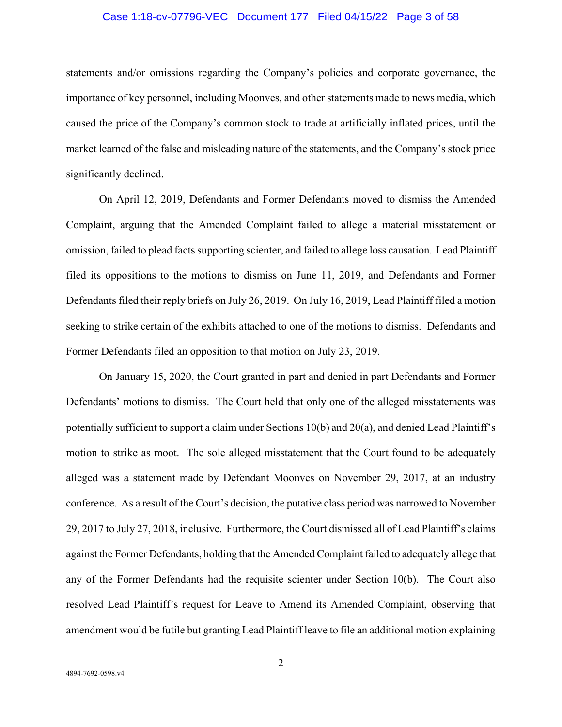statements and/or omissions regarding the Company's policies and corporate governance, the importance of key personnel, including Moonves, and other statements made to news media, which caused the price of the Company's common stock to trade at artificially inflated prices, until the market learned of the false and misleading nature of the statements, and the Company's stock price significantly declined.

On April 12, 2019, Defendants and Former Defendants moved to dismiss the Amended Complaint, arguing that the Amended Complaint failed to allege a material misstatement or omission, failed to plead facts supporting scienter, and failed to allege loss causation. Lead Plaintiff filed its oppositions to the motions to dismiss on June 11, 2019, and Defendants and Former Defendants filed their reply briefs on July 26, 2019. On July 16, 2019, Lead Plaintiff filed a motion seeking to strike certain of the exhibits attached to one of the motions to dismiss. Defendants and Former Defendants filed an opposition to that motion on July 23, 2019.

On January 15, 2020, the Court granted in part and denied in part Defendants and Former Defendants' motions to dismiss. The Court held that only one of the alleged misstatements was potentially sufficient to support a claim under Sections 10(b) and 20(a), and denied Lead Plaintiff's motion to strike as moot. The sole alleged misstatement that the Court found to be adequately alleged was a statement made by Defendant Moonves on November 29, 2017, at an industry conference. As a result of the Court's decision, the putative class period was narrowed to November 29, 2017 to July 27, 2018, inclusive. Furthermore, the Court dismissed all of Lead Plaintiff's claims against the Former Defendants, holding that the Amended Complaint failed to adequately allege that any of the Former Defendants had the requisite scienter under Section 10(b). The Court also resolved Lead Plaintiff's request for Leave to Amend its Amended Complaint, observing that amendment would be futile but granting Lead Plaintiff leave to file an additional motion explaining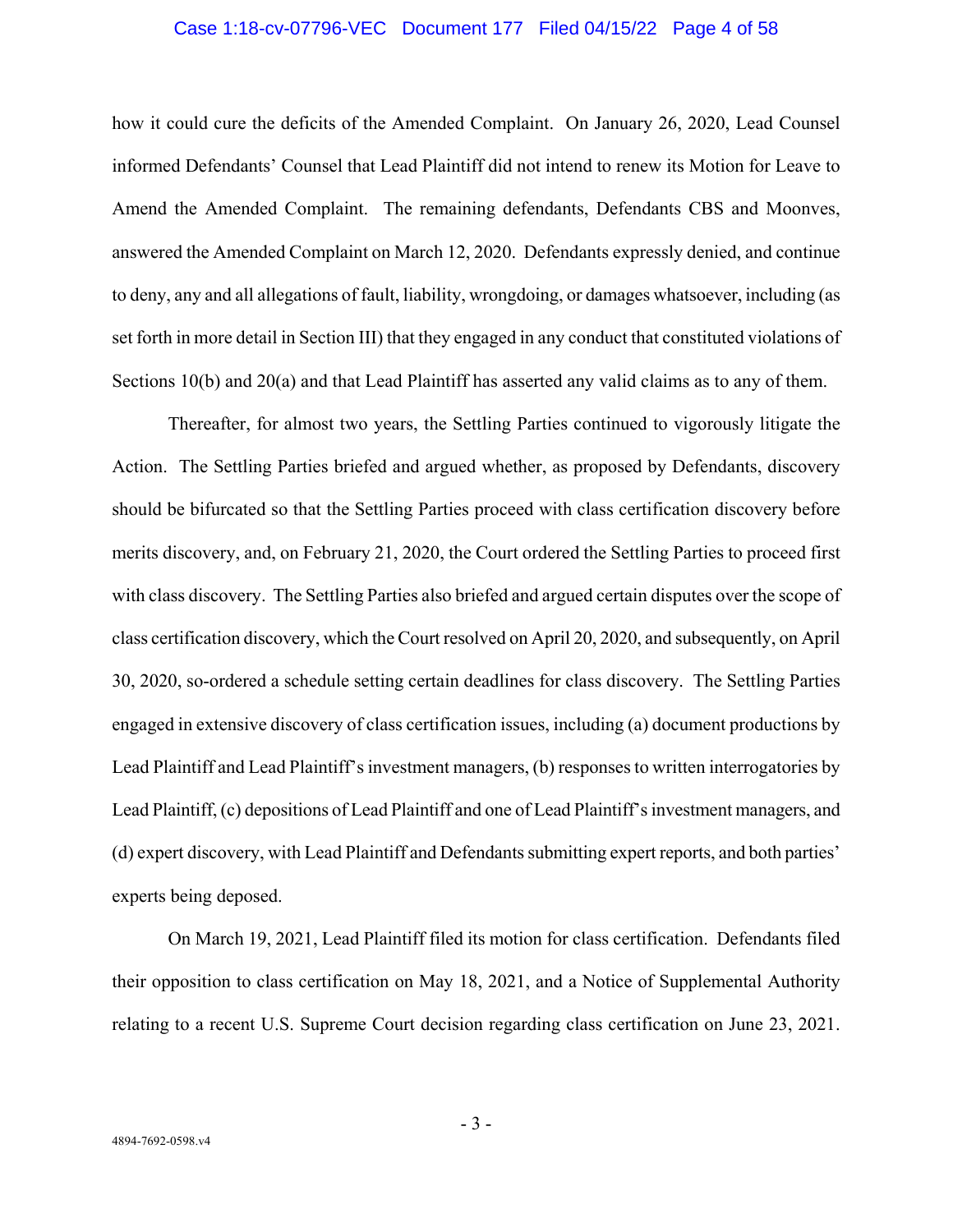how it could cure the deficits of the Amended Complaint. On January 26, 2020, Lead Counsel informed Defendants' Counsel that Lead Plaintiff did not intend to renew its Motion for Leave to Amend the Amended Complaint. The remaining defendants, Defendants CBS and Moonves, answered the Amended Complaint on March 12, 2020. Defendants expressly denied, and continue to deny, any and all allegations of fault, liability, wrongdoing, or damages whatsoever, including (as set forth in more detail in Section III) that they engaged in any conduct that constituted violations of Sections 10(b) and 20(a) and that Lead Plaintiff has asserted any valid claims as to any of them.

Thereafter, for almost two years, the Settling Parties continued to vigorously litigate the Action. The Settling Parties briefed and argued whether, as proposed by Defendants, discovery should be bifurcated so that the Settling Parties proceed with class certification discovery before merits discovery, and, on February 21, 2020, the Court ordered the Settling Parties to proceed first with class discovery. The Settling Parties also briefed and argued certain disputes over the scope of class certification discovery, which the Court resolved on April 20, 2020, and subsequently, on April 30, 2020, so-ordered a schedule setting certain deadlines for class discovery. The Settling Parties engaged in extensive discovery of class certification issues, including (a) document productions by Lead Plaintiff and Lead Plaintiff's investment managers, (b) responses to written interrogatories by Lead Plaintiff, (c) depositions of Lead Plaintiff and one of Lead Plaintiff's investment managers, and (d) expert discovery, with Lead Plaintiff and Defendants submitting expert reports, and both parties' experts being deposed.

On March 19, 2021, Lead Plaintiff filed its motion for class certification. Defendants filed their opposition to class certification on May 18, 2021, and a Notice of Supplemental Authority relating to a recent U.S. Supreme Court decision regarding class certification on June 23, 2021.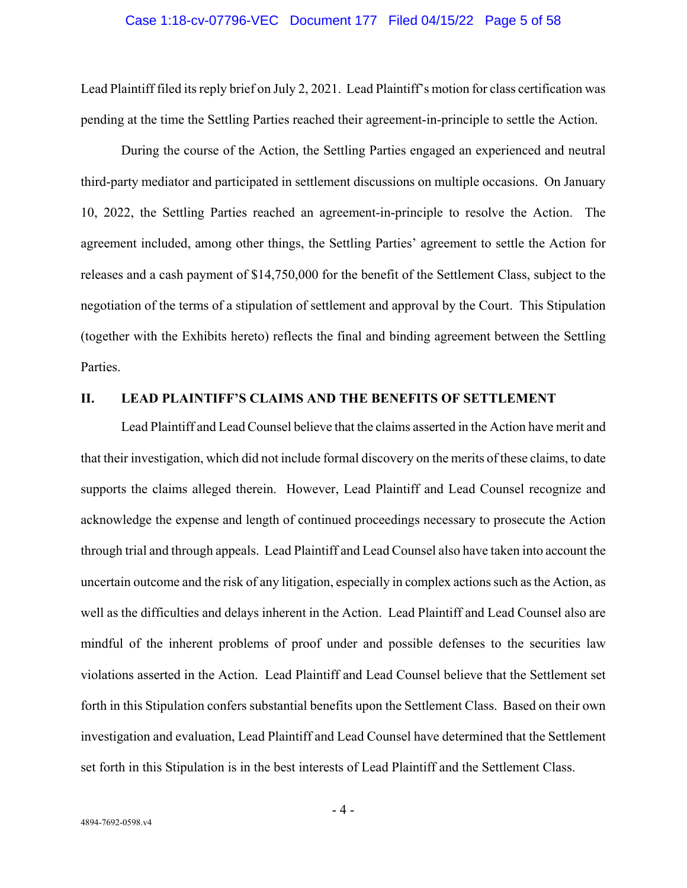Lead Plaintiff filed its reply brief on July 2, 2021. Lead Plaintiff's motion for class certification was pending at the time the Settling Parties reached their agreement-in-principle to settle the Action.

During the course of the Action, the Settling Parties engaged an experienced and neutral third-party mediator and participated in settlement discussions on multiple occasions. On January 10, 2022, the Settling Parties reached an agreement-in-principle to resolve the Action. The agreement included, among other things, the Settling Parties' agreement to settle the Action for releases and a cash payment of $14,750,000 for the benefit of the Settlement Class, subject to the negotiation of the terms of a stipulation of settlement and approval by the Court. This Stipulation (together with the Exhibits hereto) reflects the final and binding agreement between the Settling Parties.

## II. LEAD PLAINTIFF'S CLAIMS AND THE BENEFITS OF SETTLEMENT

Lead Plaintiff and Lead Counsel believe that the claims asserted in the Action have merit and that their investigation, which did not include formal discovery on the merits of these claims, to date supports the claims alleged therein. However, Lead Plaintiff and Lead Counsel recognize and acknowledge the expense and length of continued proceedings necessary to prosecute the Action through trial and through appeals. Lead Plaintiff and Lead Counsel also have taken into account the uncertain outcome and the risk of any litigation, especially in complex actions such as the Action, as well as the difficulties and delays inherent in the Action. Lead Plaintiff and Lead Counsel also are mindful of the inherent problems of proof under and possible defenses to the securities law violations asserted in the Action. Lead Plaintiff and Lead Counsel believe that the Settlement set forth in this Stipulation confers substantial benefits upon the Settlement Class. Based on their own investigation and evaluation, Lead Plaintiff and Lead Counsel have determined that the Settlement set forth in this Stipulation is in the best interests of Lead Plaintiff and the Settlement Class.

4894-7692-0598.v4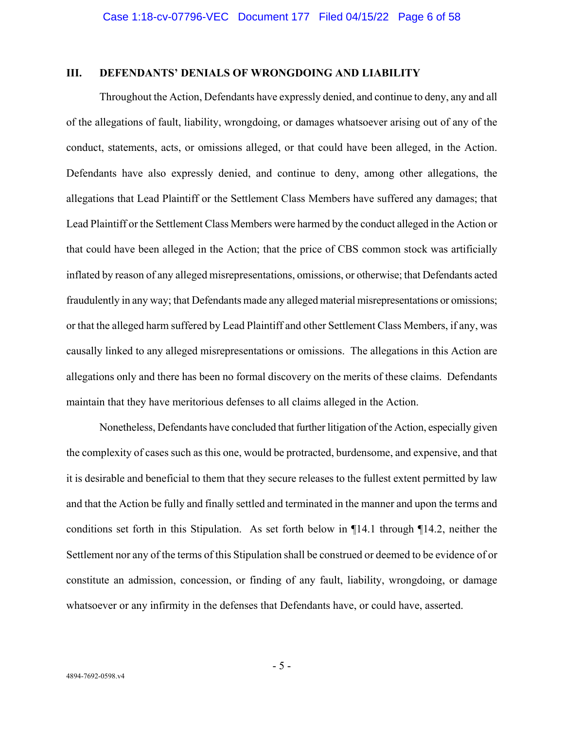## III. DEFENDANTS' DENIALS OF WRONGDOING AND LIABILITY

Throughout the Action, Defendants have expressly denied, and continue to deny, any and all of the allegations of fault, liability, wrongdoing, or damages whatsoever arising out of any of the conduct, statements, acts, or omissions alleged, or that could have been alleged, in the Action. Defendants have also expressly denied, and continue to deny, among other allegations, the allegations that Lead Plaintiff or the Settlement Class Members have suffered any damages; that Lead Plaintiff or the Settlement Class Members were harmed by the conduct alleged in the Action or that could have been alleged in the Action; that the price of CBS common stock was artificially inflated by reason of any alleged misrepresentations, omissions, or otherwise; that Defendants acted fraudulently in any way; that Defendants made any alleged material misrepresentations or omissions; or that the alleged harm suffered by Lead Plaintiff and other Settlement Class Members, if any, was causally linked to any alleged misrepresentations or omissions. The allegations in this Action are allegations only and there has been no formal discovery on the merits of these claims. Defendants maintain that they have meritorious defenses to all claims alleged in the Action.

Nonetheless, Defendants have concluded that further litigation of the Action, especially given the complexity of cases such as this one, would be protracted, burdensome, and expensive, and that it is desirable and beneficial to them that they secure releases to the fullest extent permitted by law and that the Action be fully and finally settled and terminated in the manner and upon the terms and conditions set forth in this Stipulation. As set forth below in ¶14.1 through ¶14.2, neither the Settlement nor any of the terms of this Stipulation shall be construed or deemed to be evidence of or constitute an admission, concession, or finding of any fault, liability, wrongdoing, or damage whatsoever or any infirmity in the defenses that Defendants have, or could have, asserted.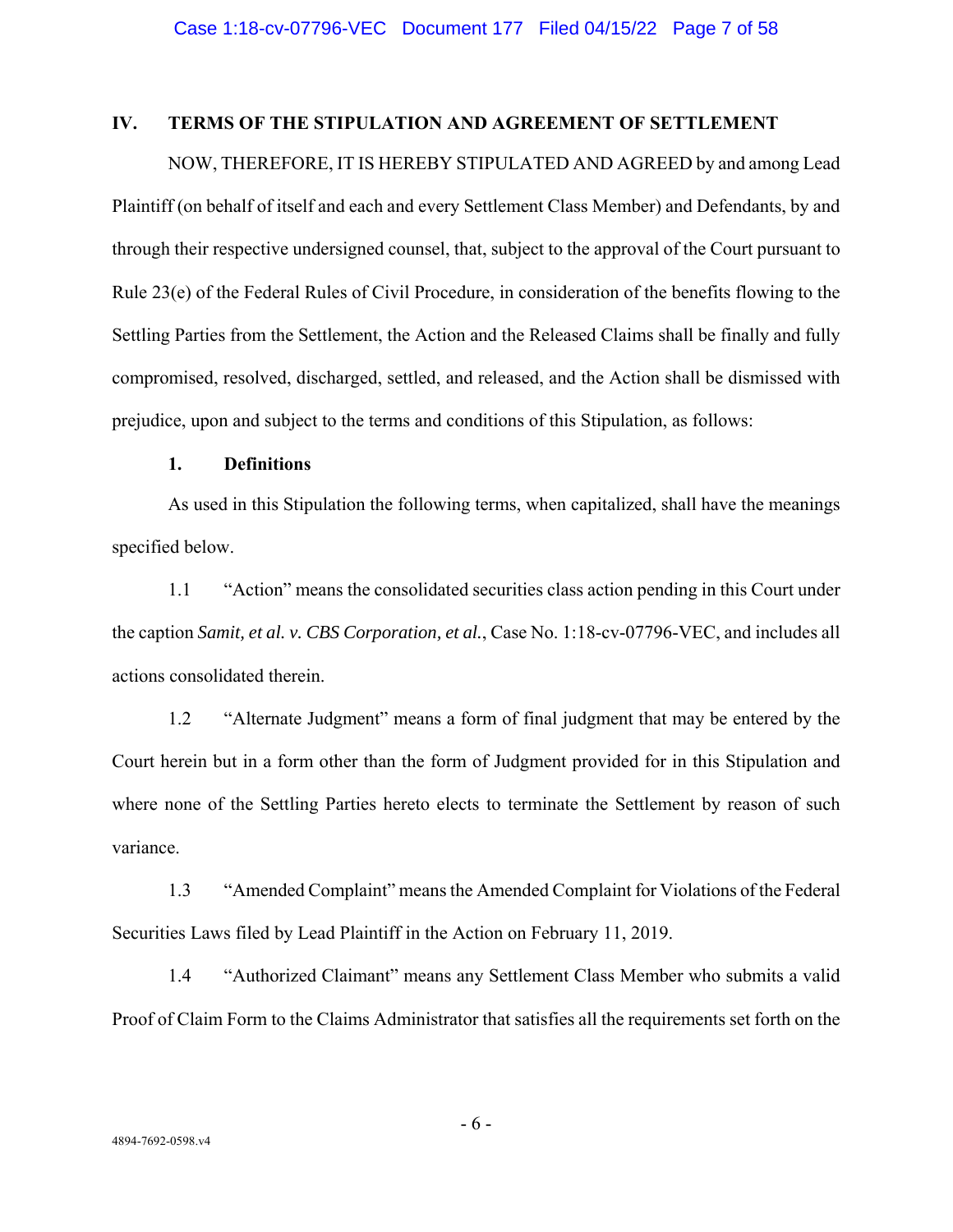## IV. TERMS OF THE STIPULATION AND AGREEMENT OF SETTLEMENT

NOW, THEREFORE, IT IS HEREBY STIPULATED AND AGREED by and among Lead Plaintiff (on behalf of itself and each and every Settlement Class Member) and Defendants, by and through their respective undersigned counsel, that, subject to the approval of the Court pursuant to Rule 23(e) of the Federal Rules of Civil Procedure, in consideration of the benefits flowing to the Settling Parties from the Settlement, the Action and the Released Claims shall be finally and fully compromised, resolved, discharged, settled, and released, and the Action shall be dismissed with prejudice, upon and subject to the terms and conditions of this Stipulation, as follows:

### 1. Definitions

As used in this Stipulation the following terms, when capitalized, shall have the meanings specified below.

1.1 "Action" means the consolidated securities class action pending in this Court under the caption *Samit, et al. v. CBS Corporation, et al.*, Case No. 1:18-cv-07796-VEC, and includes all actions consolidated therein.

1.2 "Alternate Judgment" means a form of final judgment that may be entered by the Court herein but in a form other than the form of Judgment provided for in this Stipulation and where none of the Settling Parties hereto elects to terminate the Settlement by reason of such variance.

1.3 "Amended Complaint" means the Amended Complaint for Violations of the Federal Securities Laws filed by Lead Plaintiff in the Action on February 11, 2019.

1.4 "Authorized Claimant" means any Settlement Class Member who submits a valid Proof of Claim Form to the Claims Administrator that satisfies all the requirements set forth on the

4894-7692-0598.v4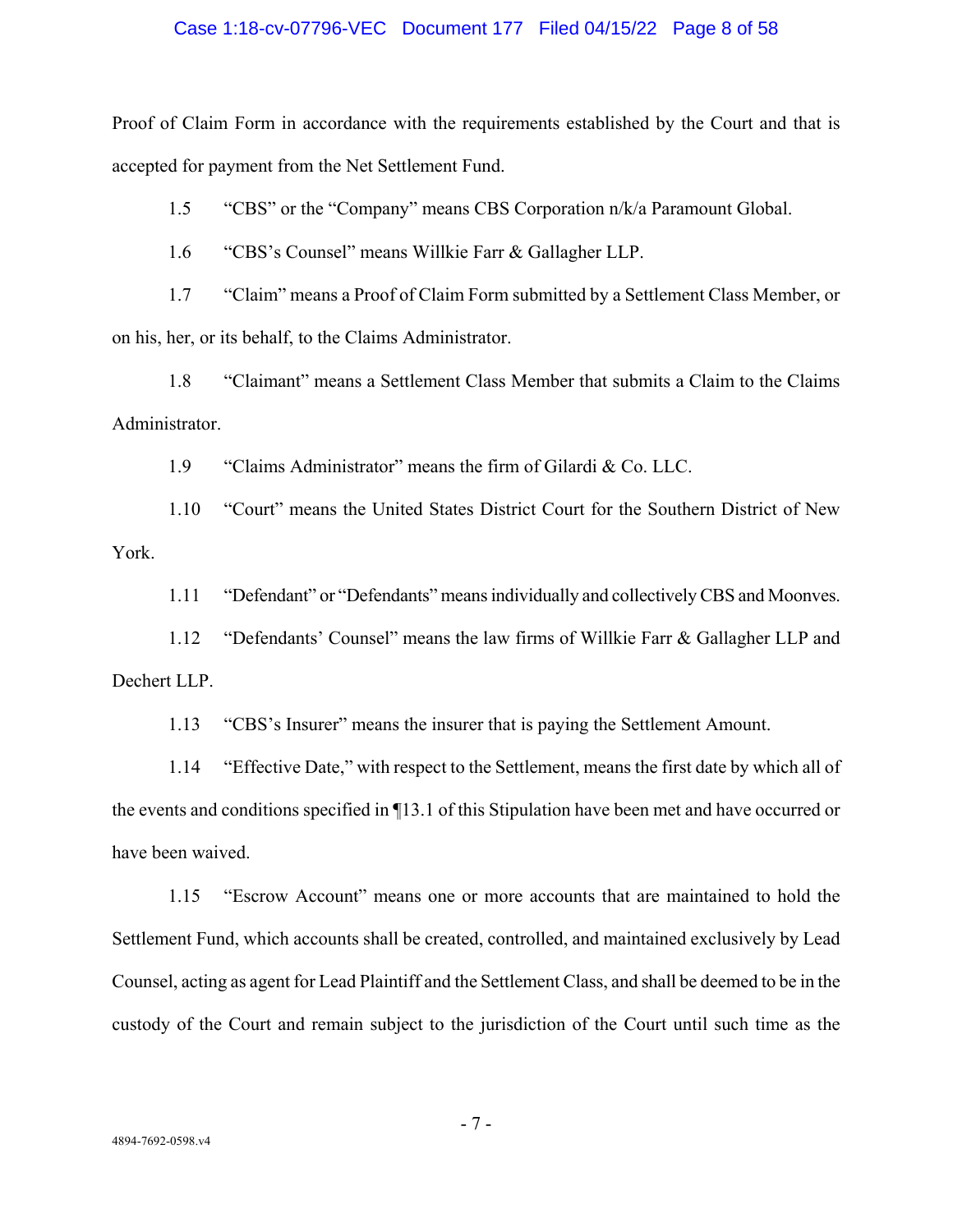Proof of Claim Form in accordance with the requirements established by the Court and that is accepted for payment from the Net Settlement Fund.

1.5 "CBS" or the "Company" means CBS Corporation n/k/a Paramount Global.

1.6 "CBS's Counsel" means Willkie Farr & Gallagher LLP.

1.7 "Claim" means a Proof of Claim Form submitted by a Settlement Class Member, or on his, her, or its behalf, to the Claims Administrator.

1.8 "Claimant" means a Settlement Class Member that submits a Claim to the Claims Administrator.

1.9 "Claims Administrator" means the firm of Gilardi & Co. LLC.

1.10 "Court" means the United States District Court for the Southern District of New York.

1.11 "Defendant" or "Defendants" means individually and collectively CBS and Moonves.

1.12 "Defendants' Counsel" means the law firms of Willkie Farr & Gallagher LLP and Dechert LLP.

1.13 "CBS's Insurer" means the insurer that is paying the Settlement Amount.

1.14 "Effective Date," with respect to the Settlement, means the first date by which all of the events and conditions specified in ¶13.1 of this Stipulation have been met and have occurred or have been waived.

1.15 "Escrow Account" means one or more accounts that are maintained to hold the Settlement Fund, which accounts shall be created, controlled, and maintained exclusively by Lead Counsel, acting as agent for Lead Plaintiff and the Settlement Class, and shall be deemed to be in the custody of the Court and remain subject to the jurisdiction of the Court until such time as the

4894-7692-0598.v4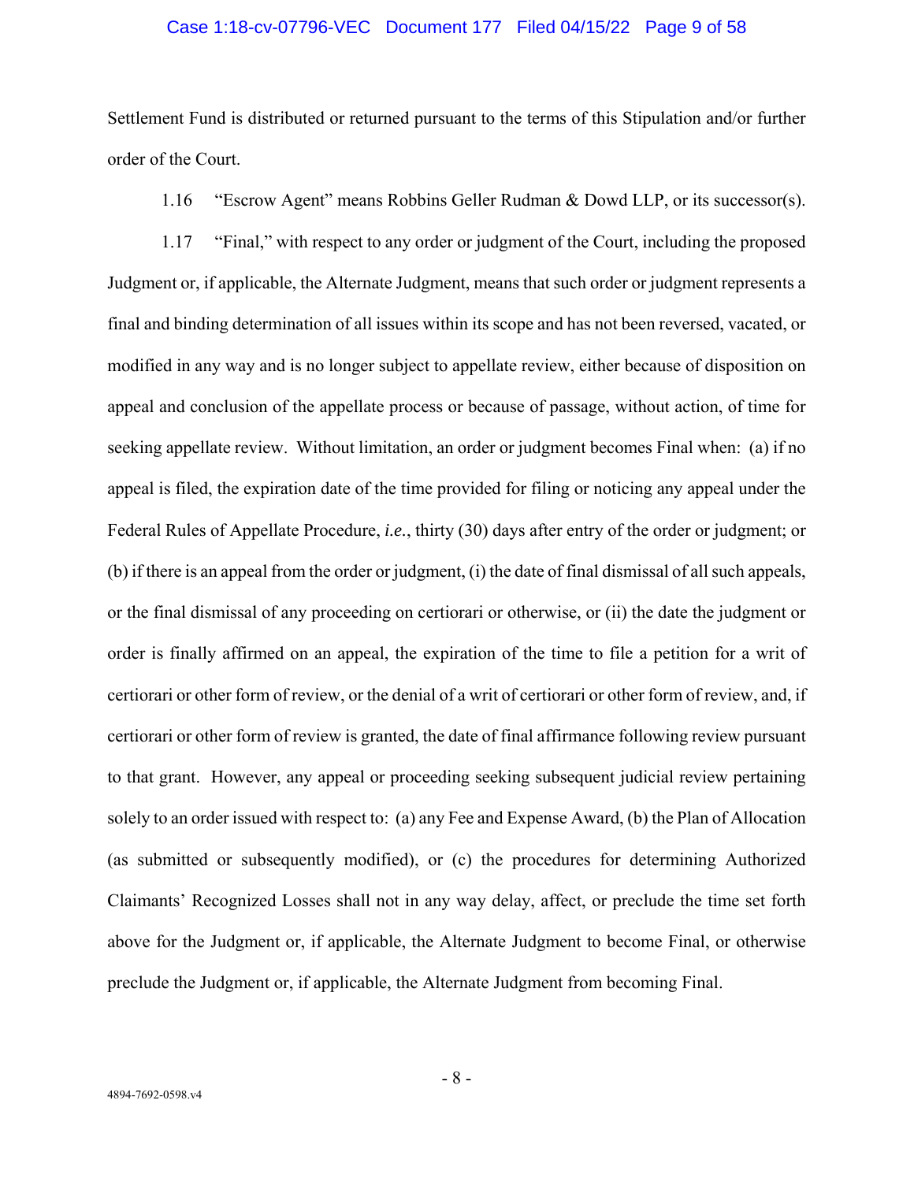Settlement Fund is distributed or returned pursuant to the terms of this Stipulation and/or further order of the Court.

1.16 "Escrow Agent" means Robbins Geller Rudman & Dowd LLP, or its successor(s).

1.17 "Final," with respect to any order or judgment of the Court, including the proposed Judgment or, if applicable, the Alternate Judgment, means that such order or judgment represents a final and binding determination of all issues within its scope and has not been reversed, vacated, or modified in any way and is no longer subject to appellate review, either because of disposition on appeal and conclusion of the appellate process or because of passage, without action, of time for seeking appellate review. Without limitation, an order or judgment becomes Final when: (a) if no appeal is filed, the expiration date of the time provided for filing or noticing any appeal under the Federal Rules of Appellate Procedure, *i.e.*, thirty (30) days after entry of the order or judgment; or (b) if there is an appeal from the order or judgment, (i) the date of final dismissal of all such appeals, or the final dismissal of any proceeding on certiorari or otherwise, or (ii) the date the judgment or order is finally affirmed on an appeal, the expiration of the time to file a petition for a writ of certiorari or other form of review, or the denial of a writ of certiorari or other form of review, and, if certiorari or other form of review is granted, the date of final affirmance following review pursuant to that grant. However, any appeal or proceeding seeking subsequent judicial review pertaining solely to an order issued with respect to: (a) any Fee and Expense Award, (b) the Plan of Allocation (as submitted or subsequently modified), or (c) the procedures for determining Authorized Claimants' Recognized Losses shall not in any way delay, affect, or preclude the time set forth above for the Judgment or, if applicable, the Alternate Judgment to become Final, or otherwise preclude the Judgment or, if applicable, the Alternate Judgment from becoming Final.

4894-7692-0598.v4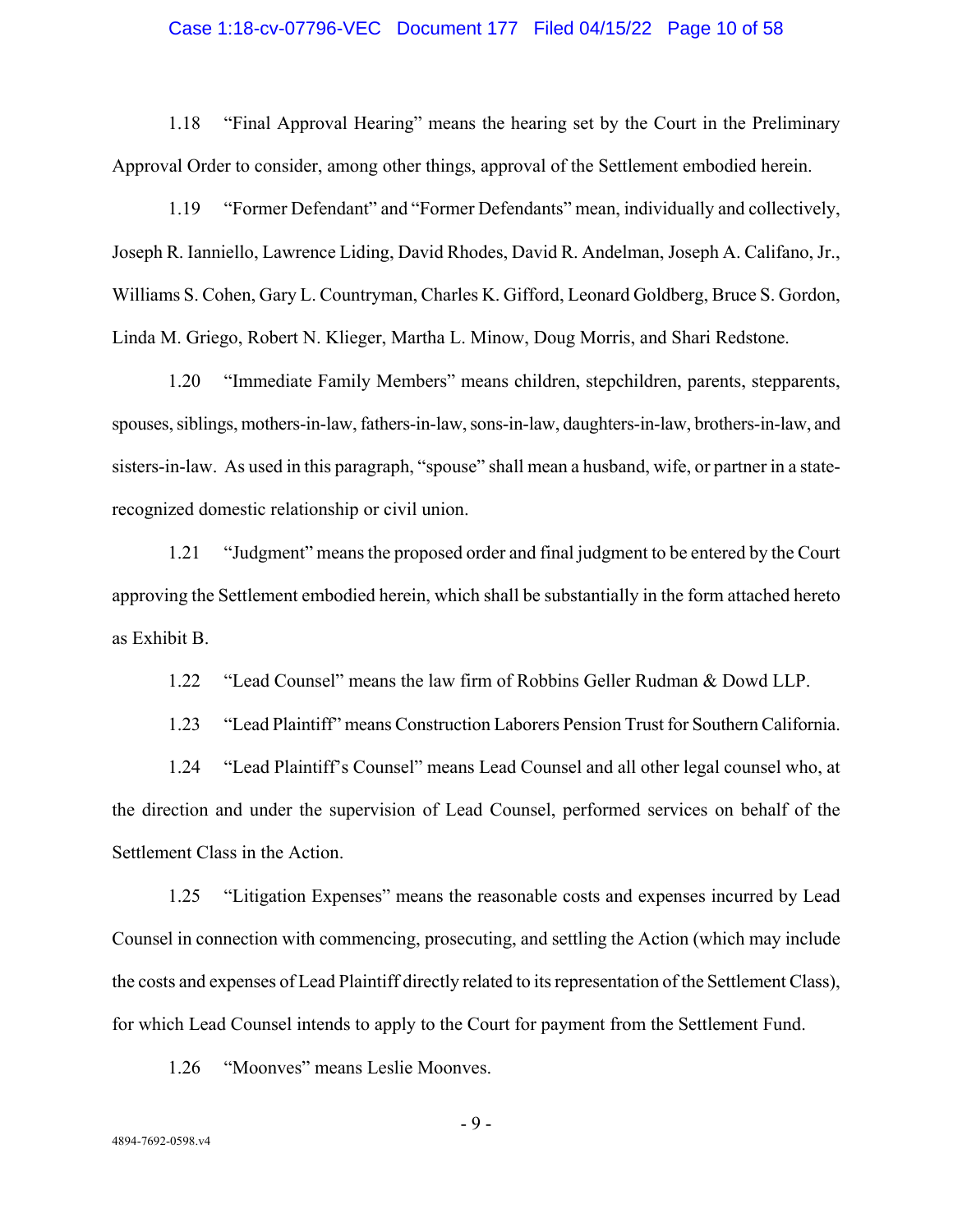1.18 "Final Approval Hearing" means the hearing set by the Court in the Preliminary Approval Order to consider, among other things, approval of the Settlement embodied herein.

1.19 "Former Defendant" and "Former Defendants" mean, individually and collectively, Joseph R. Ianniello, Lawrence Liding, David Rhodes, David R. Andelman, Joseph A. Califano, Jr., Williams S. Cohen, Gary L. Countryman, Charles K. Gifford, Leonard Goldberg, Bruce S. Gordon, Linda M. Griego, Robert N. Klieger, Martha L. Minow, Doug Morris, and Shari Redstone.

1.20 "Immediate Family Members" means children, stepchildren, parents, stepparents, spouses, siblings, mothers-in-law, fathers-in-law, sons-in-law, daughters-in-law, brothers-in-law, and sisters-in-law. As used in this paragraph, "spouse" shall mean a husband, wife, or partner in a state-recognized domestic relationship or civil union.

1.21 "Judgment" means the proposed order and final judgment to be entered by the Court approving the Settlement embodied herein, which shall be substantially in the form attached hereto as Exhibit B.

1.22 "Lead Counsel" means the law firm of Robbins Geller Rudman & Dowd LLP.

1.23 "Lead Plaintiff" means Construction Laborers Pension Trust for Southern California.

1.24 "Lead Plaintiff's Counsel" means Lead Counsel and all other legal counsel who, at the direction and under the supervision of Lead Counsel, performed services on behalf of the Settlement Class in the Action.

1.25 "Litigation Expenses" means the reasonable costs and expenses incurred by Lead Counsel in connection with commencing, prosecuting, and settling the Action (which may include the costs and expenses of Lead Plaintiff directly related to its representation of the Settlement Class), for which Lead Counsel intends to apply to the Court for payment from the Settlement Fund.

1.26 "Moonves" means Leslie Moonves.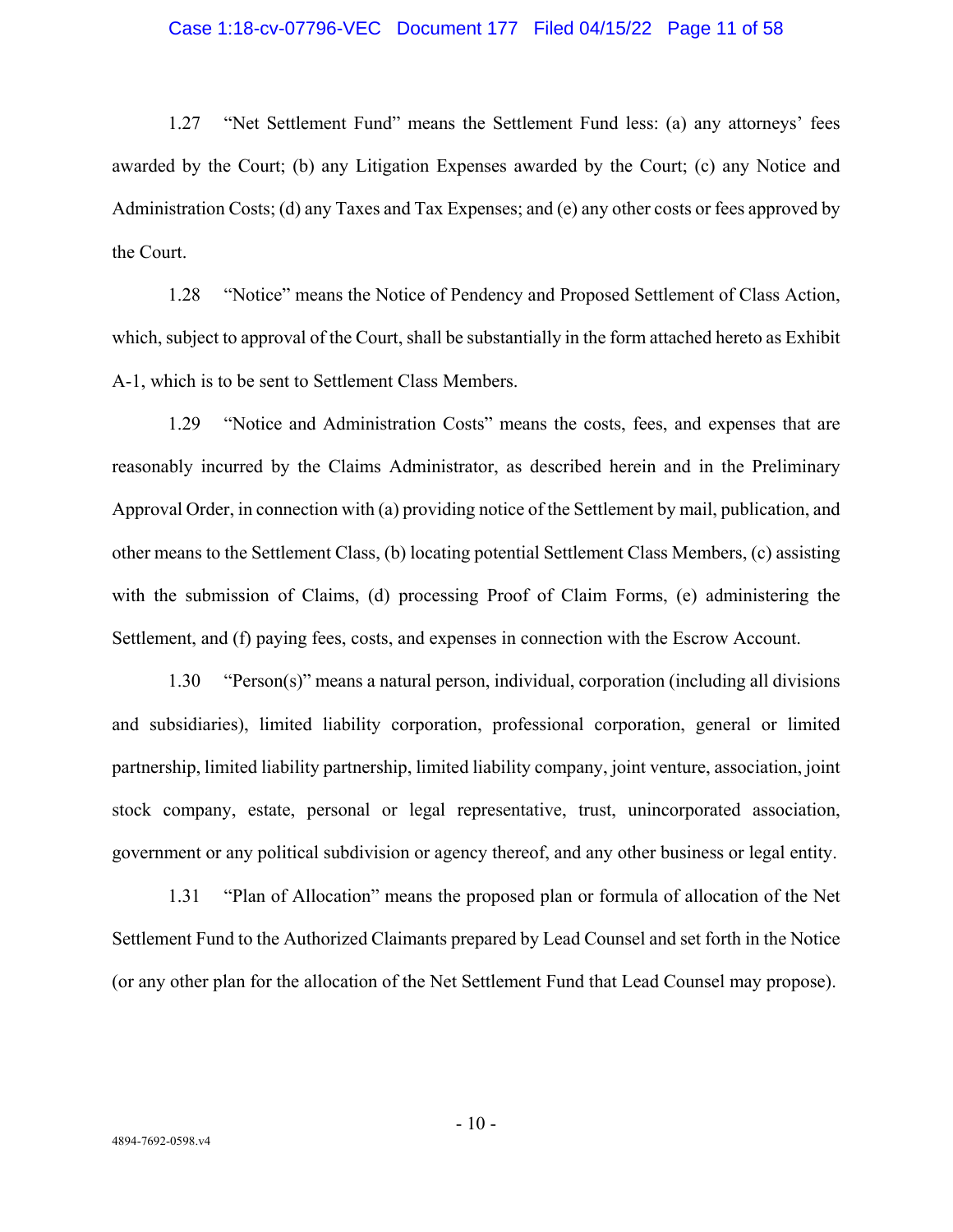1.27 "Net Settlement Fund" means the Settlement Fund less: (a) any attorneys' fees awarded by the Court; (b) any Litigation Expenses awarded by the Court; (c) any Notice and Administration Costs; (d) any Taxes and Tax Expenses; and (e) any other costs or fees approved by the Court.

1.28 "Notice" means the Notice of Pendency and Proposed Settlement of Class Action, which, subject to approval of the Court, shall be substantially in the form attached hereto as Exhibit A-1, which is to be sent to Settlement Class Members.

1.29 "Notice and Administration Costs" means the costs, fees, and expenses that are reasonably incurred by the Claims Administrator, as described herein and in the Preliminary Approval Order, in connection with (a) providing notice of the Settlement by mail, publication, and other means to the Settlement Class, (b) locating potential Settlement Class Members, (c) assisting with the submission of Claims, (d) processing Proof of Claim Forms, (e) administering the Settlement, and (f) paying fees, costs, and expenses in connection with the Escrow Account.

1.30 "Person(s)" means a natural person, individual, corporation (including all divisions and subsidiaries), limited liability corporation, professional corporation, general or limited partnership, limited liability partnership, limited liability company, joint venture, association, joint stock company, estate, personal or legal representative, trust, unincorporated association, government or any political subdivision or agency thereof, and any other business or legal entity.

1.31 "Plan of Allocation" means the proposed plan or formula of allocation of the Net Settlement Fund to the Authorized Claimants prepared by Lead Counsel and set forth in the Notice (or any other plan for the allocation of the Net Settlement Fund that Lead Counsel may propose).

4894-7692-0598.v4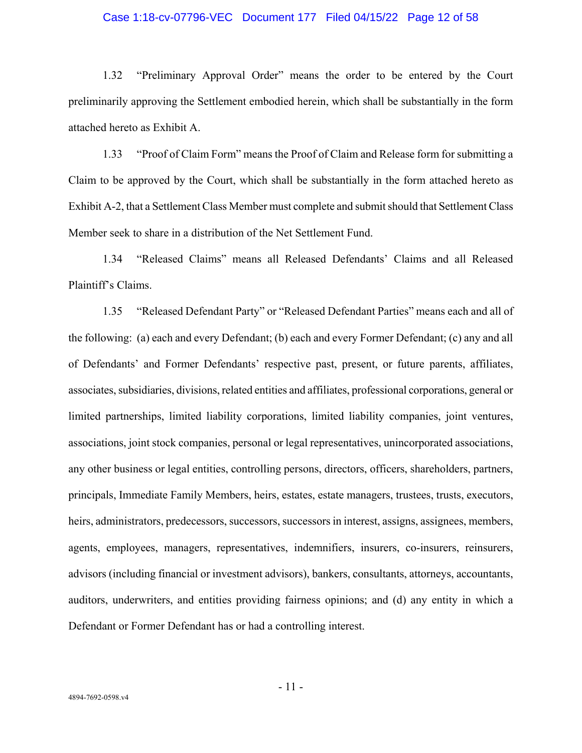1.32 "Preliminary Approval Order" means the order to be entered by the Court preliminarily approving the Settlement embodied herein, which shall be substantially in the form attached hereto as Exhibit A.

1.33 "Proof of Claim Form" means the Proof of Claim and Release form for submitting a Claim to be approved by the Court, which shall be substantially in the form attached hereto as Exhibit A-2, that a Settlement Class Member must complete and submit should that Settlement Class Member seek to share in a distribution of the Net Settlement Fund.

1.34 "Released Claims" means all Released Defendants' Claims and all Released Plaintiff's Claims.

1.35 "Released Defendant Party" or "Released Defendant Parties" means each and all of the following: (a) each and every Defendant; (b) each and every Former Defendant; (c) any and all of Defendants' and Former Defendants' respective past, present, or future parents, affiliates, associates, subsidiaries, divisions, related entities and affiliates, professional corporations, general or limited partnerships, limited liability corporations, limited liability companies, joint ventures, associations, joint stock companies, personal or legal representatives, unincorporated associations, any other business or legal entities, controlling persons, directors, officers, shareholders, partners, principals, Immediate Family Members, heirs, estates, estate managers, trustees, trusts, executors, heirs, administrators, predecessors, successors, successors in interest, assigns, assignees, members, agents, employees, managers, representatives, indemnifiers, insurers, co-insurers, reinsurers, advisors (including financial or investment advisors), bankers, consultants, attorneys, accountants, auditors, underwriters, and entities providing fairness opinions; and (d) any entity in which a Defendant or Former Defendant has or had a controlling interest.

4894-7692-0598.v4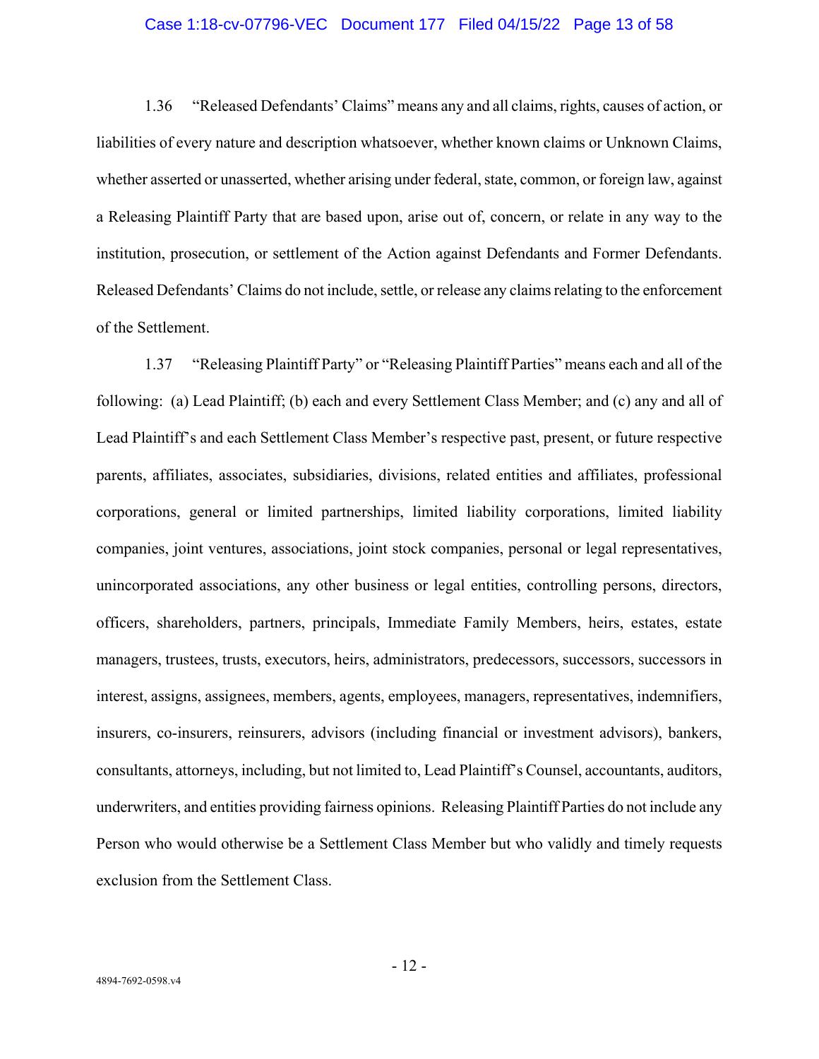1.36 "Released Defendants' Claims" means any and all claims, rights, causes of action, or liabilities of every nature and description whatsoever, whether known claims or Unknown Claims, whether asserted or unasserted, whether arising under federal, state, common, or foreign law, against a Releasing Plaintiff Party that are based upon, arise out of, concern, or relate in any way to the institution, prosecution, or settlement of the Action against Defendants and Former Defendants. Released Defendants' Claims do not include, settle, or release any claims relating to the enforcement of the Settlement.

1.37 "Releasing Plaintiff Party" or "Releasing Plaintiff Parties" means each and all of the following: (a) Lead Plaintiff; (b) each and every Settlement Class Member; and (c) any and all of Lead Plaintiff's and each Settlement Class Member's respective past, present, or future respective parents, affiliates, associates, subsidiaries, divisions, related entities and affiliates, professional corporations, general or limited partnerships, limited liability corporations, limited liability companies, joint ventures, associations, joint stock companies, personal or legal representatives, unincorporated associations, any other business or legal entities, controlling persons, directors, officers, shareholders, partners, principals, Immediate Family Members, heirs, estates, estate managers, trustees, trusts, executors, heirs, administrators, predecessors, successors, successors in interest, assigns, assignees, members, agents, employees, managers, representatives, indemnifiers, insurers, co-insurers, reinsurers, advisors (including financial or investment advisors), bankers, consultants, attorneys, including, but not limited to, Lead Plaintiff's Counsel, accountants, auditors, underwriters, and entities providing fairness opinions. Releasing Plaintiff Parties do not include any Person who would otherwise be a Settlement Class Member but who validly and timely requests exclusion from the Settlement Class.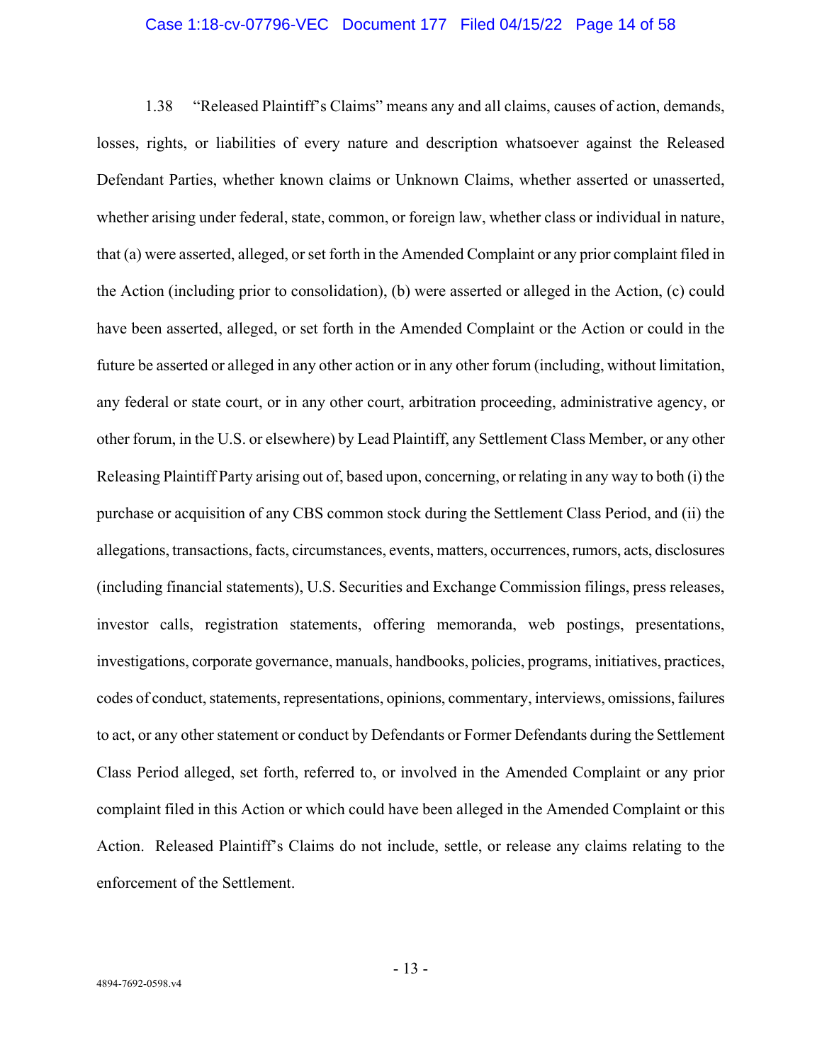1.38 "Released Plaintiff's Claims" means any and all claims, causes of action, demands, losses, rights, or liabilities of every nature and description whatsoever against the Released Defendant Parties, whether known claims or Unknown Claims, whether asserted or unasserted, whether arising under federal, state, common, or foreign law, whether class or individual in nature, that (a) were asserted, alleged, or set forth in the Amended Complaint or any prior complaint filed in the Action (including prior to consolidation), (b) were asserted or alleged in the Action, (c) could have been asserted, alleged, or set forth in the Amended Complaint or the Action or could in the future be asserted or alleged in any other action or in any other forum (including, without limitation, any federal or state court, or in any other court, arbitration proceeding, administrative agency, or other forum, in the U.S. or elsewhere) by Lead Plaintiff, any Settlement Class Member, or any other Releasing Plaintiff Party arising out of, based upon, concerning, or relating in any way to both (i) the purchase or acquisition of any CBS common stock during the Settlement Class Period, and (ii) the allegations, transactions, facts, circumstances, events, matters, occurrences, rumors, acts, disclosures (including financial statements), U.S. Securities and Exchange Commission filings, press releases, investor calls, registration statements, offering memoranda, web postings, presentations, investigations, corporate governance, manuals, handbooks, policies, programs, initiatives, practices, codes of conduct, statements, representations, opinions, commentary, interviews, omissions, failures to act, or any other statement or conduct by Defendants or Former Defendants during the Settlement Class Period alleged, set forth, referred to, or involved in the Amended Complaint or any prior complaint filed in this Action or which could have been alleged in the Amended Complaint or this Action. Released Plaintiff's Claims do not include, settle, or release any claims relating to the enforcement of the Settlement.

4894-7692-0598.v4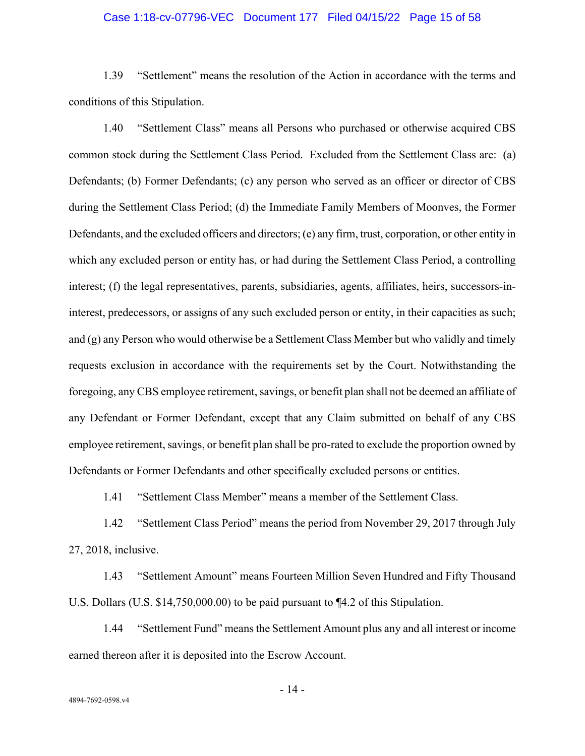1.39 "Settlement" means the resolution of the Action in accordance with the terms and conditions of this Stipulation.

1.40 "Settlement Class" means all Persons who purchased or otherwise acquired CBS common stock during the Settlement Class Period. Excluded from the Settlement Class are: (a) Defendants; (b) Former Defendants; (c) any person who served as an officer or director of CBS during the Settlement Class Period; (d) the Immediate Family Members of Moonves, the Former Defendants, and the excluded officers and directors; (e) any firm, trust, corporation, or other entity in which any excluded person or entity has, or had during the Settlement Class Period, a controlling interest; (f) the legal representatives, parents, subsidiaries, agents, affiliates, heirs, successors-in-interest, predecessors, or assigns of any such excluded person or entity, in their capacities as such; and (g) any Person who would otherwise be a Settlement Class Member but who validly and timely requests exclusion in accordance with the requirements set by the Court. Notwithstanding the foregoing, any CBS employee retirement, savings, or benefit plan shall not be deemed an affiliate of any Defendant or Former Defendant, except that any Claim submitted on behalf of any CBS employee retirement, savings, or benefit plan shall be pro-rated to exclude the proportion owned by Defendants or Former Defendants and other specifically excluded persons or entities.

1.41 "Settlement Class Member" means a member of the Settlement Class.

1.42 "Settlement Class Period" means the period from November 29, 2017 through July 27, 2018, inclusive.

1.43 "Settlement Amount" means Fourteen Million Seven Hundred and Fifty Thousand U.S. Dollars (U.S. $14,750,000.00) to be paid pursuant to ¶4.2 of this Stipulation.

1.44 "Settlement Fund" means the Settlement Amount plus any and all interest or income earned thereon after it is deposited into the Escrow Account.

4894-7692-0598.v4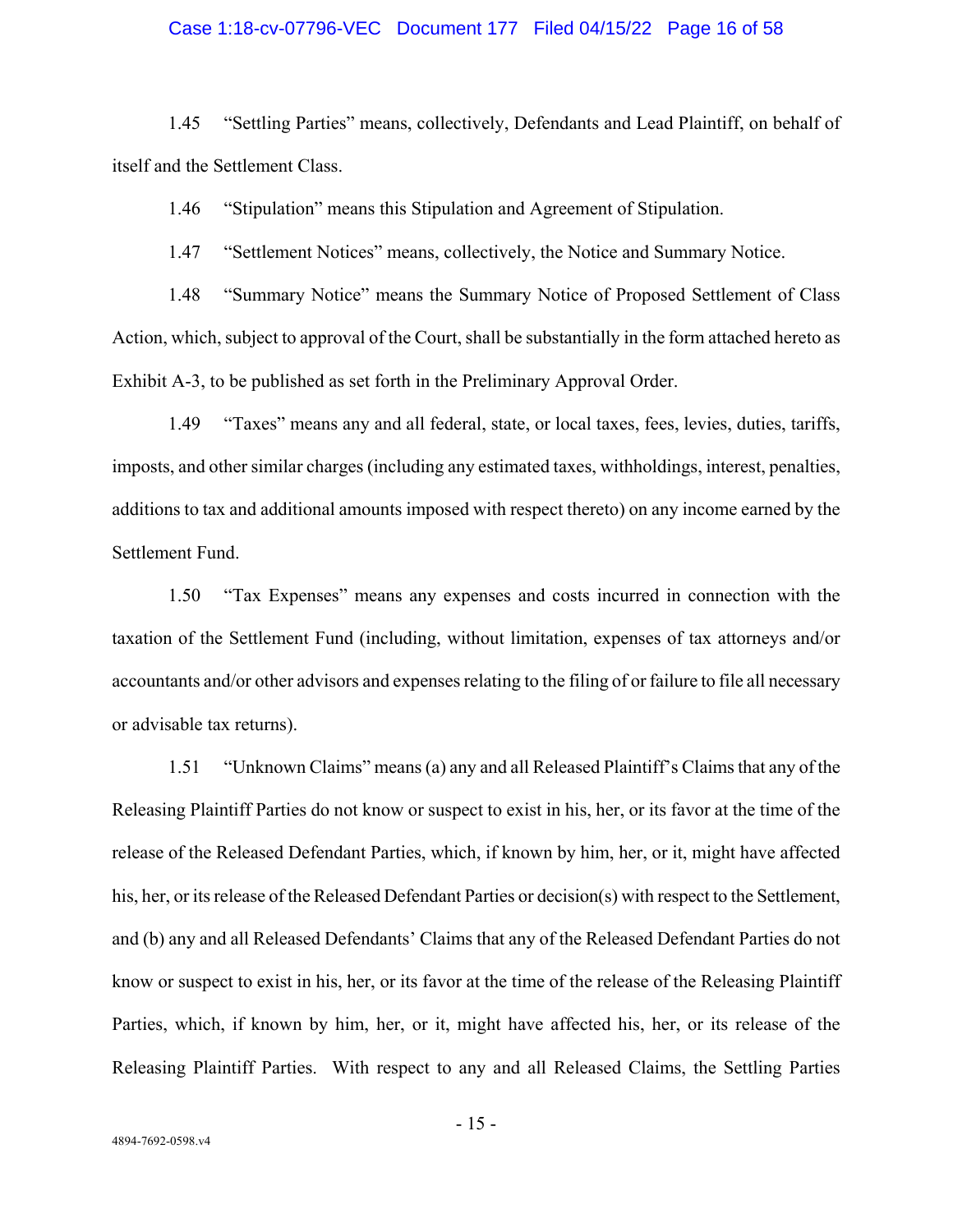1.45 “Settling Parties” means, collectively, Defendants and Lead Plaintiff, on behalf of itself and the Settlement Class.

1.46 “Stipulation” means this Stipulation and Agreement of Stipulation.

1.47 “Settlement Notices” means, collectively, the Notice and Summary Notice.

1.48 “Summary Notice” means the Summary Notice of Proposed Settlement of Class Action, which, subject to approval of the Court, shall be substantially in the form attached hereto as Exhibit A-3, to be published as set forth in the Preliminary Approval Order.

1.49 “Taxes” means any and all federal, state, or local taxes, fees, levies, duties, tariffs, imposts, and other similar charges (including any estimated taxes, withholdings, interest, penalties, additions to tax and additional amounts imposed with respect thereto) on any income earned by the Settlement Fund.

1.50 “Tax Expenses” means any expenses and costs incurred in connection with the taxation of the Settlement Fund (including, without limitation, expenses of tax attorneys and/or accountants and/or other advisors and expenses relating to the filing of or failure to file all necessary or advisable tax returns).

1.51 “Unknown Claims” means (a) any and all Released Plaintiff’s Claims that any of the Releasing Plaintiff Parties do not know or suspect to exist in his, her, or its favor at the time of the release of the Released Defendant Parties, which, if known by him, her, or it, might have affected his, her, or its release of the Released Defendant Parties or decision(s) with respect to the Settlement, and (b) any and all Released Defendants’ Claims that any of the Released Defendant Parties do not know or suspect to exist in his, her, or its favor at the time of the release of the Releasing Plaintiff Parties, which, if known by him, her, or it, might have affected his, her, or its release of the Releasing Plaintiff Parties. With respect to any and all Released Claims, the Settling Parties

4894-7692-0598.v4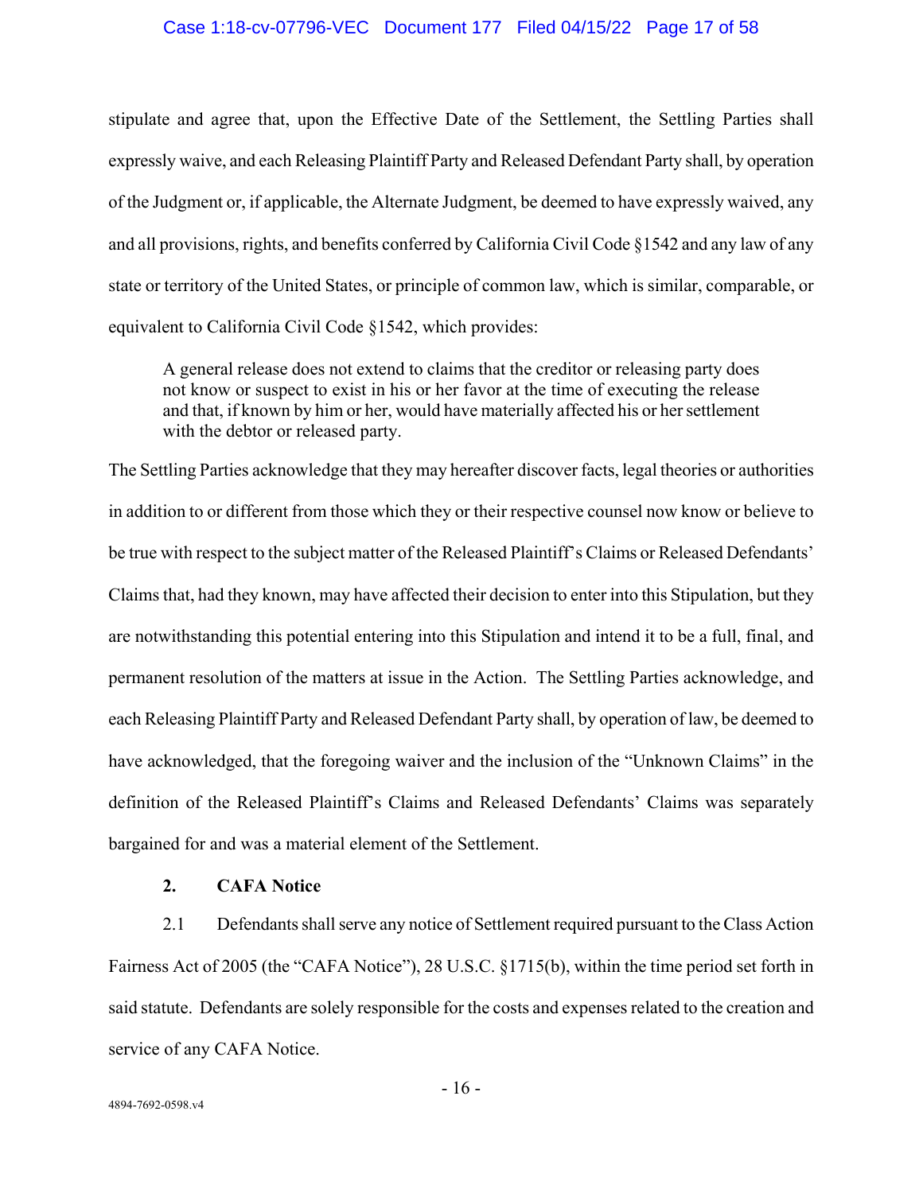stipulate and agree that, upon the Effective Date of the Settlement, the Settling Parties shall expressly waive, and each Releasing Plaintiff Party and Released Defendant Party shall, by operation of the Judgment or, if applicable, the Alternate Judgment, be deemed to have expressly waived, any and all provisions, rights, and benefits conferred by California Civil Code §1542 and any law of any state or territory of the United States, or principle of common law, which is similar, comparable, or equivalent to California Civil Code §1542, which provides:

> A general release does not extend to claims that the creditor or releasing party does not know or suspect to exist in his or her favor at the time of executing the release and that, if known by him or her, would have materially affected his or her settlement with the debtor or released party.

The Settling Parties acknowledge that they may hereafter discover facts, legal theories or authorities in addition to or different from those which they or their respective counsel now know or believe to be true with respect to the subject matter of the Released Plaintiff's Claims or Released Defendants' Claims that, had they known, may have affected their decision to enter into this Stipulation, but they are notwithstanding this potential entering into this Stipulation and intend it to be a full, final, and permanent resolution of the matters at issue in the Action. The Settling Parties acknowledge, and each Releasing Plaintiff Party and Released Defendant Party shall, by operation of law, be deemed to have acknowledged, that the foregoing waiver and the inclusion of the "Unknown Claims" in the definition of the Released Plaintiff's Claims and Released Defendants' Claims was separately bargained for and was a material element of the Settlement.

## 2. CAFA Notice

2.1 Defendants shall serve any notice of Settlement required pursuant to the Class Action Fairness Act of 2005 (the "CAFA Notice"), 28 U.S.C. §1715(b), within the time period set forth in said statute. Defendants are solely responsible for the costs and expenses related to the creation and service of any CAFA Notice.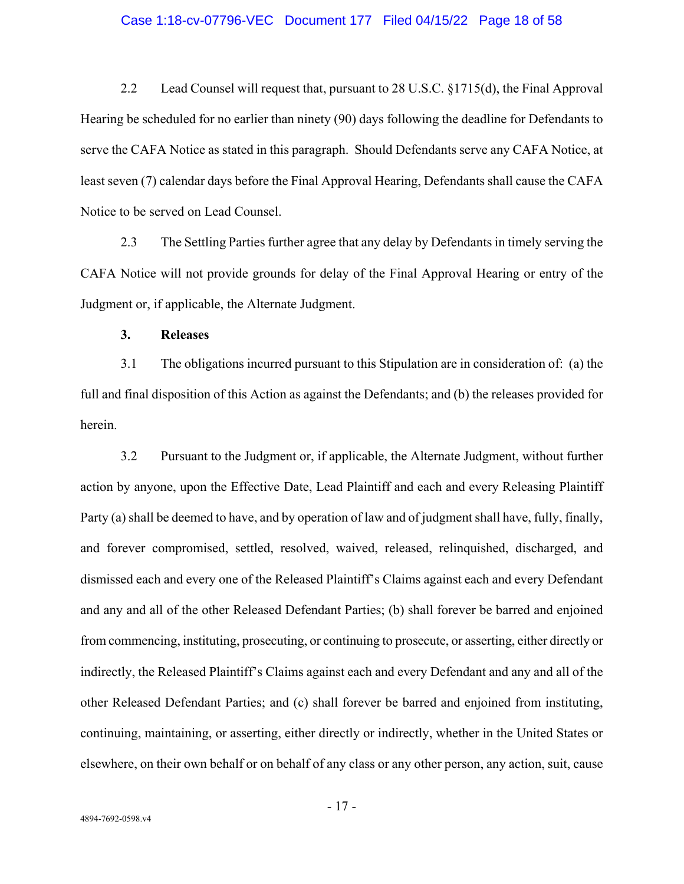2.2 Lead Counsel will request that, pursuant to 28 U.S.C. §1715(d), the Final Approval Hearing be scheduled for no earlier than ninety (90) days following the deadline for Defendants to serve the CAFA Notice as stated in this paragraph. Should Defendants serve any CAFA Notice, at least seven (7) calendar days before the Final Approval Hearing, Defendants shall cause the CAFA Notice to be served on Lead Counsel.

2.3 The Settling Parties further agree that any delay by Defendants in timely serving the CAFA Notice will not provide grounds for delay of the Final Approval Hearing or entry of the Judgment or, if applicable, the Alternate Judgment.

**3. Releases**

3.1 The obligations incurred pursuant to this Stipulation are in consideration of: (a) the full and final disposition of this Action as against the Defendants; and (b) the releases provided for herein.

3.2 Pursuant to the Judgment or, if applicable, the Alternate Judgment, without further action by anyone, upon the Effective Date, Lead Plaintiff and each and every Releasing Plaintiff Party (a) shall be deemed to have, and by operation of law and of judgment shall have, fully, finally, and forever compromised, settled, resolved, waived, released, relinquished, discharged, and dismissed each and every one of the Released Plaintiff's Claims against each and every Defendant and any and all of the other Released Defendant Parties; (b) shall forever be barred and enjoined from commencing, instituting, prosecuting, or continuing to prosecute, or asserting, either directly or indirectly, the Released Plaintiff's Claims against each and every Defendant and any and all of the other Released Defendant Parties; and (c) shall forever be barred and enjoined from instituting, continuing, maintaining, or asserting, either directly or indirectly, whether in the United States or elsewhere, on their own behalf or on behalf of any class or any other person, any action, suit, cause

4894-7692-0598.v4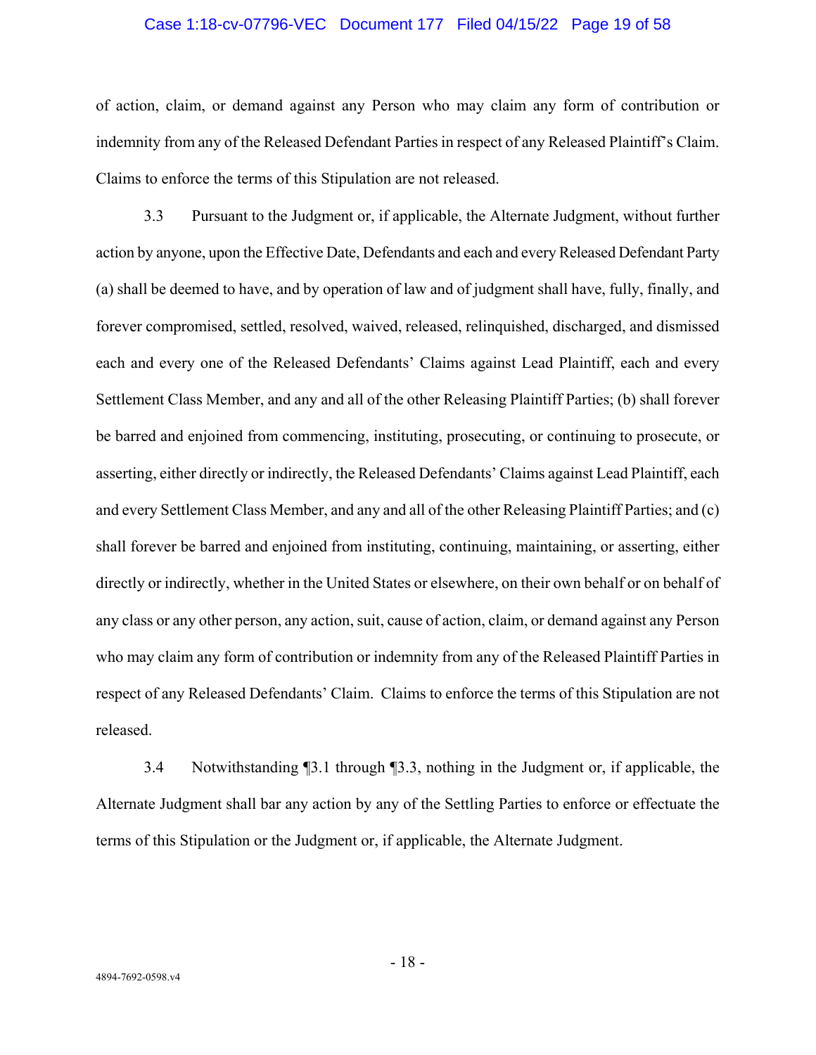of action, claim, or demand against any Person who may claim any form of contribution or indemnity from any of the Released Defendant Parties in respect of any Released Plaintiff's Claim. Claims to enforce the terms of this Stipulation are not released.

3.3 Pursuant to the Judgment or, if applicable, the Alternate Judgment, without further action by anyone, upon the Effective Date, Defendants and each and every Released Defendant Party (a) shall be deemed to have, and by operation of law and of judgment shall have, fully, finally, and forever compromised, settled, resolved, waived, released, relinquished, discharged, and dismissed each and every one of the Released Defendants' Claims against Lead Plaintiff, each and every Settlement Class Member, and any and all of the other Releasing Plaintiff Parties; (b) shall forever be barred and enjoined from commencing, instituting, prosecuting, or continuing to prosecute, or asserting, either directly or indirectly, the Released Defendants' Claims against Lead Plaintiff, each and every Settlement Class Member, and any and all of the other Releasing Plaintiff Parties; and (c) shall forever be barred and enjoined from instituting, continuing, maintaining, or asserting, either directly or indirectly, whether in the United States or elsewhere, on their own behalf or on behalf of any class or any other person, any action, suit, cause of action, claim, or demand against any Person who may claim any form of contribution or indemnity from any of the Released Plaintiff Parties in respect of any Released Defendants' Claim. Claims to enforce the terms of this Stipulation are not released.

3.4 Notwithstanding ¶3.1 through ¶3.3, nothing in the Judgment or, if applicable, the Alternate Judgment shall bar any action by any of the Settling Parties to enforce or effectuate the terms of this Stipulation or the Judgment or, if applicable, the Alternate Judgment.

4894-7692-0598.v4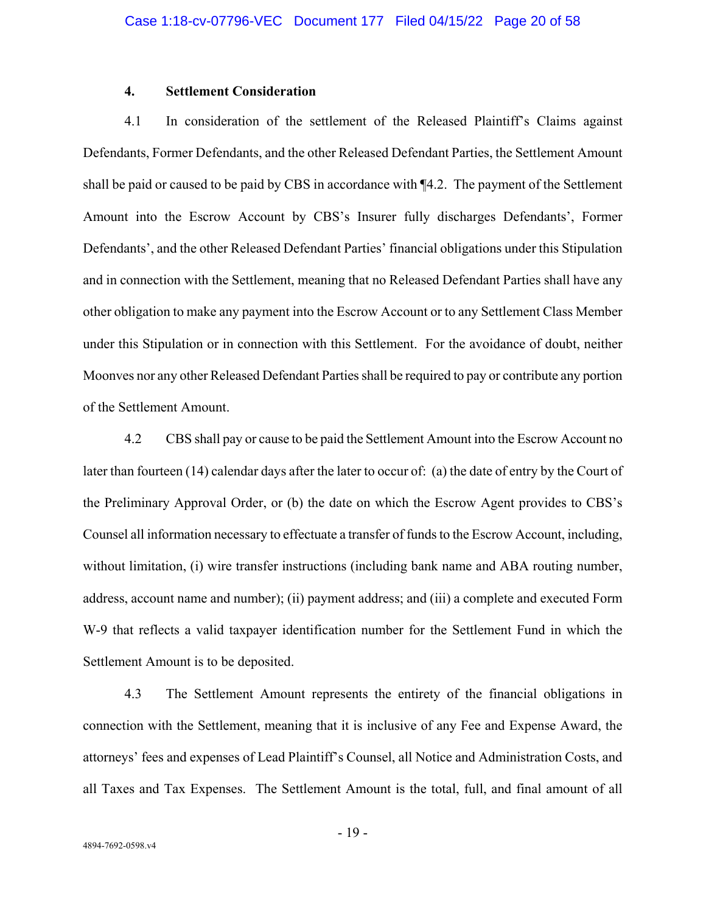### 4. Settlement Consideration

4.1 In consideration of the settlement of the Released Plaintiff's Claims against Defendants, Former Defendants, and the other Released Defendant Parties, the Settlement Amount shall be paid or caused to be paid by CBS in accordance with ¶4.2. The payment of the Settlement Amount into the Escrow Account by CBS's Insurer fully discharges Defendants', Former Defendants', and the other Released Defendant Parties' financial obligations under this Stipulation and in connection with the Settlement, meaning that no Released Defendant Parties shall have any other obligation to make any payment into the Escrow Account or to any Settlement Class Member under this Stipulation or in connection with this Settlement. For the avoidance of doubt, neither Moonves nor any other Released Defendant Parties shall be required to pay or contribute any portion of the Settlement Amount.

4.2 CBS shall pay or cause to be paid the Settlement Amount into the Escrow Account no later than fourteen (14) calendar days after the later to occur of: (a) the date of entry by the Court of the Preliminary Approval Order, or (b) the date on which the Escrow Agent provides to CBS's Counsel all information necessary to effectuate a transfer of funds to the Escrow Account, including, without limitation, (i) wire transfer instructions (including bank name and ABA routing number, address, account name and number); (ii) payment address; and (iii) a complete and executed Form W-9 that reflects a valid taxpayer identification number for the Settlement Fund in which the Settlement Amount is to be deposited.

4.3 The Settlement Amount represents the entirety of the financial obligations in connection with the Settlement, meaning that it is inclusive of any Fee and Expense Award, the attorneys' fees and expenses of Lead Plaintiff's Counsel, all Notice and Administration Costs, and all Taxes and Tax Expenses. The Settlement Amount is the total, full, and final amount of all

4894-7692-0598.v4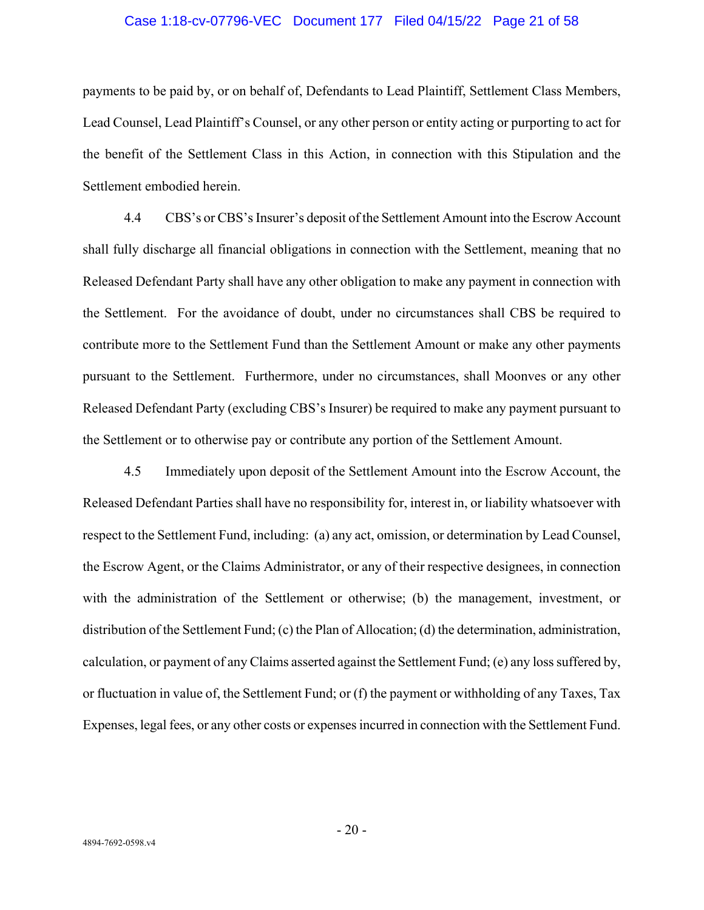payments to be paid by, or on behalf of, Defendants to Lead Plaintiff, Settlement Class Members, Lead Counsel, Lead Plaintiff's Counsel, or any other person or entity acting or purporting to act for the benefit of the Settlement Class in this Action, in connection with this Stipulation and the Settlement embodied herein.

4.4 CBS's or CBS's Insurer's deposit of the Settlement Amount into the Escrow Account shall fully discharge all financial obligations in connection with the Settlement, meaning that no Released Defendant Party shall have any other obligation to make any payment in connection with the Settlement. For the avoidance of doubt, under no circumstances shall CBS be required to contribute more to the Settlement Fund than the Settlement Amount or make any other payments pursuant to the Settlement. Furthermore, under no circumstances, shall Moonves or any other Released Defendant Party (excluding CBS's Insurer) be required to make any payment pursuant to the Settlement or to otherwise pay or contribute any portion of the Settlement Amount.

4.5 Immediately upon deposit of the Settlement Amount into the Escrow Account, the Released Defendant Parties shall have no responsibility for, interest in, or liability whatsoever with respect to the Settlement Fund, including: (a) any act, omission, or determination by Lead Counsel, the Escrow Agent, or the Claims Administrator, or any of their respective designees, in connection with the administration of the Settlement or otherwise; (b) the management, investment, or distribution of the Settlement Fund; (c) the Plan of Allocation; (d) the determination, administration, calculation, or payment of any Claims asserted against the Settlement Fund; (e) any loss suffered by, or fluctuation in value of, the Settlement Fund; or (f) the payment or withholding of any Taxes, Tax Expenses, legal fees, or any other costs or expenses incurred in connection with the Settlement Fund.

4894-7692-0598.v4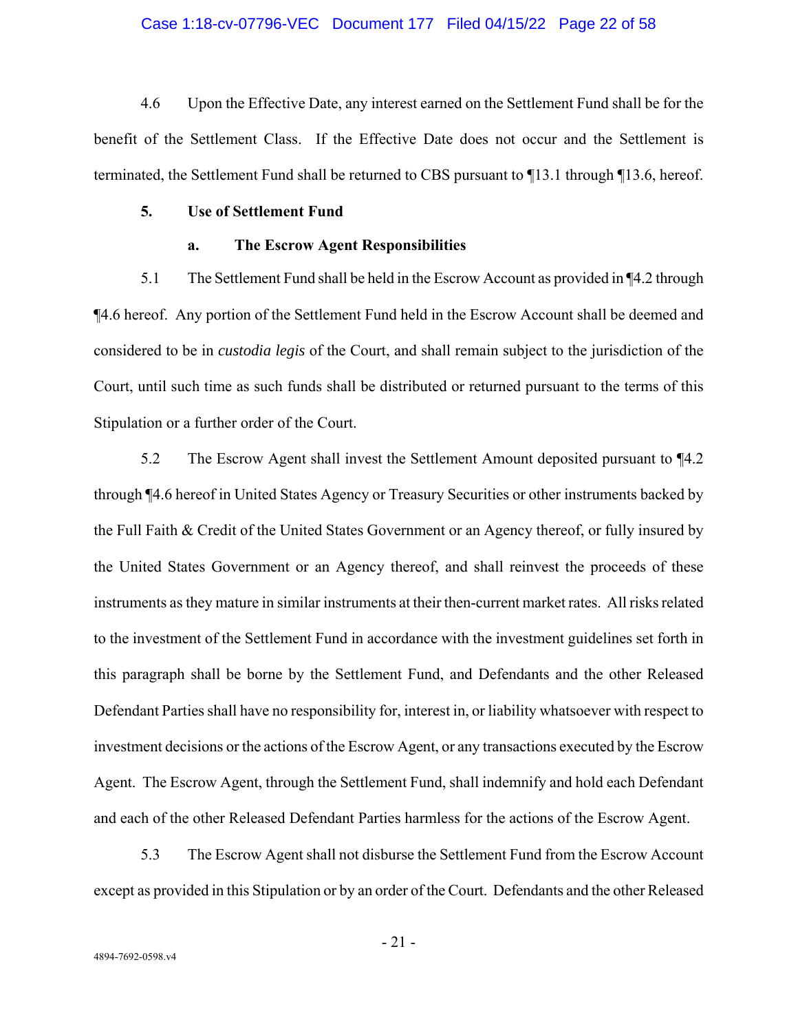4.6 Upon the Effective Date, any interest earned on the Settlement Fund shall be for the benefit of the Settlement Class. If the Effective Date does not occur and the Settlement is terminated, the Settlement Fund shall be returned to CBS pursuant to ¶13.1 through ¶13.6, hereof.

**5. Use of Settlement Fund**

**a. The Escrow Agent Responsibilities**

5.1 The Settlement Fund shall be held in the Escrow Account as provided in ¶4.2 through ¶4.6 hereof. Any portion of the Settlement Fund held in the Escrow Account shall be deemed and considered to be in *custodia legis* of the Court, and shall remain subject to the jurisdiction of the Court, until such time as such funds shall be distributed or returned pursuant to the terms of this Stipulation or a further order of the Court.

5.2 The Escrow Agent shall invest the Settlement Amount deposited pursuant to ¶4.2 through ¶4.6 hereof in United States Agency or Treasury Securities or other instruments backed by the Full Faith & Credit of the United States Government or an Agency thereof, or fully insured by the United States Government or an Agency thereof, and shall reinvest the proceeds of these instruments as they mature in similar instruments at their then-current market rates. All risks related to the investment of the Settlement Fund in accordance with the investment guidelines set forth in this paragraph shall be borne by the Settlement Fund, and Defendants and the other Released Defendant Parties shall have no responsibility for, interest in, or liability whatsoever with respect to investment decisions or the actions of the Escrow Agent, or any transactions executed by the Escrow Agent. The Escrow Agent, through the Settlement Fund, shall indemnify and hold each Defendant and each of the other Released Defendant Parties harmless for the actions of the Escrow Agent.

5.3 The Escrow Agent shall not disburse the Settlement Fund from the Escrow Account except as provided in this Stipulation or by an order of the Court. Defendants and the other Released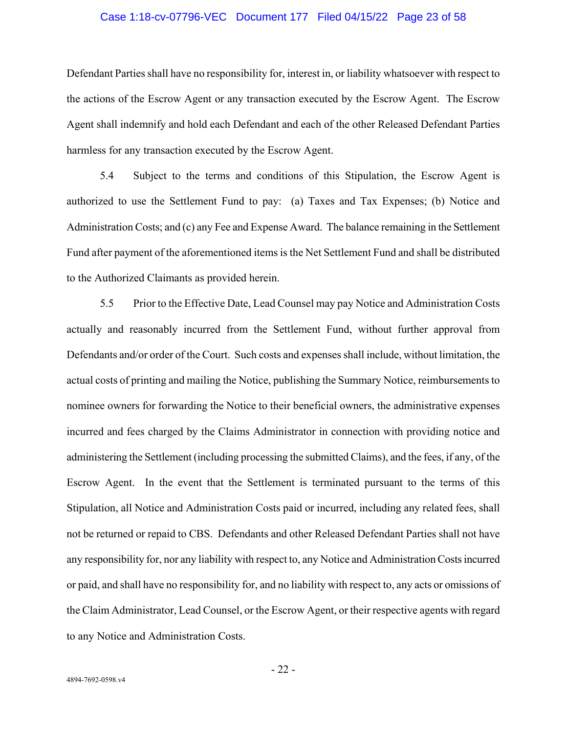Defendant Parties shall have no responsibility for, interest in, or liability whatsoever with respect to the actions of the Escrow Agent or any transaction executed by the Escrow Agent. The Escrow Agent shall indemnify and hold each Defendant and each of the other Released Defendant Parties harmless for any transaction executed by the Escrow Agent.

5.4 Subject to the terms and conditions of this Stipulation, the Escrow Agent is authorized to use the Settlement Fund to pay: (a) Taxes and Tax Expenses; (b) Notice and Administration Costs; and (c) any Fee and Expense Award. The balance remaining in the Settlement Fund after payment of the aforementioned items is the Net Settlement Fund and shall be distributed to the Authorized Claimants as provided herein.

5.5 Prior to the Effective Date, Lead Counsel may pay Notice and Administration Costs actually and reasonably incurred from the Settlement Fund, without further approval from Defendants and/or order of the Court. Such costs and expenses shall include, without limitation, the actual costs of printing and mailing the Notice, publishing the Summary Notice, reimbursements to nominee owners for forwarding the Notice to their beneficial owners, the administrative expenses incurred and fees charged by the Claims Administrator in connection with providing notice and administering the Settlement (including processing the submitted Claims), and the fees, if any, of the Escrow Agent. In the event that the Settlement is terminated pursuant to the terms of this Stipulation, all Notice and Administration Costs paid or incurred, including any related fees, shall not be returned or repaid to CBS. Defendants and other Released Defendant Parties shall not have any responsibility for, nor any liability with respect to, any Notice and Administration Costs incurred or paid, and shall have no responsibility for, and no liability with respect to, any acts or omissions of the Claim Administrator, Lead Counsel, or the Escrow Agent, or their respective agents with regard to any Notice and Administration Costs.

4894-7692-0598.v4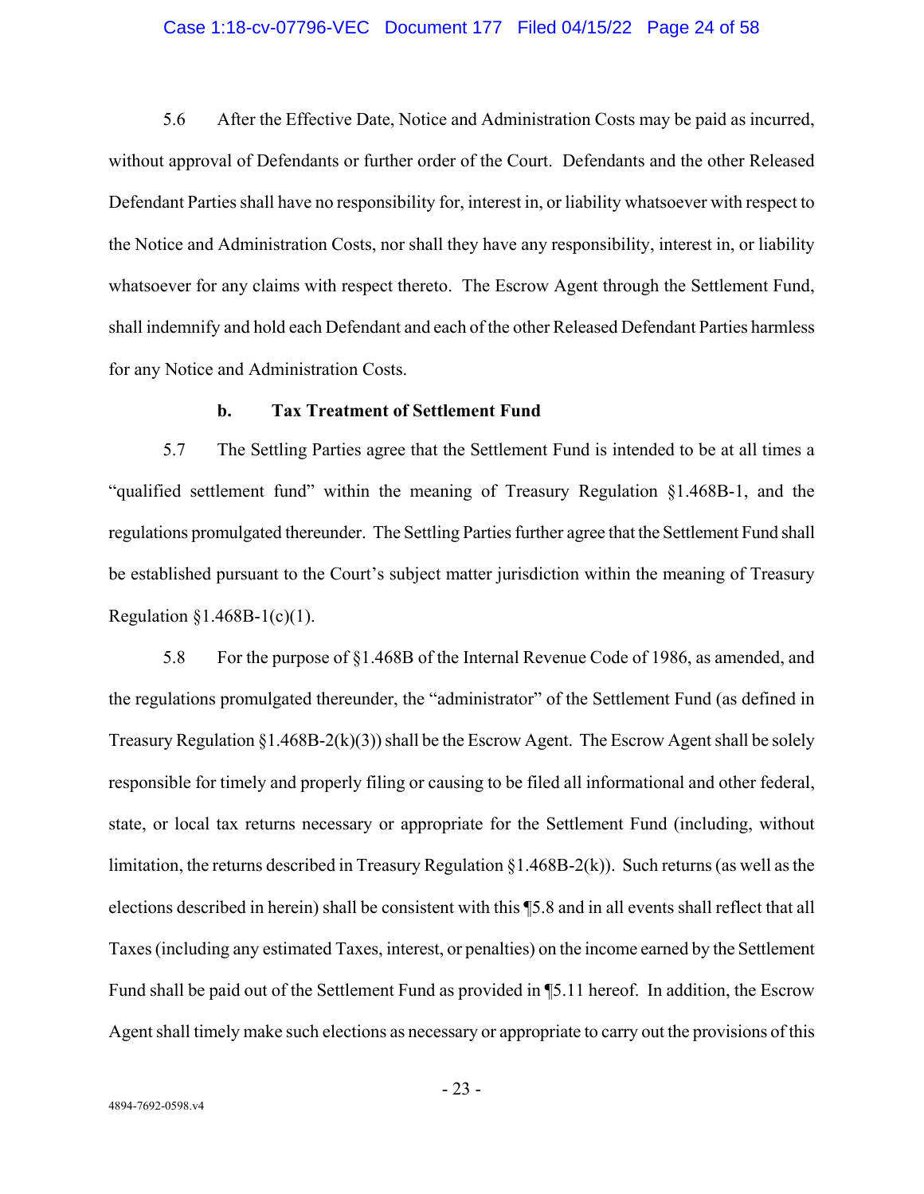5.6 After the Effective Date, Notice and Administration Costs may be paid as incurred, without approval of Defendants or further order of the Court. Defendants and the other Released Defendant Parties shall have no responsibility for, interest in, or liability whatsoever with respect to the Notice and Administration Costs, nor shall they have any responsibility, interest in, or liability whatsoever for any claims with respect thereto. The Escrow Agent through the Settlement Fund, shall indemnify and hold each Defendant and each of the other Released Defendant Parties harmless for any Notice and Administration Costs.

**b. Tax Treatment of Settlement Fund**

5.7 The Settling Parties agree that the Settlement Fund is intended to be at all times a "qualified settlement fund" within the meaning of Treasury Regulation §1.468B-1, and the regulations promulgated thereunder. The Settling Parties further agree that the Settlement Fund shall be established pursuant to the Court's subject matter jurisdiction within the meaning of Treasury Regulation §1.468B-1(c)(1).

5.8 For the purpose of §1.468B of the Internal Revenue Code of 1986, as amended, and the regulations promulgated thereunder, the "administrator" of the Settlement Fund (as defined in Treasury Regulation §1.468B-2(k)(3)) shall be the Escrow Agent. The Escrow Agent shall be solely responsible for timely and properly filing or causing to be filed all informational and other federal, state, or local tax returns necessary or appropriate for the Settlement Fund (including, without limitation, the returns described in Treasury Regulation §1.468B-2(k)). Such returns (as well as the elections described in herein) shall be consistent with this ¶5.8 and in all events shall reflect that all Taxes (including any estimated Taxes, interest, or penalties) on the income earned by the Settlement Fund shall be paid out of the Settlement Fund as provided in ¶5.11 hereof. In addition, the Escrow Agent shall timely make such elections as necessary or appropriate to carry out the provisions of this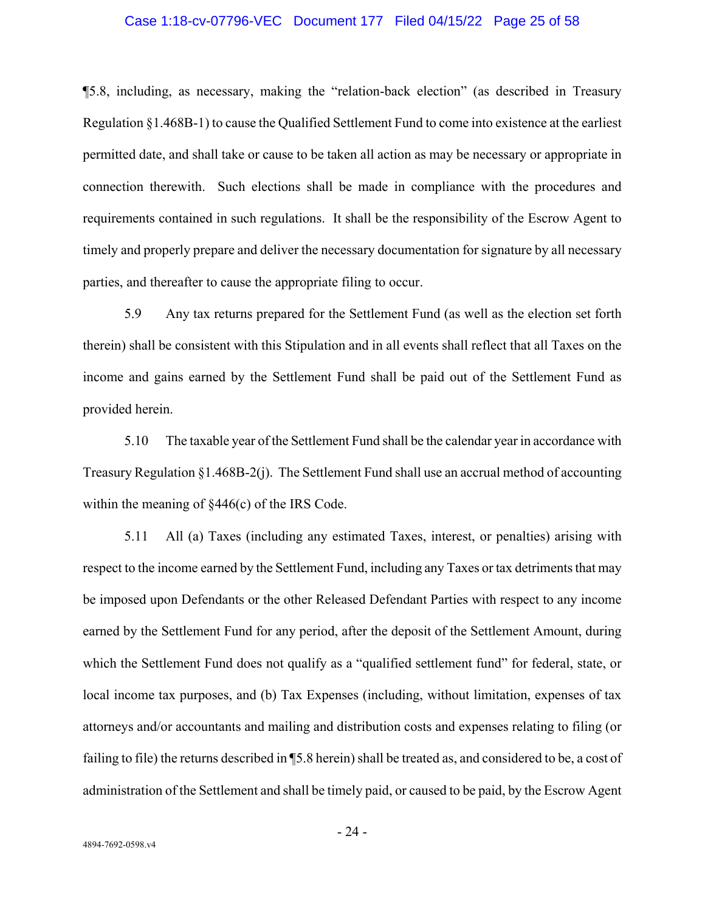¶5.8, including, as necessary, making the "relation-back election" (as described in Treasury Regulation §1.468B-1) to cause the Qualified Settlement Fund to come into existence at the earliest permitted date, and shall take or cause to be taken all action as may be necessary or appropriate in connection therewith. Such elections shall be made in compliance with the procedures and requirements contained in such regulations. It shall be the responsibility of the Escrow Agent to timely and properly prepare and deliver the necessary documentation for signature by all necessary parties, and thereafter to cause the appropriate filing to occur.

5.9 Any tax returns prepared for the Settlement Fund (as well as the election set forth therein) shall be consistent with this Stipulation and in all events shall reflect that all Taxes on the income and gains earned by the Settlement Fund shall be paid out of the Settlement Fund as provided herein.

5.10 The taxable year of the Settlement Fund shall be the calendar year in accordance with Treasury Regulation §1.468B-2(j). The Settlement Fund shall use an accrual method of accounting within the meaning of §446(c) of the IRS Code.

5.11 All (a) Taxes (including any estimated Taxes, interest, or penalties) arising with respect to the income earned by the Settlement Fund, including any Taxes or tax detriments that may be imposed upon Defendants or the other Released Defendant Parties with respect to any income earned by the Settlement Fund for any period, after the deposit of the Settlement Amount, during which the Settlement Fund does not qualify as a "qualified settlement fund" for federal, state, or local income tax purposes, and (b) Tax Expenses (including, without limitation, expenses of tax attorneys and/or accountants and mailing and distribution costs and expenses relating to filing (or failing to file) the returns described in ¶5.8 herein) shall be treated as, and considered to be, a cost of administration of the Settlement and shall be timely paid, or caused to be paid, by the Escrow Agent

4894-7692-0598.v4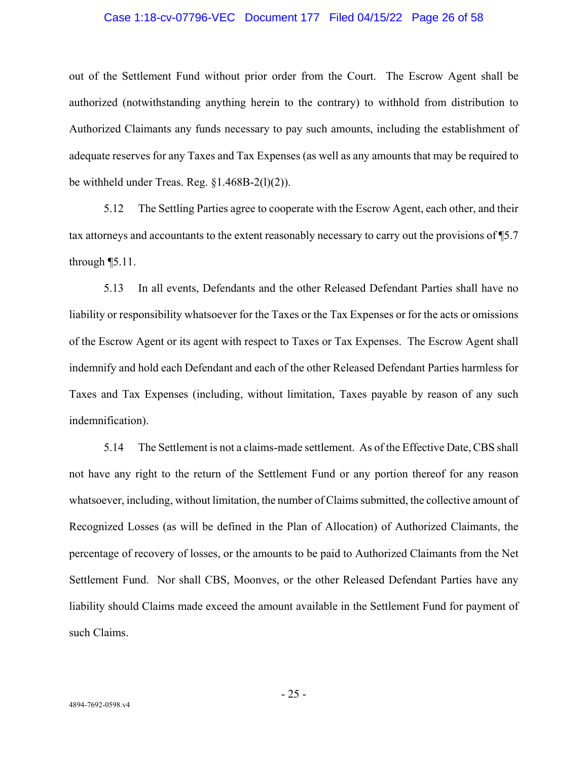out of the Settlement Fund without prior order from the Court. The Escrow Agent shall be authorized (notwithstanding anything herein to the contrary) to withhold from distribution to Authorized Claimants any funds necessary to pay such amounts, including the establishment of adequate reserves for any Taxes and Tax Expenses (as well as any amounts that may be required to be withheld under Treas. Reg. §1.468B-2(l)(2)).

5.12 The Settling Parties agree to cooperate with the Escrow Agent, each other, and their tax attorneys and accountants to the extent reasonably necessary to carry out the provisions of ¶5.7 through ¶5.11.

5.13 In all events, Defendants and the other Released Defendant Parties shall have no liability or responsibility whatsoever for the Taxes or the Tax Expenses or for the acts or omissions of the Escrow Agent or its agent with respect to Taxes or Tax Expenses. The Escrow Agent shall indemnify and hold each Defendant and each of the other Released Defendant Parties harmless for Taxes and Tax Expenses (including, without limitation, Taxes payable by reason of any such indemnification).

5.14 The Settlement is not a claims-made settlement. As of the Effective Date, CBS shall not have any right to the return of the Settlement Fund or any portion thereof for any reason whatsoever, including, without limitation, the number of Claims submitted, the collective amount of Recognized Losses (as will be defined in the Plan of Allocation) of Authorized Claimants, the percentage of recovery of losses, or the amounts to be paid to Authorized Claimants from the Net Settlement Fund. Nor shall CBS, Moonves, or the other Released Defendant Parties have any liability should Claims made exceed the amount available in the Settlement Fund for payment of such Claims.

4894-7692-0598.v4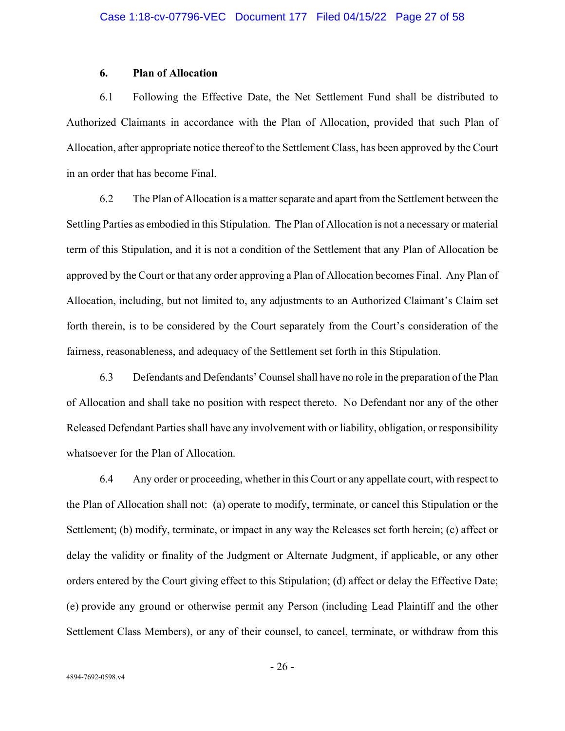### 6. Plan of Allocation

6.1 Following the Effective Date, the Net Settlement Fund shall be distributed to Authorized Claimants in accordance with the Plan of Allocation, provided that such Plan of Allocation, after appropriate notice thereof to the Settlement Class, has been approved by the Court in an order that has become Final.

6.2 The Plan of Allocation is a matter separate and apart from the Settlement between the Settling Parties as embodied in this Stipulation. The Plan of Allocation is not a necessary or material term of this Stipulation, and it is not a condition of the Settlement that any Plan of Allocation be approved by the Court or that any order approving a Plan of Allocation becomes Final. Any Plan of Allocation, including, but not limited to, any adjustments to an Authorized Claimant's Claim set forth therein, is to be considered by the Court separately from the Court's consideration of the fairness, reasonableness, and adequacy of the Settlement set forth in this Stipulation.

6.3 Defendants and Defendants' Counsel shall have no role in the preparation of the Plan of Allocation and shall take no position with respect thereto. No Defendant nor any of the other Released Defendant Parties shall have any involvement with or liability, obligation, or responsibility whatsoever for the Plan of Allocation.

6.4 Any order or proceeding, whether in this Court or any appellate court, with respect to the Plan of Allocation shall not: (a) operate to modify, terminate, or cancel this Stipulation or the Settlement; (b) modify, terminate, or impact in any way the Releases set forth herein; (c) affect or delay the validity or finality of the Judgment or Alternate Judgment, if applicable, or any other orders entered by the Court giving effect to this Stipulation; (d) affect or delay the Effective Date; (e) provide any ground or otherwise permit any Person (including Lead Plaintiff and the other Settlement Class Members), or any of their counsel, to cancel, terminate, or withdraw from this

4894-7692-0598.v4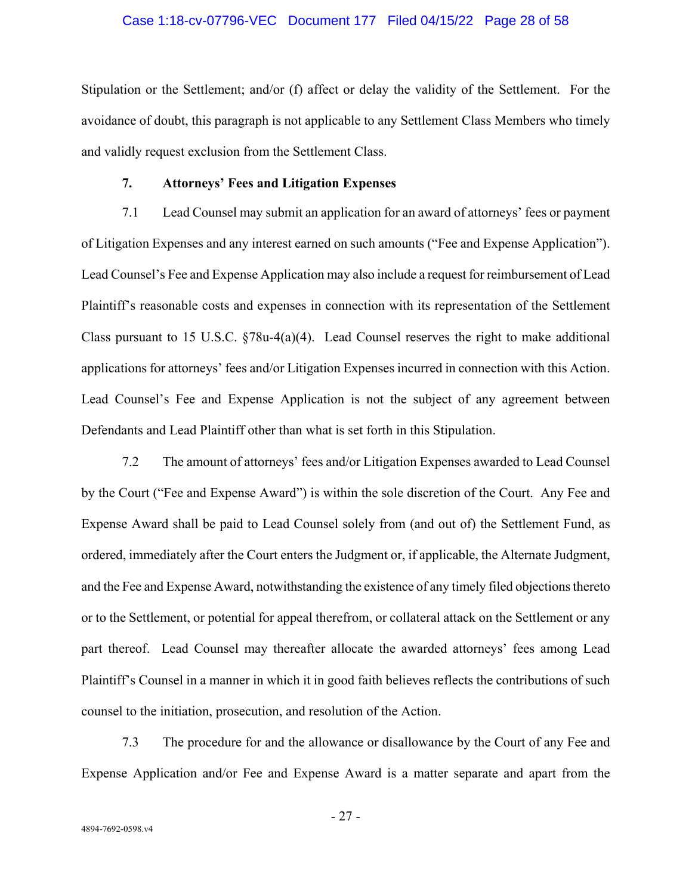Stipulation or the Settlement; and/or (f) affect or delay the validity of the Settlement. For the avoidance of doubt, this paragraph is not applicable to any Settlement Class Members who timely and validly request exclusion from the Settlement Class.

**7. Attorneys' Fees and Litigation Expenses**

7.1 Lead Counsel may submit an application for an award of attorneys' fees or payment of Litigation Expenses and any interest earned on such amounts ("Fee and Expense Application"). Lead Counsel's Fee and Expense Application may also include a request for reimbursement of Lead Plaintiff's reasonable costs and expenses in connection with its representation of the Settlement Class pursuant to 15 U.S.C. §78u-4(a)(4). Lead Counsel reserves the right to make additional applications for attorneys' fees and/or Litigation Expenses incurred in connection with this Action. Lead Counsel's Fee and Expense Application is not the subject of any agreement between Defendants and Lead Plaintiff other than what is set forth in this Stipulation.

7.2 The amount of attorneys' fees and/or Litigation Expenses awarded to Lead Counsel by the Court ("Fee and Expense Award") is within the sole discretion of the Court. Any Fee and Expense Award shall be paid to Lead Counsel solely from (and out of) the Settlement Fund, as ordered, immediately after the Court enters the Judgment or, if applicable, the Alternate Judgment, and the Fee and Expense Award, notwithstanding the existence of any timely filed objections thereto or to the Settlement, or potential for appeal therefrom, or collateral attack on the Settlement or any part thereof. Lead Counsel may thereafter allocate the awarded attorneys' fees among Lead Plaintiff's Counsel in a manner in which it in good faith believes reflects the contributions of such counsel to the initiation, prosecution, and resolution of the Action.

7.3 The procedure for and the allowance or disallowance by the Court of any Fee and Expense Application and/or Fee and Expense Award is a matter separate and apart from the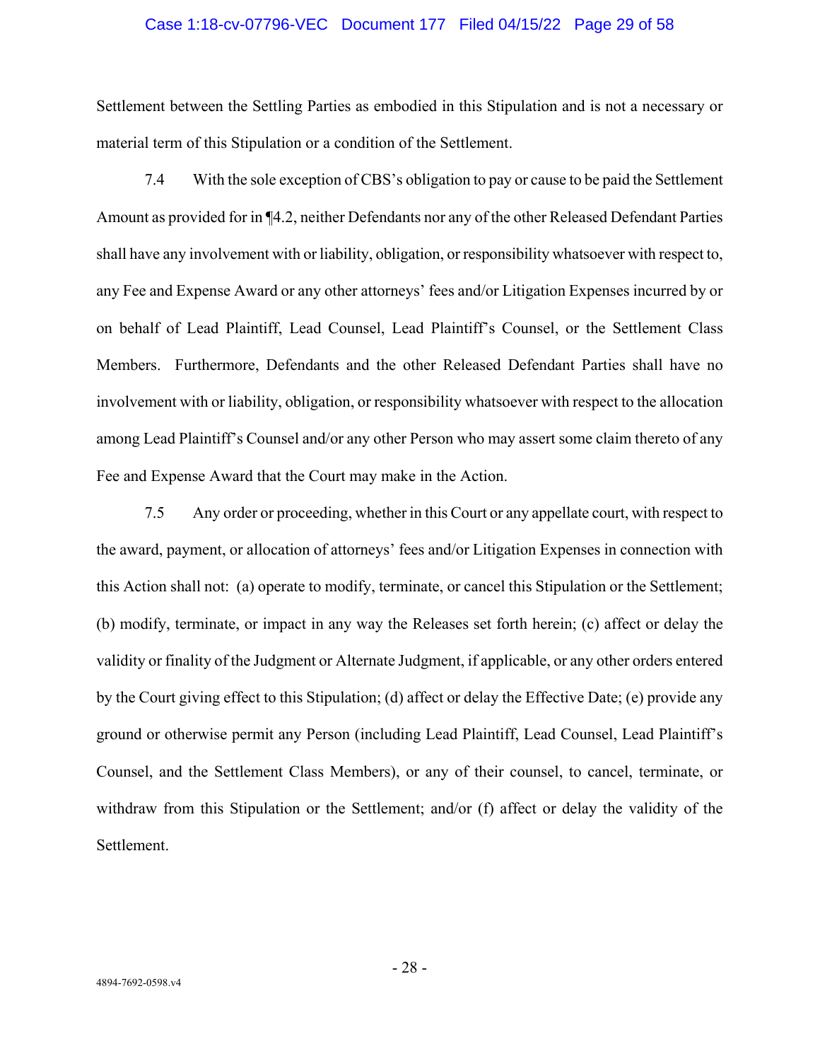Settlement between the Settling Parties as embodied in this Stipulation and is not a necessary or material term of this Stipulation or a condition of the Settlement.

7.4 With the sole exception of CBS's obligation to pay or cause to be paid the Settlement Amount as provided for in ¶4.2, neither Defendants nor any of the other Released Defendant Parties shall have any involvement with or liability, obligation, or responsibility whatsoever with respect to, any Fee and Expense Award or any other attorneys' fees and/or Litigation Expenses incurred by or on behalf of Lead Plaintiff, Lead Counsel, Lead Plaintiff's Counsel, or the Settlement Class Members. Furthermore, Defendants and the other Released Defendant Parties shall have no involvement with or liability, obligation, or responsibility whatsoever with respect to the allocation among Lead Plaintiff's Counsel and/or any other Person who may assert some claim thereto of any Fee and Expense Award that the Court may make in the Action.

7.5 Any order or proceeding, whether in this Court or any appellate court, with respect to the award, payment, or allocation of attorneys' fees and/or Litigation Expenses in connection with this Action shall not: (a) operate to modify, terminate, or cancel this Stipulation or the Settlement; (b) modify, terminate, or impact in any way the Releases set forth herein; (c) affect or delay the validity or finality of the Judgment or Alternate Judgment, if applicable, or any other orders entered by the Court giving effect to this Stipulation; (d) affect or delay the Effective Date; (e) provide any ground or otherwise permit any Person (including Lead Plaintiff, Lead Counsel, Lead Plaintiff's Counsel, and the Settlement Class Members), or any of their counsel, to cancel, terminate, or withdraw from this Stipulation or the Settlement; and/or (f) affect or delay the validity of the Settlement.

4894-7692-0598.v4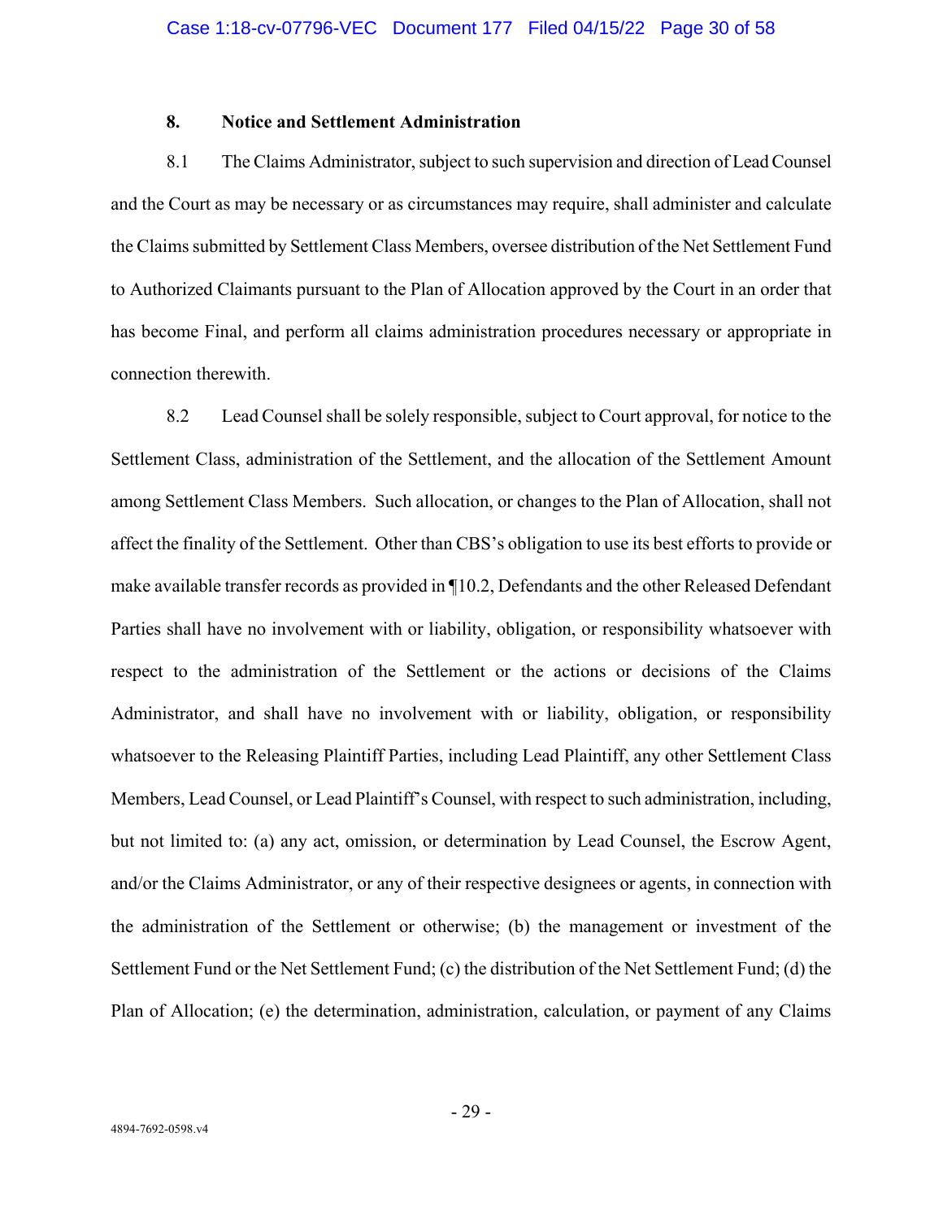## 8. Notice and Settlement Administration

8.1 The Claims Administrator, subject to such supervision and direction of Lead Counsel and the Court as may be necessary or as circumstances may require, shall administer and calculate the Claims submitted by Settlement Class Members, oversee distribution of the Net Settlement Fund to Authorized Claimants pursuant to the Plan of Allocation approved by the Court in an order that has become Final, and perform all claims administration procedures necessary or appropriate in connection therewith.

8.2 Lead Counsel shall be solely responsible, subject to Court approval, for notice to the Settlement Class, administration of the Settlement, and the allocation of the Settlement Amount among Settlement Class Members. Such allocation, or changes to the Plan of Allocation, shall not affect the finality of the Settlement. Other than CBS's obligation to use its best efforts to provide or make available transfer records as provided in ¶10.2, Defendants and the other Released Defendant Parties shall have no involvement with or liability, obligation, or responsibility whatsoever with respect to the administration of the Settlement or the actions or decisions of the Claims Administrator, and shall have no involvement with or liability, obligation, or responsibility whatsoever to the Releasing Plaintiff Parties, including Lead Plaintiff, any other Settlement Class Members, Lead Counsel, or Lead Plaintiff's Counsel, with respect to such administration, including, but not limited to: (a) any act, omission, or determination by Lead Counsel, the Escrow Agent, and/or the Claims Administrator, or any of their respective designees or agents, in connection with the administration of the Settlement or otherwise; (b) the management or investment of the Settlement Fund or the Net Settlement Fund; (c) the distribution of the Net Settlement Fund; (d) the Plan of Allocation; (e) the determination, administration, calculation, or payment of any Claims

4894-7692-0598.v4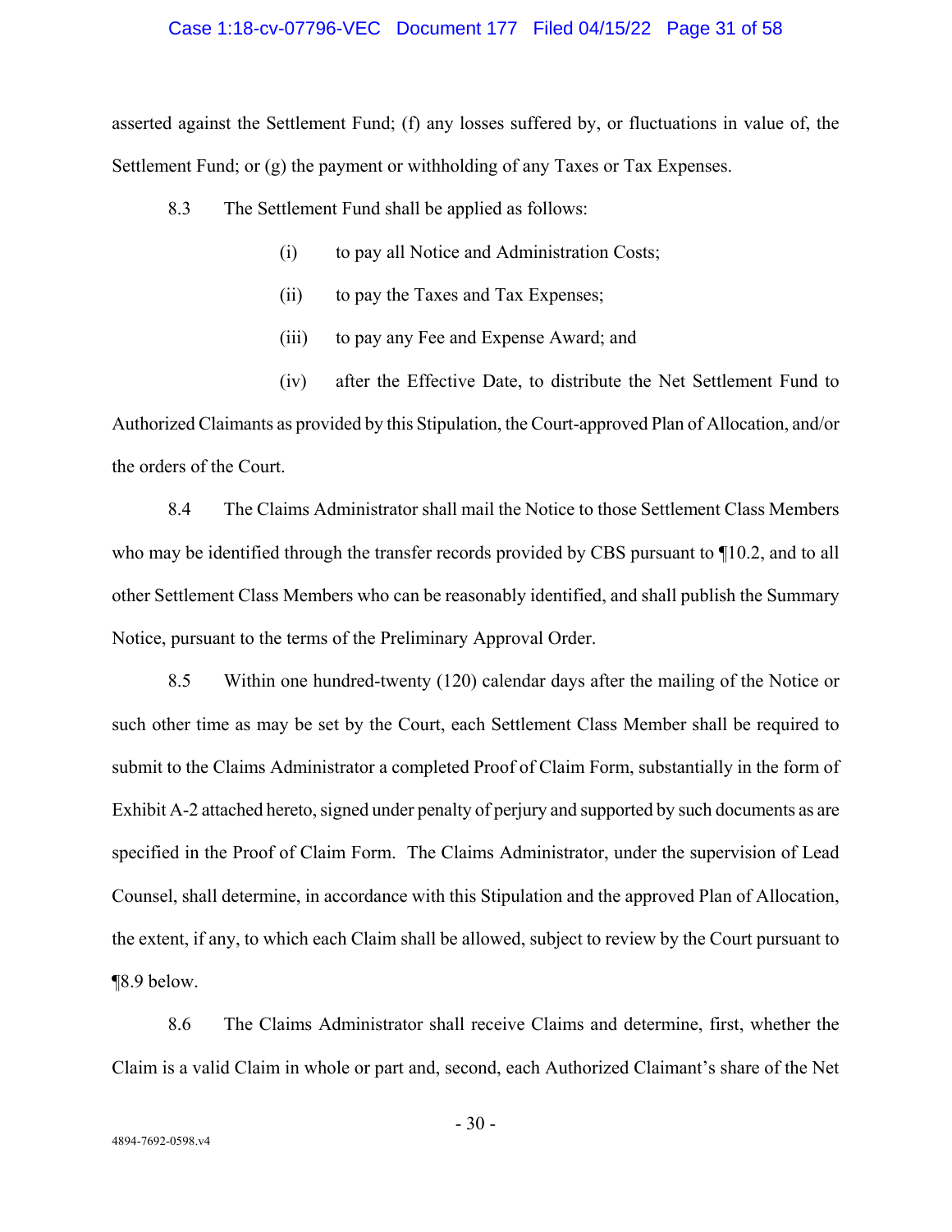asserted against the Settlement Fund; (f) any losses suffered by, or fluctuations in value of, the Settlement Fund; or (g) the payment or withholding of any Taxes or Tax Expenses.

8.3 The Settlement Fund shall be applied as follows:

(i) to pay all Notice and Administration Costs;

(ii) to pay the Taxes and Tax Expenses;

(iii) to pay any Fee and Expense Award; and

(iv) after the Effective Date, to distribute the Net Settlement Fund to Authorized Claimants as provided by this Stipulation, the Court-approved Plan of Allocation, and/or the orders of the Court.

8.4 The Claims Administrator shall mail the Notice to those Settlement Class Members who may be identified through the transfer records provided by CBS pursuant to ¶10.2, and to all other Settlement Class Members who can be reasonably identified, and shall publish the Summary Notice, pursuant to the terms of the Preliminary Approval Order.

8.5 Within one hundred-twenty (120) calendar days after the mailing of the Notice or such other time as may be set by the Court, each Settlement Class Member shall be required to submit to the Claims Administrator a completed Proof of Claim Form, substantially in the form of Exhibit A-2 attached hereto, signed under penalty of perjury and supported by such documents as are specified in the Proof of Claim Form. The Claims Administrator, under the supervision of Lead Counsel, shall determine, in accordance with this Stipulation and the approved Plan of Allocation, the extent, if any, to which each Claim shall be allowed, subject to review by the Court pursuant to ¶8.9 below.

8.6 The Claims Administrator shall receive Claims and determine, first, whether the Claim is a valid Claim in whole or part and, second, each Authorized Claimant's share of the Net

4894-7692-0598.v4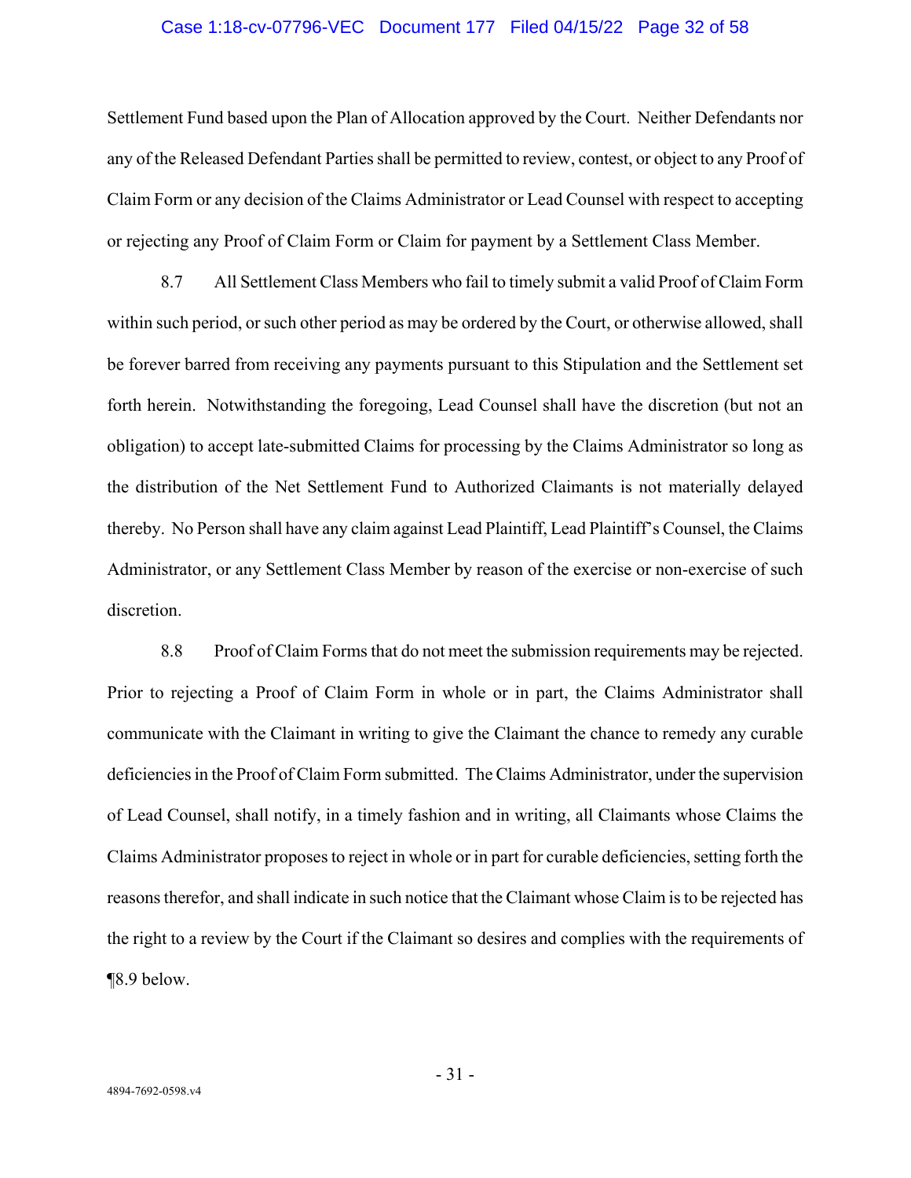Settlement Fund based upon the Plan of Allocation approved by the Court. Neither Defendants nor any of the Released Defendant Parties shall be permitted to review, contest, or object to any Proof of Claim Form or any decision of the Claims Administrator or Lead Counsel with respect to accepting or rejecting any Proof of Claim Form or Claim for payment by a Settlement Class Member.

8.7 All Settlement Class Members who fail to timely submit a valid Proof of Claim Form within such period, or such other period as may be ordered by the Court, or otherwise allowed, shall be forever barred from receiving any payments pursuant to this Stipulation and the Settlement set forth herein. Notwithstanding the foregoing, Lead Counsel shall have the discretion (but not an obligation) to accept late-submitted Claims for processing by the Claims Administrator so long as the distribution of the Net Settlement Fund to Authorized Claimants is not materially delayed thereby. No Person shall have any claim against Lead Plaintiff, Lead Plaintiff's Counsel, the Claims Administrator, or any Settlement Class Member by reason of the exercise or non-exercise of such discretion.

8.8 Proof of Claim Forms that do not meet the submission requirements may be rejected. Prior to rejecting a Proof of Claim Form in whole or in part, the Claims Administrator shall communicate with the Claimant in writing to give the Claimant the chance to remedy any curable deficiencies in the Proof of Claim Form submitted. The Claims Administrator, under the supervision of Lead Counsel, shall notify, in a timely fashion and in writing, all Claimants whose Claims the Claims Administrator proposes to reject in whole or in part for curable deficiencies, setting forth the reasons therefor, and shall indicate in such notice that the Claimant whose Claim is to be rejected has the right to a review by the Court if the Claimant so desires and complies with the requirements of ¶8.9 below.

4894-7692-0598.v4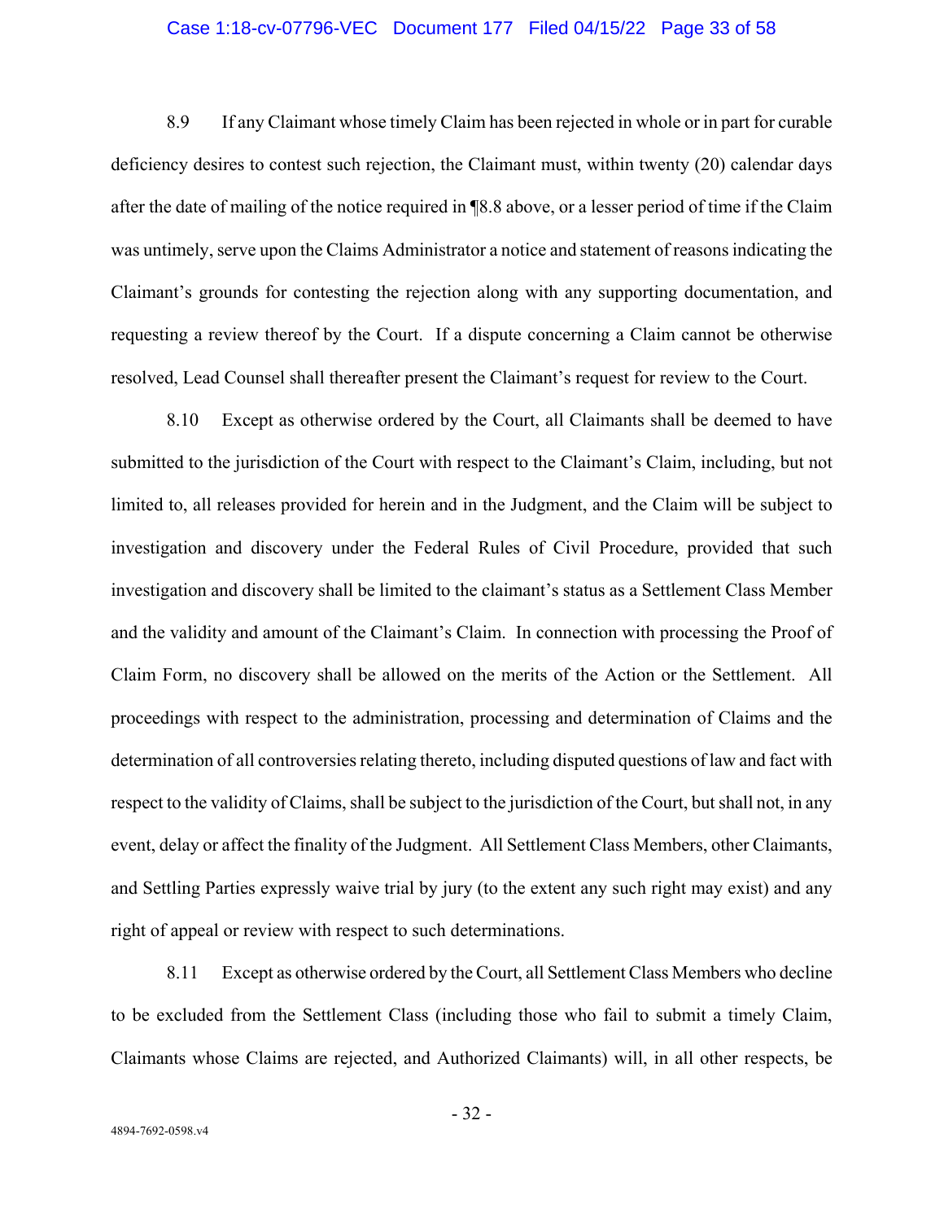8.9 If any Claimant whose timely Claim has been rejected in whole or in part for curable deficiency desires to contest such rejection, the Claimant must, within twenty (20) calendar days after the date of mailing of the notice required in ¶8.8 above, or a lesser period of time if the Claim was untimely, serve upon the Claims Administrator a notice and statement of reasons indicating the Claimant's grounds for contesting the rejection along with any supporting documentation, and requesting a review thereof by the Court. If a dispute concerning a Claim cannot be otherwise resolved, Lead Counsel shall thereafter present the Claimant's request for review to the Court.

8.10 Except as otherwise ordered by the Court, all Claimants shall be deemed to have submitted to the jurisdiction of the Court with respect to the Claimant's Claim, including, but not limited to, all releases provided for herein and in the Judgment, and the Claim will be subject to investigation and discovery under the Federal Rules of Civil Procedure, provided that such investigation and discovery shall be limited to the claimant's status as a Settlement Class Member and the validity and amount of the Claimant's Claim. In connection with processing the Proof of Claim Form, no discovery shall be allowed on the merits of the Action or the Settlement. All proceedings with respect to the administration, processing and determination of Claims and the determination of all controversies relating thereto, including disputed questions of law and fact with respect to the validity of Claims, shall be subject to the jurisdiction of the Court, but shall not, in any event, delay or affect the finality of the Judgment. All Settlement Class Members, other Claimants, and Settling Parties expressly waive trial by jury (to the extent any such right may exist) and any right of appeal or review with respect to such determinations.

8.11 Except as otherwise ordered by the Court, all Settlement Class Members who decline to be excluded from the Settlement Class (including those who fail to submit a timely Claim, Claimants whose Claims are rejected, and Authorized Claimants) will, in all other respects, be

4894-7692-0598.v4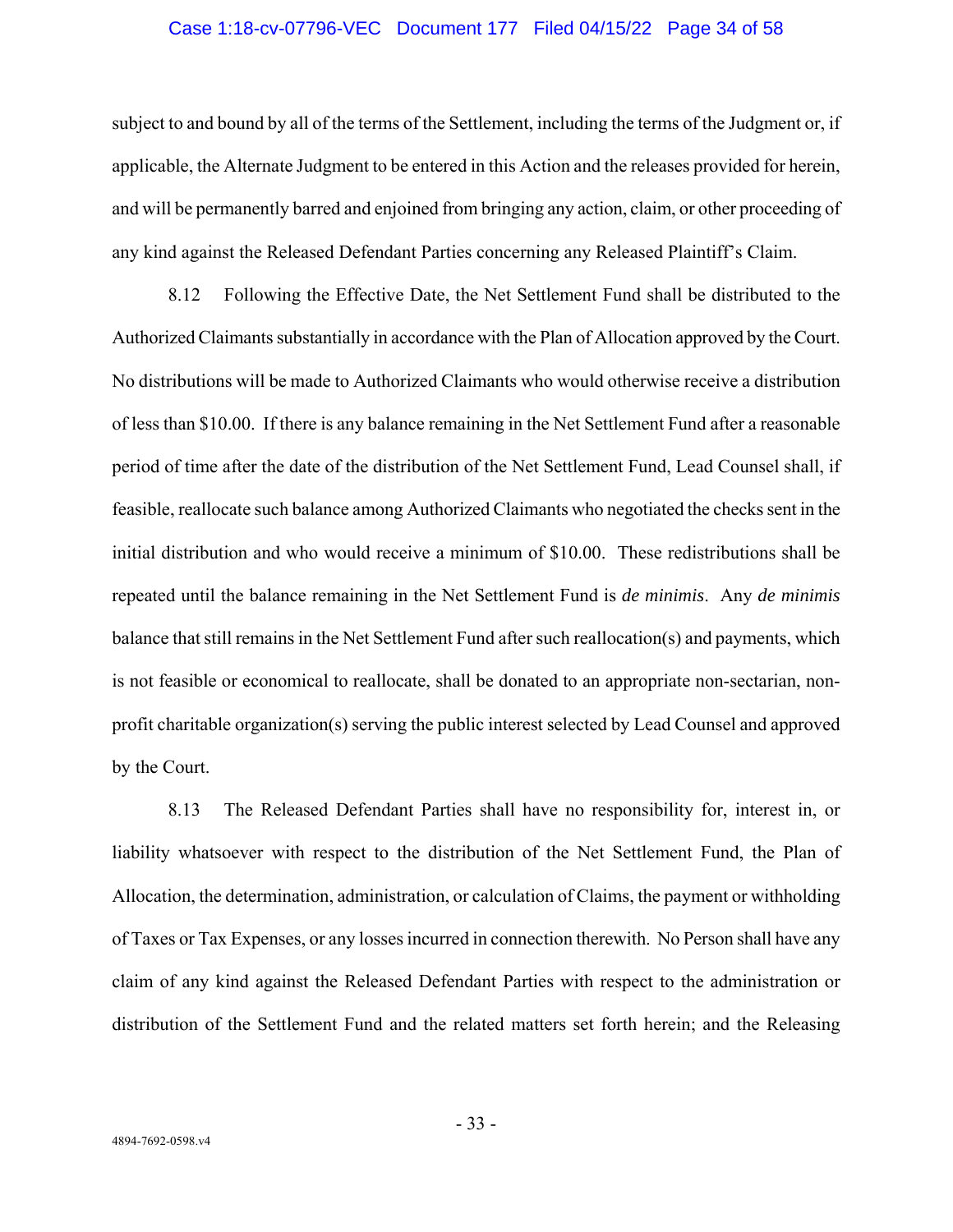subject to and bound by all of the terms of the Settlement, including the terms of the Judgment or, if applicable, the Alternate Judgment to be entered in this Action and the releases provided for herein, and will be permanently barred and enjoined from bringing any action, claim, or other proceeding of any kind against the Released Defendant Parties concerning any Released Plaintiff's Claim.

8.12 Following the Effective Date, the Net Settlement Fund shall be distributed to the Authorized Claimants substantially in accordance with the Plan of Allocation approved by the Court. No distributions will be made to Authorized Claimants who would otherwise receive a distribution of less than $10.00. If there is any balance remaining in the Net Settlement Fund after a reasonable period of time after the date of the distribution of the Net Settlement Fund, Lead Counsel shall, if feasible, reallocate such balance among Authorized Claimants who negotiated the checks sent in the initial distribution and who would receive a minimum of $10.00. These redistributions shall be repeated until the balance remaining in the Net Settlement Fund is *de minimis*. Any *de minimis* balance that still remains in the Net Settlement Fund after such reallocation(s) and payments, which is not feasible or economical to reallocate, shall be donated to an appropriate non-sectarian, non-profit charitable organization(s) serving the public interest selected by Lead Counsel and approved by the Court.

8.13 The Released Defendant Parties shall have no responsibility for, interest in, or liability whatsoever with respect to the distribution of the Net Settlement Fund, the Plan of Allocation, the determination, administration, or calculation of Claims, the payment or withholding of Taxes or Tax Expenses, or any losses incurred in connection therewith. No Person shall have any claim of any kind against the Released Defendant Parties with respect to the administration or distribution of the Settlement Fund and the related matters set forth herein; and the Releasing

4894-7692-0598.v4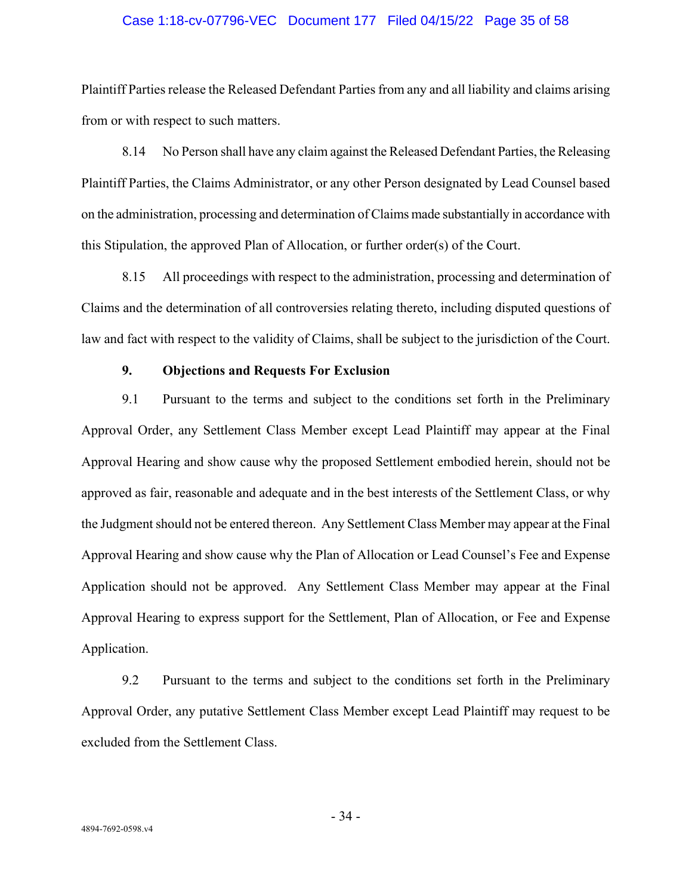Plaintiff Parties release the Released Defendant Parties from any and all liability and claims arising from or with respect to such matters.

8.14 No Person shall have any claim against the Released Defendant Parties, the Releasing Plaintiff Parties, the Claims Administrator, or any other Person designated by Lead Counsel based on the administration, processing and determination of Claims made substantially in accordance with this Stipulation, the approved Plan of Allocation, or further order(s) of the Court.

8.15 All proceedings with respect to the administration, processing and determination of Claims and the determination of all controversies relating thereto, including disputed questions of law and fact with respect to the validity of Claims, shall be subject to the jurisdiction of the Court.

**9. Objections and Requests For Exclusion**

9.1 Pursuant to the terms and subject to the conditions set forth in the Preliminary Approval Order, any Settlement Class Member except Lead Plaintiff may appear at the Final Approval Hearing and show cause why the proposed Settlement embodied herein, should not be approved as fair, reasonable and adequate and in the best interests of the Settlement Class, or why the Judgment should not be entered thereon. Any Settlement Class Member may appear at the Final Approval Hearing and show cause why the Plan of Allocation or Lead Counsel's Fee and Expense Application should not be approved. Any Settlement Class Member may appear at the Final Approval Hearing to express support for the Settlement, Plan of Allocation, or Fee and Expense Application.

9.2 Pursuant to the terms and subject to the conditions set forth in the Preliminary Approval Order, any putative Settlement Class Member except Lead Plaintiff may request to be excluded from the Settlement Class.

4894-7692-0598.v4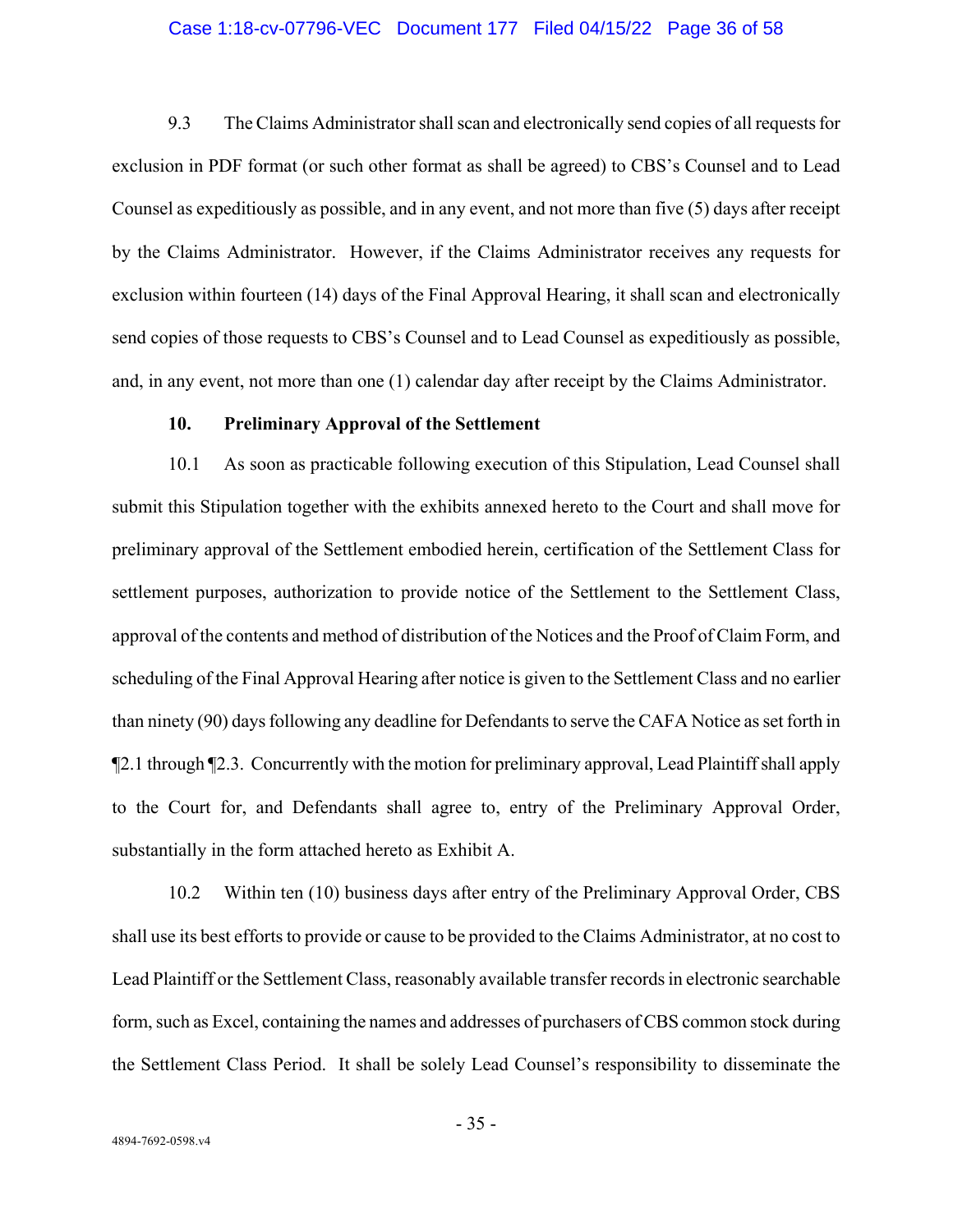9.3 The Claims Administrator shall scan and electronically send copies of all requests for exclusion in PDF format (or such other format as shall be agreed) to CBS's Counsel and to Lead Counsel as expeditiously as possible, and in any event, and not more than five (5) days after receipt by the Claims Administrator. However, if the Claims Administrator receives any requests for exclusion within fourteen (14) days of the Final Approval Hearing, it shall scan and electronically send copies of those requests to CBS's Counsel and to Lead Counsel as expeditiously as possible, and, in any event, not more than one (1) calendar day after receipt by the Claims Administrator.

**10. Preliminary Approval of the Settlement**

10.1 As soon as practicable following execution of this Stipulation, Lead Counsel shall submit this Stipulation together with the exhibits annexed hereto to the Court and shall move for preliminary approval of the Settlement embodied herein, certification of the Settlement Class for settlement purposes, authorization to provide notice of the Settlement to the Settlement Class, approval of the contents and method of distribution of the Notices and the Proof of Claim Form, and scheduling of the Final Approval Hearing after notice is given to the Settlement Class and no earlier than ninety (90) days following any deadline for Defendants to serve the CAFA Notice as set forth in ¶2.1 through ¶2.3. Concurrently with the motion for preliminary approval, Lead Plaintiff shall apply to the Court for, and Defendants shall agree to, entry of the Preliminary Approval Order, substantially in the form attached hereto as Exhibit A.

10.2 Within ten (10) business days after entry of the Preliminary Approval Order, CBS shall use its best efforts to provide or cause to be provided to the Claims Administrator, at no cost to Lead Plaintiff or the Settlement Class, reasonably available transfer records in electronic searchable form, such as Excel, containing the names and addresses of purchasers of CBS common stock during the Settlement Class Period. It shall be solely Lead Counsel's responsibility to disseminate the

4894-7692-0598.v4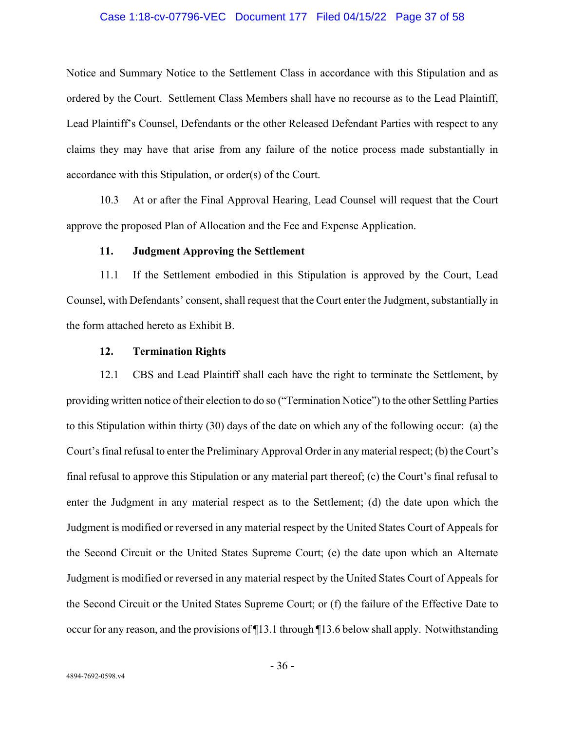Notice and Summary Notice to the Settlement Class in accordance with this Stipulation and as ordered by the Court. Settlement Class Members shall have no recourse as to the Lead Plaintiff, Lead Plaintiff's Counsel, Defendants or the other Released Defendant Parties with respect to any claims they may have that arise from any failure of the notice process made substantially in accordance with this Stipulation, or order(s) of the Court.

10.3 At or after the Final Approval Hearing, Lead Counsel will request that the Court approve the proposed Plan of Allocation and the Fee and Expense Application.

**11. Judgment Approving the Settlement**

11.1 If the Settlement embodied in this Stipulation is approved by the Court, Lead Counsel, with Defendants' consent, shall request that the Court enter the Judgment, substantially in the form attached hereto as Exhibit B.

**12. Termination Rights**

12.1 CBS and Lead Plaintiff shall each have the right to terminate the Settlement, by providing written notice of their election to do so ("Termination Notice") to the other Settling Parties to this Stipulation within thirty (30) days of the date on which any of the following occur: (a) the Court's final refusal to enter the Preliminary Approval Order in any material respect; (b) the Court's final refusal to approve this Stipulation or any material part thereof; (c) the Court's final refusal to enter the Judgment in any material respect as to the Settlement; (d) the date upon which the Judgment is modified or reversed in any material respect by the United States Court of Appeals for the Second Circuit or the United States Supreme Court; (e) the date upon which an Alternate Judgment is modified or reversed in any material respect by the United States Court of Appeals for the Second Circuit or the United States Supreme Court; or (f) the failure of the Effective Date to occur for any reason, and the provisions of ¶13.1 through ¶13.6 below shall apply. Notwithstanding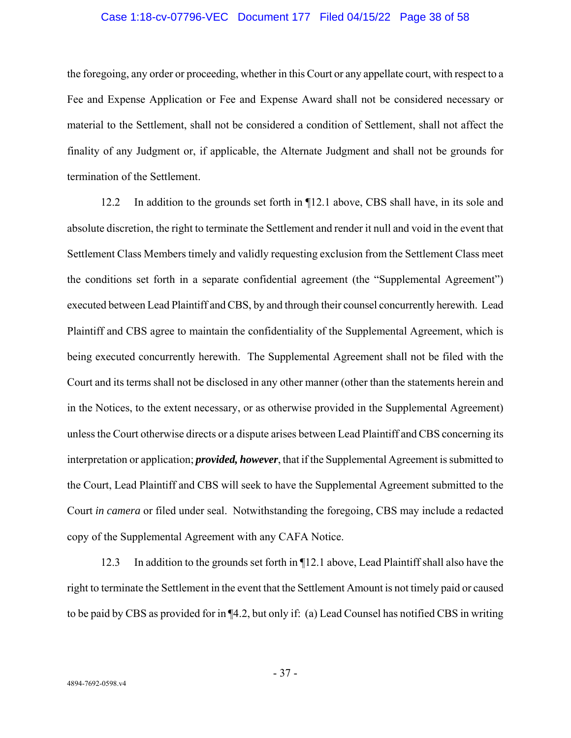the foregoing, any order or proceeding, whether in this Court or any appellate court, with respect to a Fee and Expense Application or Fee and Expense Award shall not be considered necessary or material to the Settlement, shall not be considered a condition of Settlement, shall not affect the finality of any Judgment or, if applicable, the Alternate Judgment and shall not be grounds for termination of the Settlement.

12.2 In addition to the grounds set forth in ¶12.1 above, CBS shall have, in its sole and absolute discretion, the right to terminate the Settlement and render it null and void in the event that Settlement Class Members timely and validly requesting exclusion from the Settlement Class meet the conditions set forth in a separate confidential agreement (the "Supplemental Agreement") executed between Lead Plaintiff and CBS, by and through their counsel concurrently herewith. Lead Plaintiff and CBS agree to maintain the confidentiality of the Supplemental Agreement, which is being executed concurrently herewith. The Supplemental Agreement shall not be filed with the Court and its terms shall not be disclosed in any other manner (other than the statements herein and in the Notices, to the extent necessary, or as otherwise provided in the Supplemental Agreement) unless the Court otherwise directs or a dispute arises between Lead Plaintiff and CBS concerning its interpretation or application; ***provided, however***, that if the Supplemental Agreement is submitted to the Court, Lead Plaintiff and CBS will seek to have the Supplemental Agreement submitted to the Court *in camera* or filed under seal. Notwithstanding the foregoing, CBS may include a redacted copy of the Supplemental Agreement with any CAFA Notice.

12.3 In addition to the grounds set forth in ¶12.1 above, Lead Plaintiff shall also have the right to terminate the Settlement in the event that the Settlement Amount is not timely paid or caused to be paid by CBS as provided for in ¶4.2, but only if: (a) Lead Counsel has notified CBS in writing

4894-7692-0598.v4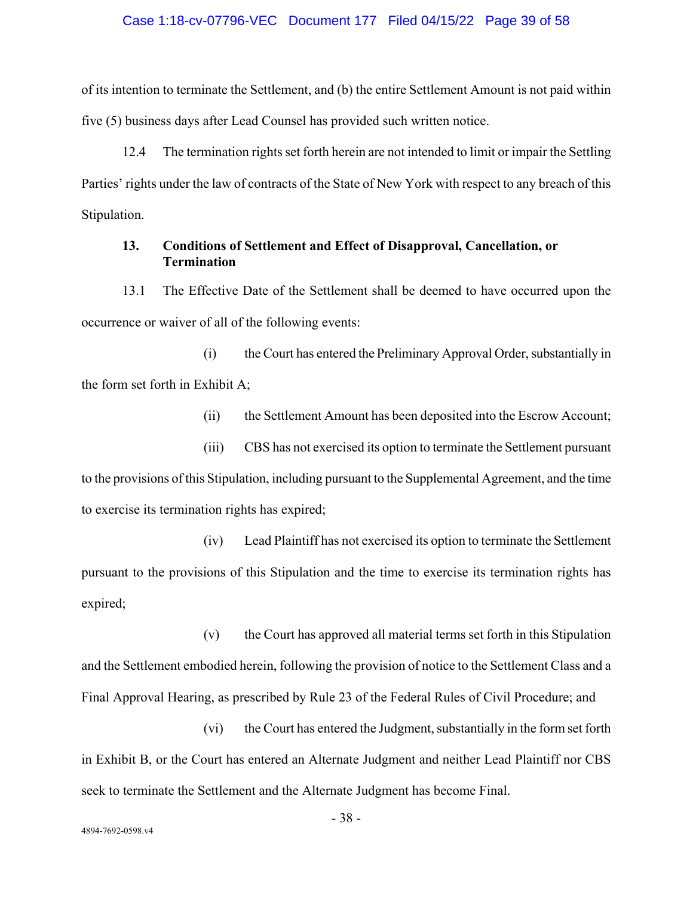of its intention to terminate the Settlement, and (b) the entire Settlement Amount is not paid within five (5) business days after Lead Counsel has provided such written notice.

12.4 The termination rights set forth herein are not intended to limit or impair the Settling Parties' rights under the law of contracts of the State of New York with respect to any breach of this Stipulation.

### 13. Conditions of Settlement and Effect of Disapproval, Cancellation, or Termination

13.1 The Effective Date of the Settlement shall be deemed to have occurred upon the occurrence or waiver of all of the following events:

(i) the Court has entered the Preliminary Approval Order, substantially in the form set forth in Exhibit A;

(ii) the Settlement Amount has been deposited into the Escrow Account;

(iii) CBS has not exercised its option to terminate the Settlement pursuant to the provisions of this Stipulation, including pursuant to the Supplemental Agreement, and the time to exercise its termination rights has expired;

(iv) Lead Plaintiff has not exercised its option to terminate the Settlement pursuant to the provisions of this Stipulation and the time to exercise its termination rights has expired;

(v) the Court has approved all material terms set forth in this Stipulation and the Settlement embodied herein, following the provision of notice to the Settlement Class and a Final Approval Hearing, as prescribed by Rule 23 of the Federal Rules of Civil Procedure; and

(vi) the Court has entered the Judgment, substantially in the form set forth in Exhibit B, or the Court has entered an Alternate Judgment and neither Lead Plaintiff nor CBS seek to terminate the Settlement and the Alternate Judgment has become Final.

4894-7692-0598.v4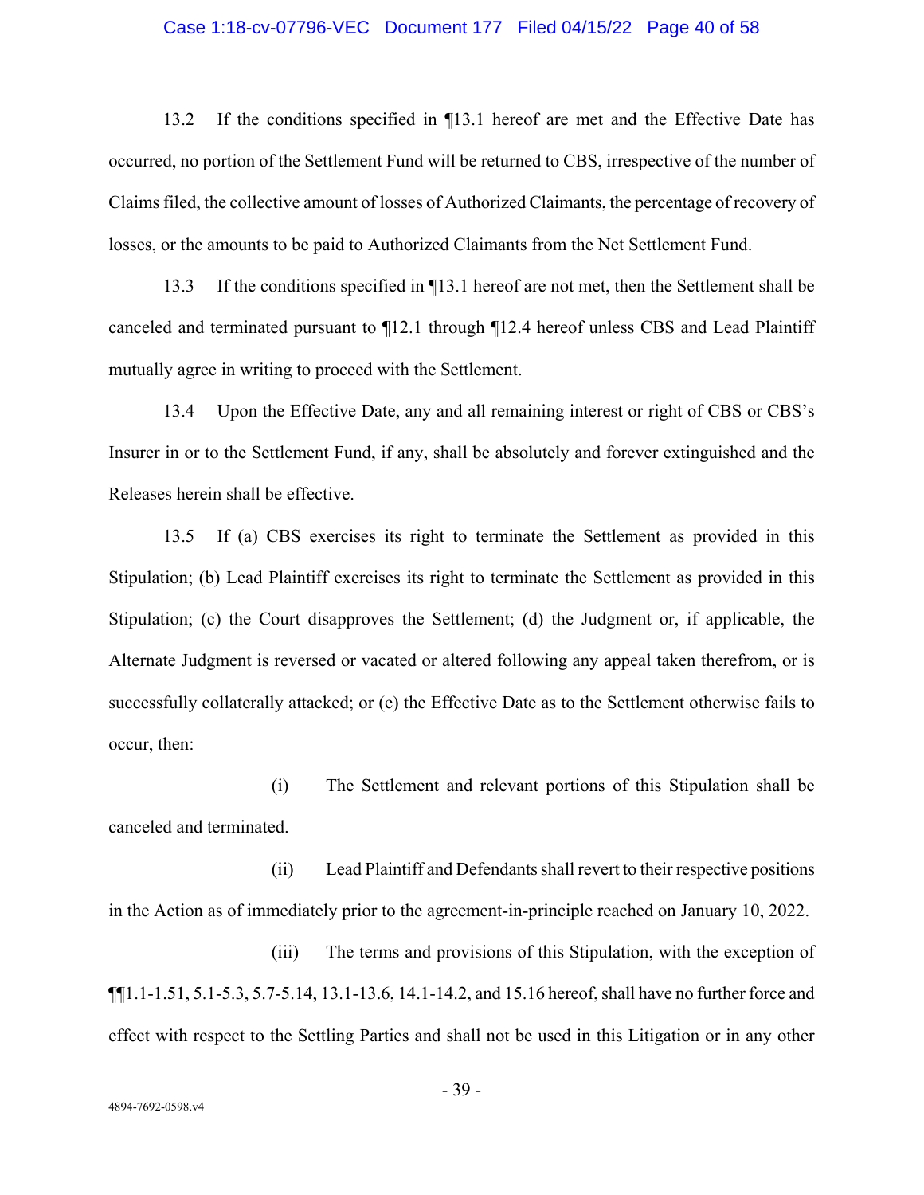13.2 If the conditions specified in ¶13.1 hereof are met and the Effective Date has occurred, no portion of the Settlement Fund will be returned to CBS, irrespective of the number of Claims filed, the collective amount of losses of Authorized Claimants, the percentage of recovery of losses, or the amounts to be paid to Authorized Claimants from the Net Settlement Fund.

13.3 If the conditions specified in ¶13.1 hereof are not met, then the Settlement shall be canceled and terminated pursuant to ¶12.1 through ¶12.4 hereof unless CBS and Lead Plaintiff mutually agree in writing to proceed with the Settlement.

13.4 Upon the Effective Date, any and all remaining interest or right of CBS or CBS's Insurer in or to the Settlement Fund, if any, shall be absolutely and forever extinguished and the Releases herein shall be effective.

13.5 If (a) CBS exercises its right to terminate the Settlement as provided in this Stipulation; (b) Lead Plaintiff exercises its right to terminate the Settlement as provided in this Stipulation; (c) the Court disapproves the Settlement; (d) the Judgment or, if applicable, the Alternate Judgment is reversed or vacated or altered following any appeal taken therefrom, or is successfully collaterally attacked; or (e) the Effective Date as to the Settlement otherwise fails to occur, then:

(i) The Settlement and relevant portions of this Stipulation shall be canceled and terminated.

(ii) Lead Plaintiff and Defendants shall revert to their respective positions in the Action as of immediately prior to the agreement-in-principle reached on January 10, 2022.

(iii) The terms and provisions of this Stipulation, with the exception of ¶¶1.1-1.51, 5.1-5.3, 5.7-5.14, 13.1-13.6, 14.1-14.2, and 15.16 hereof, shall have no further force and effect with respect to the Settling Parties and shall not be used in this Litigation or in any other

4894-7692-0598.v4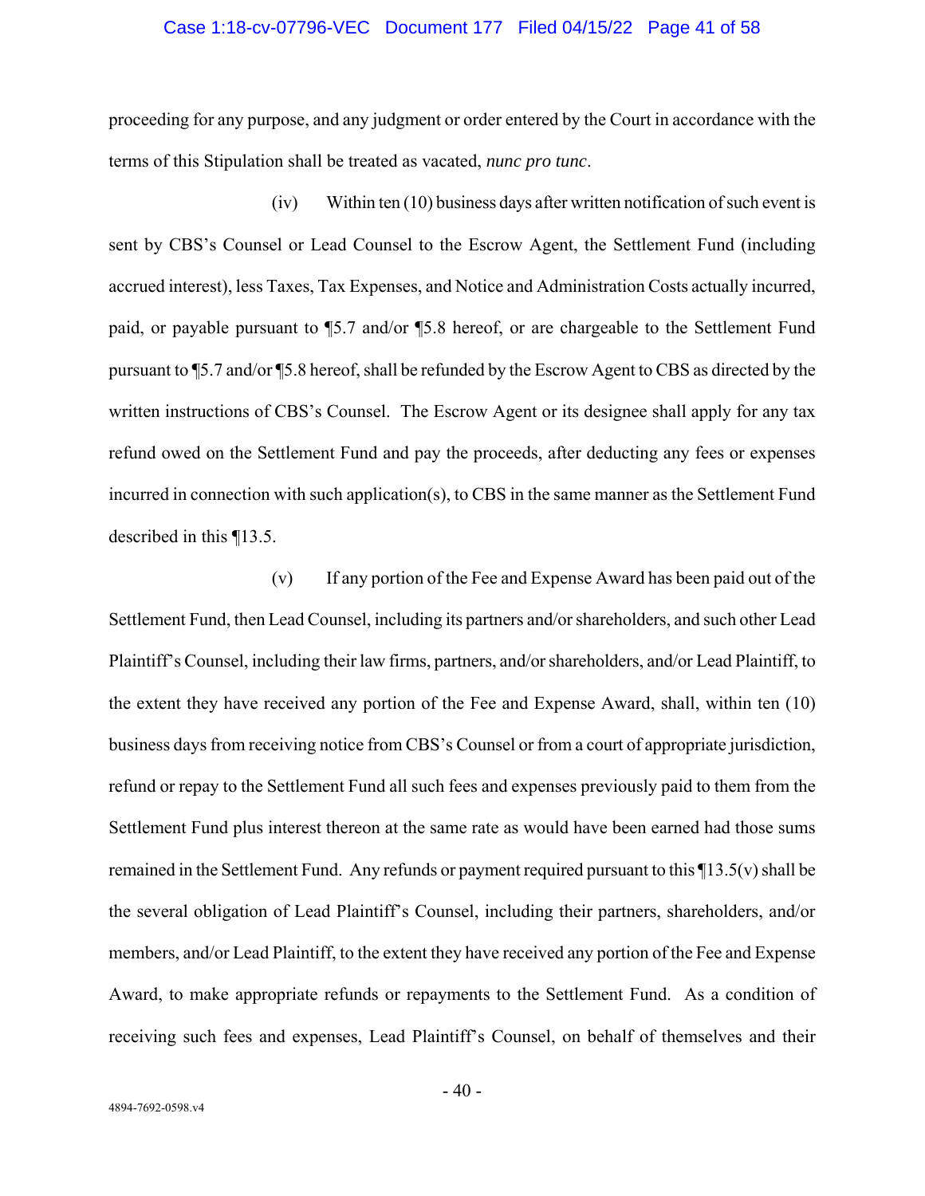proceeding for any purpose, and any judgment or order entered by the Court in accordance with the terms of this Stipulation shall be treated as vacated, *nunc pro tunc*.

(iv) Within ten (10) business days after written notification of such event is sent by CBS's Counsel or Lead Counsel to the Escrow Agent, the Settlement Fund (including accrued interest), less Taxes, Tax Expenses, and Notice and Administration Costs actually incurred, paid, or payable pursuant to ¶5.7 and/or ¶5.8 hereof, or are chargeable to the Settlement Fund pursuant to ¶5.7 and/or ¶5.8 hereof, shall be refunded by the Escrow Agent to CBS as directed by the written instructions of CBS's Counsel. The Escrow Agent or its designee shall apply for any tax refund owed on the Settlement Fund and pay the proceeds, after deducting any fees or expenses incurred in connection with such application(s), to CBS in the same manner as the Settlement Fund described in this ¶13.5.

(v) If any portion of the Fee and Expense Award has been paid out of the Settlement Fund, then Lead Counsel, including its partners and/or shareholders, and such other Lead Plaintiff's Counsel, including their law firms, partners, and/or shareholders, and/or Lead Plaintiff, to the extent they have received any portion of the Fee and Expense Award, shall, within ten (10) business days from receiving notice from CBS's Counsel or from a court of appropriate jurisdiction, refund or repay to the Settlement Fund all such fees and expenses previously paid to them from the Settlement Fund plus interest thereon at the same rate as would have been earned had those sums remained in the Settlement Fund. Any refunds or payment required pursuant to this ¶13.5(v) shall be the several obligation of Lead Plaintiff's Counsel, including their partners, shareholders, and/or members, and/or Lead Plaintiff, to the extent they have received any portion of the Fee and Expense Award, to make appropriate refunds or repayments to the Settlement Fund. As a condition of receiving such fees and expenses, Lead Plaintiff's Counsel, on behalf of themselves and their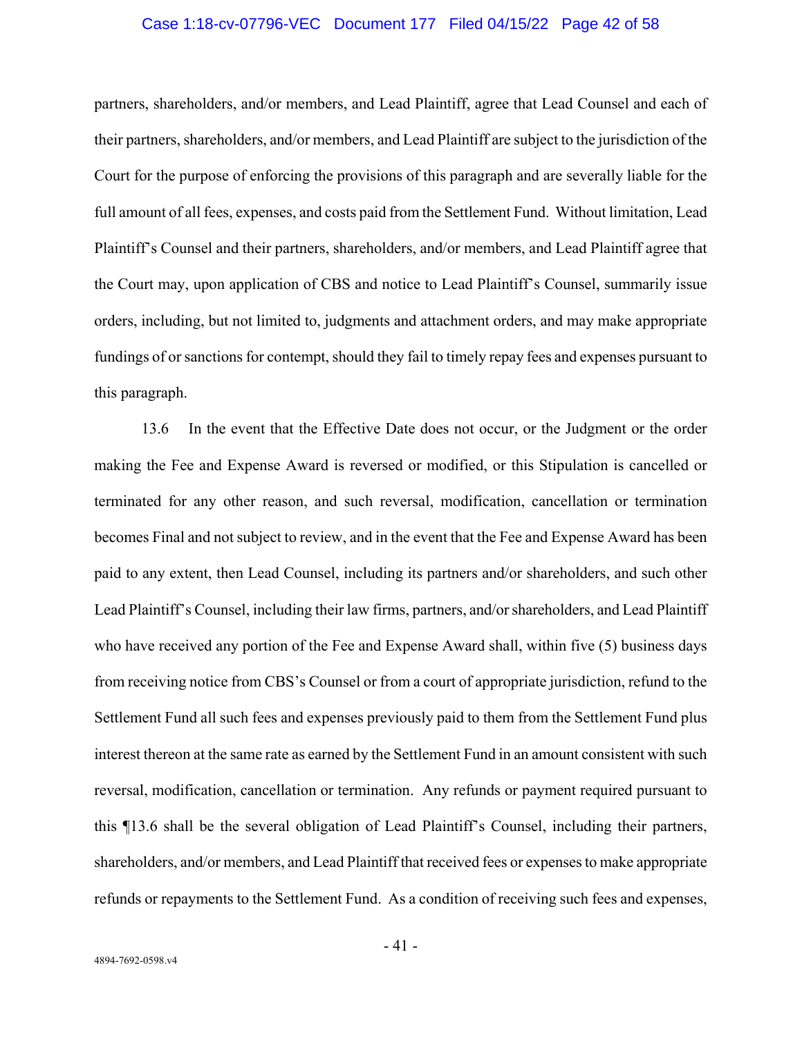partners, shareholders, and/or members, and Lead Plaintiff, agree that Lead Counsel and each of their partners, shareholders, and/or members, and Lead Plaintiff are subject to the jurisdiction of the Court for the purpose of enforcing the provisions of this paragraph and are severally liable for the full amount of all fees, expenses, and costs paid from the Settlement Fund. Without limitation, Lead Plaintiff's Counsel and their partners, shareholders, and/or members, and Lead Plaintiff agree that the Court may, upon application of CBS and notice to Lead Plaintiff's Counsel, summarily issue orders, including, but not limited to, judgments and attachment orders, and may make appropriate fundings of or sanctions for contempt, should they fail to timely repay fees and expenses pursuant to this paragraph.

13.6 In the event that the Effective Date does not occur, or the Judgment or the order making the Fee and Expense Award is reversed or modified, or this Stipulation is cancelled or terminated for any other reason, and such reversal, modification, cancellation or termination becomes Final and not subject to review, and in the event that the Fee and Expense Award has been paid to any extent, then Lead Counsel, including its partners and/or shareholders, and such other Lead Plaintiff's Counsel, including their law firms, partners, and/or shareholders, and Lead Plaintiff who have received any portion of the Fee and Expense Award shall, within five (5) business days from receiving notice from CBS's Counsel or from a court of appropriate jurisdiction, refund to the Settlement Fund all such fees and expenses previously paid to them from the Settlement Fund plus interest thereon at the same rate as earned by the Settlement Fund in an amount consistent with such reversal, modification, cancellation or termination. Any refunds or payment required pursuant to this ¶13.6 shall be the several obligation of Lead Plaintiff's Counsel, including their partners, shareholders, and/or members, and Lead Plaintiff that received fees or expenses to make appropriate refunds or repayments to the Settlement Fund. As a condition of receiving such fees and expenses,

4894-7692-0598.v4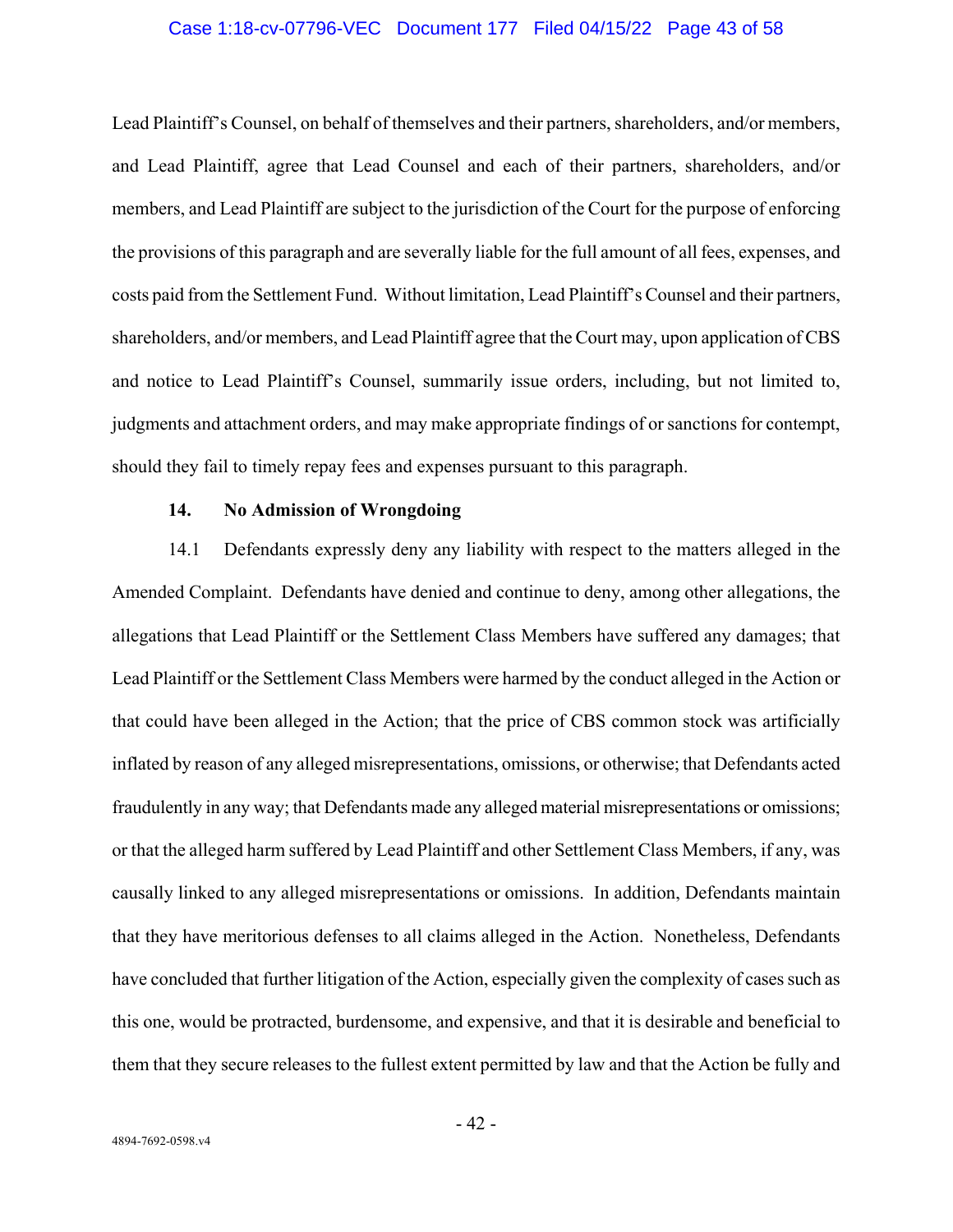Lead Plaintiff's Counsel, on behalf of themselves and their partners, shareholders, and/or members, and Lead Plaintiff, agree that Lead Counsel and each of their partners, shareholders, and/or members, and Lead Plaintiff are subject to the jurisdiction of the Court for the purpose of enforcing the provisions of this paragraph and are severally liable for the full amount of all fees, expenses, and costs paid from the Settlement Fund. Without limitation, Lead Plaintiff's Counsel and their partners, shareholders, and/or members, and Lead Plaintiff agree that the Court may, upon application of CBS and notice to Lead Plaintiff's Counsel, summarily issue orders, including, but not limited to, judgments and attachment orders, and may make appropriate findings of or sanctions for contempt, should they fail to timely repay fees and expenses pursuant to this paragraph.

**14. No Admission of Wrongdoing**

14.1 Defendants expressly deny any liability with respect to the matters alleged in the Amended Complaint. Defendants have denied and continue to deny, among other allegations, the allegations that Lead Plaintiff or the Settlement Class Members have suffered any damages; that Lead Plaintiff or the Settlement Class Members were harmed by the conduct alleged in the Action or that could have been alleged in the Action; that the price of CBS common stock was artificially inflated by reason of any alleged misrepresentations, omissions, or otherwise; that Defendants acted fraudulently in any way; that Defendants made any alleged material misrepresentations or omissions; or that the alleged harm suffered by Lead Plaintiff and other Settlement Class Members, if any, was causally linked to any alleged misrepresentations or omissions. In addition, Defendants maintain that they have meritorious defenses to all claims alleged in the Action. Nonetheless, Defendants have concluded that further litigation of the Action, especially given the complexity of cases such as this one, would be protracted, burdensome, and expensive, and that it is desirable and beneficial to them that they secure releases to the fullest extent permitted by law and that the Action be fully and

4894-7692-0598.v4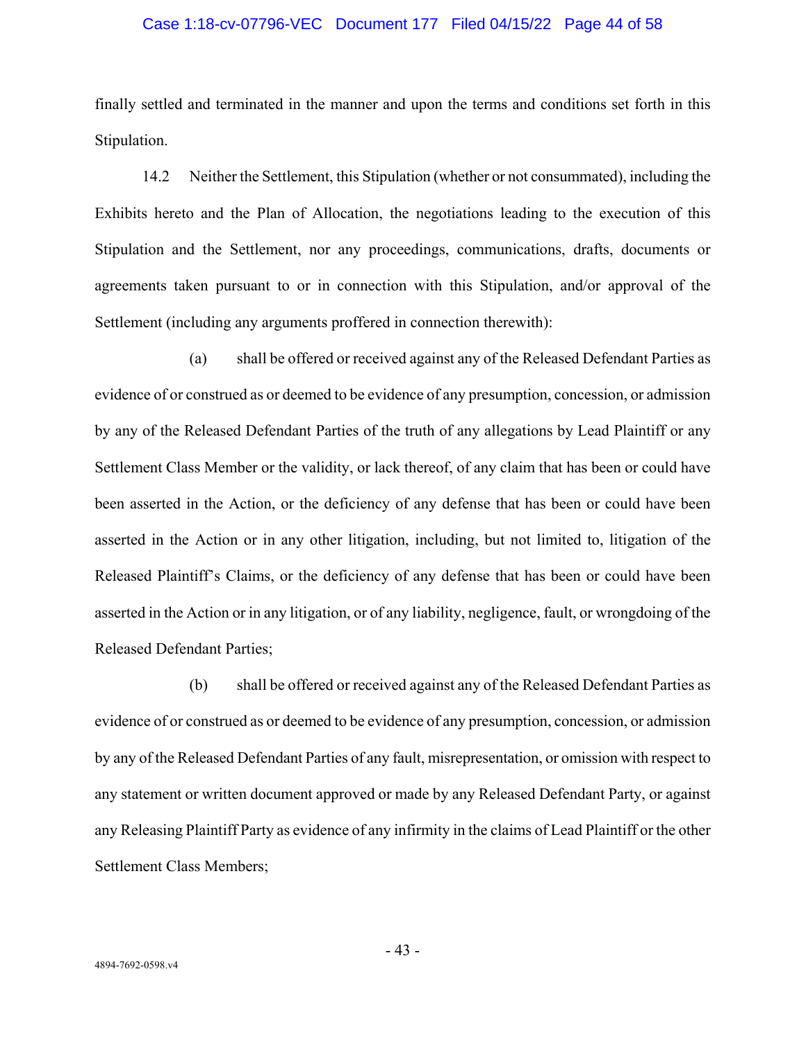finally settled and terminated in the manner and upon the terms and conditions set forth in this Stipulation.

14.2 Neither the Settlement, this Stipulation (whether or not consummated), including the Exhibits hereto and the Plan of Allocation, the negotiations leading to the execution of this Stipulation and the Settlement, nor any proceedings, communications, drafts, documents or agreements taken pursuant to or in connection with this Stipulation, and/or approval of the Settlement (including any arguments proffered in connection therewith):

(a) shall be offered or received against any of the Released Defendant Parties as evidence of or construed as or deemed to be evidence of any presumption, concession, or admission by any of the Released Defendant Parties of the truth of any allegations by Lead Plaintiff or any Settlement Class Member or the validity, or lack thereof, of any claim that has been or could have been asserted in the Action, or the deficiency of any defense that has been or could have been asserted in the Action or in any other litigation, including, but not limited to, litigation of the Released Plaintiff's Claims, or the deficiency of any defense that has been or could have been asserted in the Action or in any litigation, or of any liability, negligence, fault, or wrongdoing of the Released Defendant Parties;

(b) shall be offered or received against any of the Released Defendant Parties as evidence of or construed as or deemed to be evidence of any presumption, concession, or admission by any of the Released Defendant Parties of any fault, misrepresentation, or omission with respect to any statement or written document approved or made by any Released Defendant Party, or against any Releasing Plaintiff Party as evidence of any infirmity in the claims of Lead Plaintiff or the other Settlement Class Members;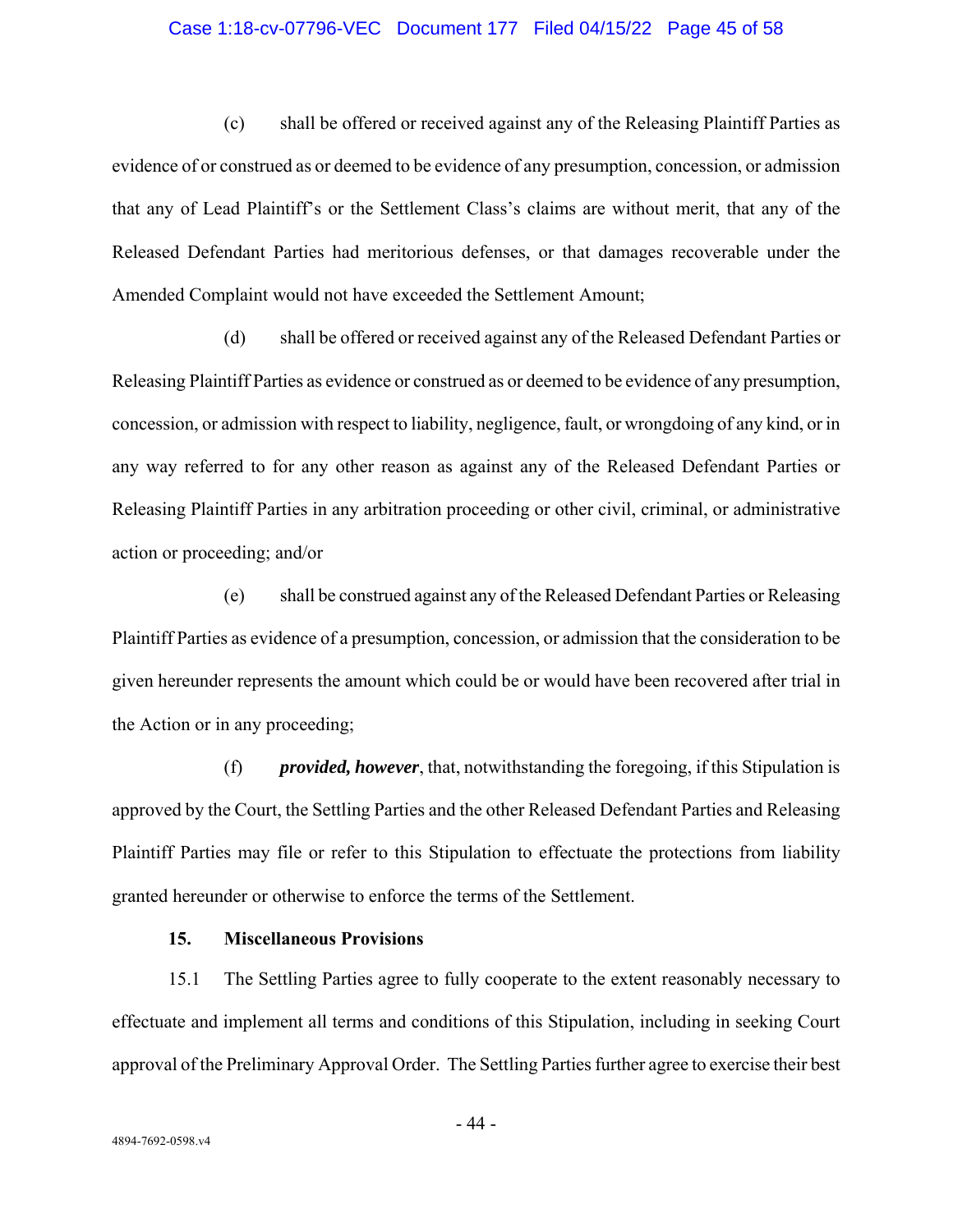(c) shall be offered or received against any of the Releasing Plaintiff Parties as evidence of or construed as or deemed to be evidence of any presumption, concession, or admission that any of Lead Plaintiff's or the Settlement Class's claims are without merit, that any of the Released Defendant Parties had meritorious defenses, or that damages recoverable under the Amended Complaint would not have exceeded the Settlement Amount;

(d) shall be offered or received against any of the Released Defendant Parties or Releasing Plaintiff Parties as evidence or construed as or deemed to be evidence of any presumption, concession, or admission with respect to liability, negligence, fault, or wrongdoing of any kind, or in any way referred to for any other reason as against any of the Released Defendant Parties or Releasing Plaintiff Parties in any arbitration proceeding or other civil, criminal, or administrative action or proceeding; and/or

(e) shall be construed against any of the Released Defendant Parties or Releasing Plaintiff Parties as evidence of a presumption, concession, or admission that the consideration to be given hereunder represents the amount which could be or would have been recovered after trial in the Action or in any proceeding;

(f) ***provided, however***, that, notwithstanding the foregoing, if this Stipulation is approved by the Court, the Settling Parties and the other Released Defendant Parties and Releasing Plaintiff Parties may file or refer to this Stipulation to effectuate the protections from liability granted hereunder or otherwise to enforce the terms of the Settlement.

**15. Miscellaneous Provisions**

15.1 The Settling Parties agree to fully cooperate to the extent reasonably necessary to effectuate and implement all terms and conditions of this Stipulation, including in seeking Court approval of the Preliminary Approval Order. The Settling Parties further agree to exercise their best

4894-7692-0598.v4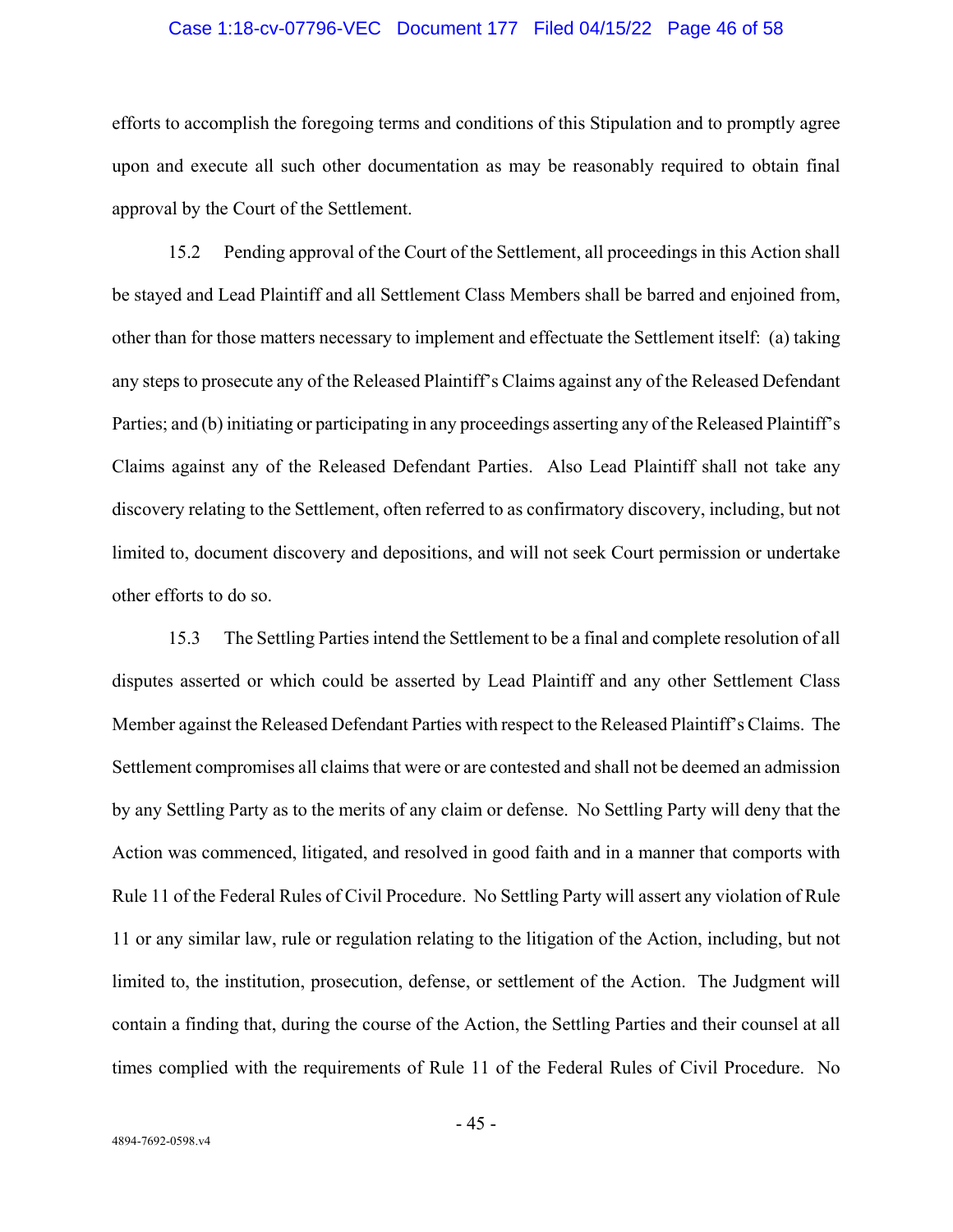efforts to accomplish the foregoing terms and conditions of this Stipulation and to promptly agree upon and execute all such other documentation as may be reasonably required to obtain final approval by the Court of the Settlement.

15.2 Pending approval of the Court of the Settlement, all proceedings in this Action shall be stayed and Lead Plaintiff and all Settlement Class Members shall be barred and enjoined from, other than for those matters necessary to implement and effectuate the Settlement itself: (a) taking any steps to prosecute any of the Released Plaintiff's Claims against any of the Released Defendant Parties; and (b) initiating or participating in any proceedings asserting any of the Released Plaintiff's Claims against any of the Released Defendant Parties. Also Lead Plaintiff shall not take any discovery relating to the Settlement, often referred to as confirmatory discovery, including, but not limited to, document discovery and depositions, and will not seek Court permission or undertake other efforts to do so.

15.3 The Settling Parties intend the Settlement to be a final and complete resolution of all disputes asserted or which could be asserted by Lead Plaintiff and any other Settlement Class Member against the Released Defendant Parties with respect to the Released Plaintiff's Claims. The Settlement compromises all claims that were or are contested and shall not be deemed an admission by any Settling Party as to the merits of any claim or defense. No Settling Party will deny that the Action was commenced, litigated, and resolved in good faith and in a manner that comports with Rule 11 of the Federal Rules of Civil Procedure. No Settling Party will assert any violation of Rule 11 or any similar law, rule or regulation relating to the litigation of the Action, including, but not limited to, the institution, prosecution, defense, or settlement of the Action. The Judgment will contain a finding that, during the course of the Action, the Settling Parties and their counsel at all times complied with the requirements of Rule 11 of the Federal Rules of Civil Procedure. No

4894-7692-0598.v4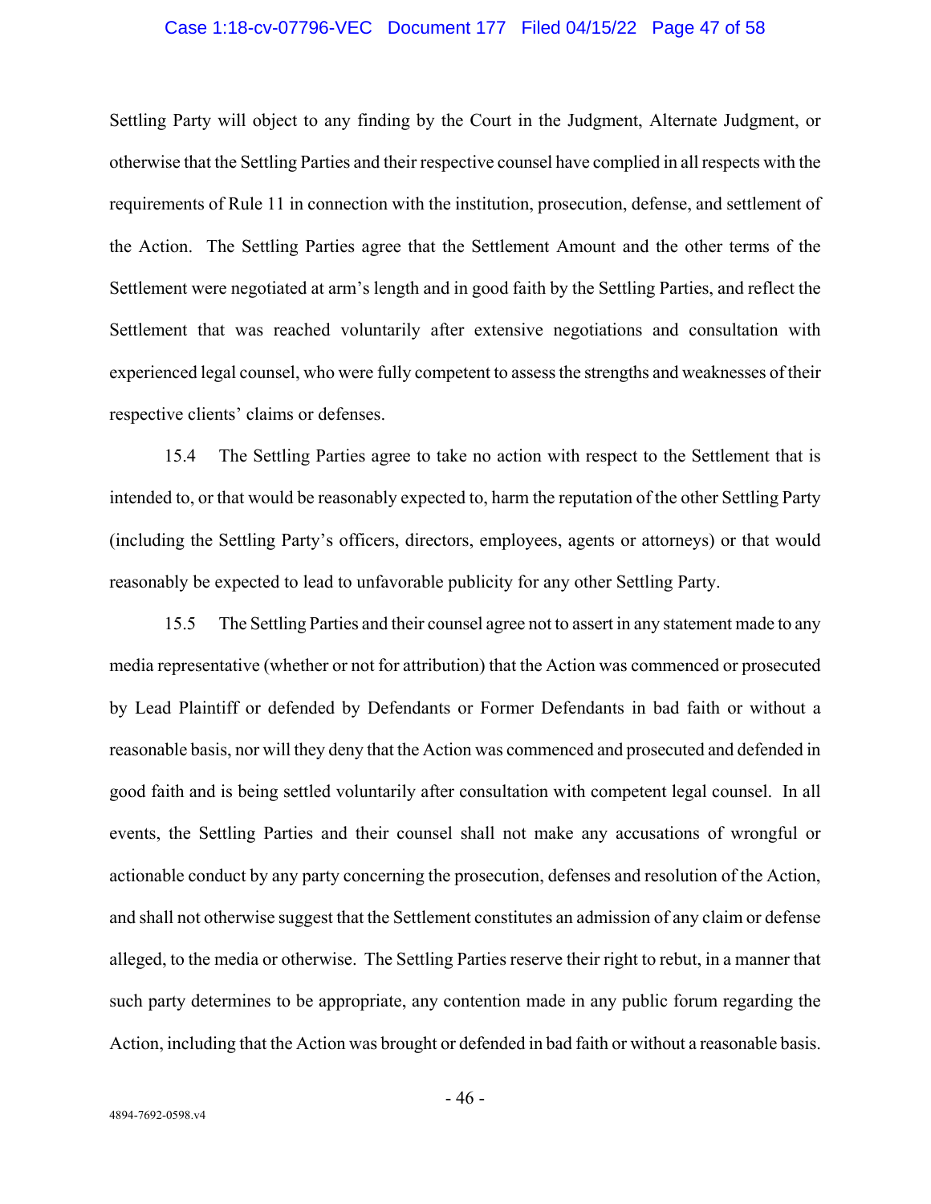Settling Party will object to any finding by the Court in the Judgment, Alternate Judgment, or otherwise that the Settling Parties and their respective counsel have complied in all respects with the requirements of Rule 11 in connection with the institution, prosecution, defense, and settlement of the Action. The Settling Parties agree that the Settlement Amount and the other terms of the Settlement were negotiated at arm's length and in good faith by the Settling Parties, and reflect the Settlement that was reached voluntarily after extensive negotiations and consultation with experienced legal counsel, who were fully competent to assess the strengths and weaknesses of their respective clients' claims or defenses.

15.4 The Settling Parties agree to take no action with respect to the Settlement that is intended to, or that would be reasonably expected to, harm the reputation of the other Settling Party (including the Settling Party's officers, directors, employees, agents or attorneys) or that would reasonably be expected to lead to unfavorable publicity for any other Settling Party.

15.5 The Settling Parties and their counsel agree not to assert in any statement made to any media representative (whether or not for attribution) that the Action was commenced or prosecuted by Lead Plaintiff or defended by Defendants or Former Defendants in bad faith or without a reasonable basis, nor will they deny that the Action was commenced and prosecuted and defended in good faith and is being settled voluntarily after consultation with competent legal counsel. In all events, the Settling Parties and their counsel shall not make any accusations of wrongful or actionable conduct by any party concerning the prosecution, defenses and resolution of the Action, and shall not otherwise suggest that the Settlement constitutes an admission of any claim or defense alleged, to the media or otherwise. The Settling Parties reserve their right to rebut, in a manner that such party determines to be appropriate, any contention made in any public forum regarding the Action, including that the Action was brought or defended in bad faith or without a reasonable basis.

4894-7692-0598.v4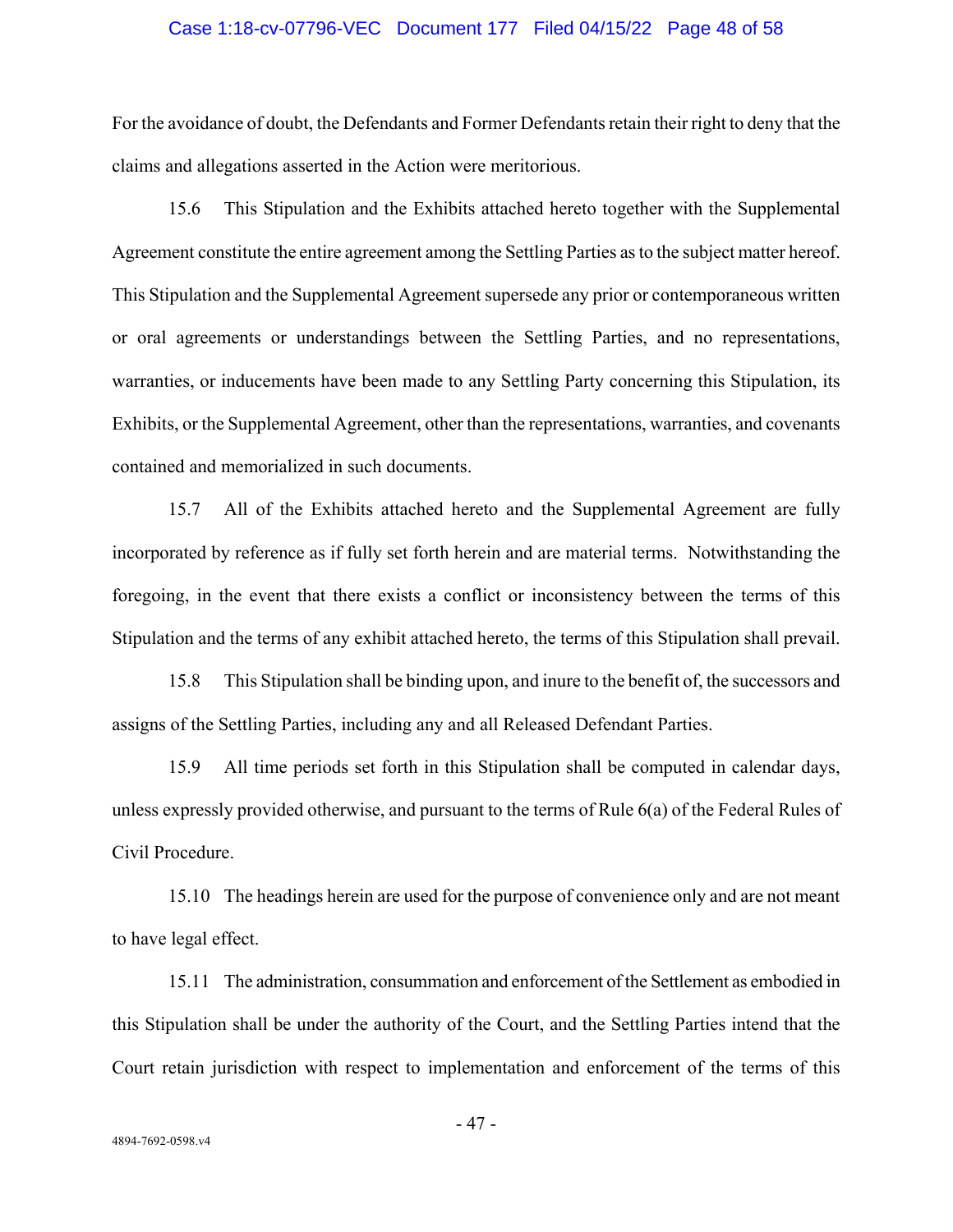For the avoidance of doubt, the Defendants and Former Defendants retain their right to deny that the claims and allegations asserted in the Action were meritorious.

15.6 This Stipulation and the Exhibits attached hereto together with the Supplemental Agreement constitute the entire agreement among the Settling Parties as to the subject matter hereof. This Stipulation and the Supplemental Agreement supersede any prior or contemporaneous written or oral agreements or understandings between the Settling Parties, and no representations, warranties, or inducements have been made to any Settling Party concerning this Stipulation, its Exhibits, or the Supplemental Agreement, other than the representations, warranties, and covenants contained and memorialized in such documents.

15.7 All of the Exhibits attached hereto and the Supplemental Agreement are fully incorporated by reference as if fully set forth herein and are material terms. Notwithstanding the foregoing, in the event that there exists a conflict or inconsistency between the terms of this Stipulation and the terms of any exhibit attached hereto, the terms of this Stipulation shall prevail.

15.8 This Stipulation shall be binding upon, and inure to the benefit of, the successors and assigns of the Settling Parties, including any and all Released Defendant Parties.

15.9 All time periods set forth in this Stipulation shall be computed in calendar days, unless expressly provided otherwise, and pursuant to the terms of Rule 6(a) of the Federal Rules of Civil Procedure.

15.10 The headings herein are used for the purpose of convenience only and are not meant to have legal effect.

15.11 The administration, consummation and enforcement of the Settlement as embodied in this Stipulation shall be under the authority of the Court, and the Settling Parties intend that the Court retain jurisdiction with respect to implementation and enforcement of the terms of this

4894-7692-0598.v4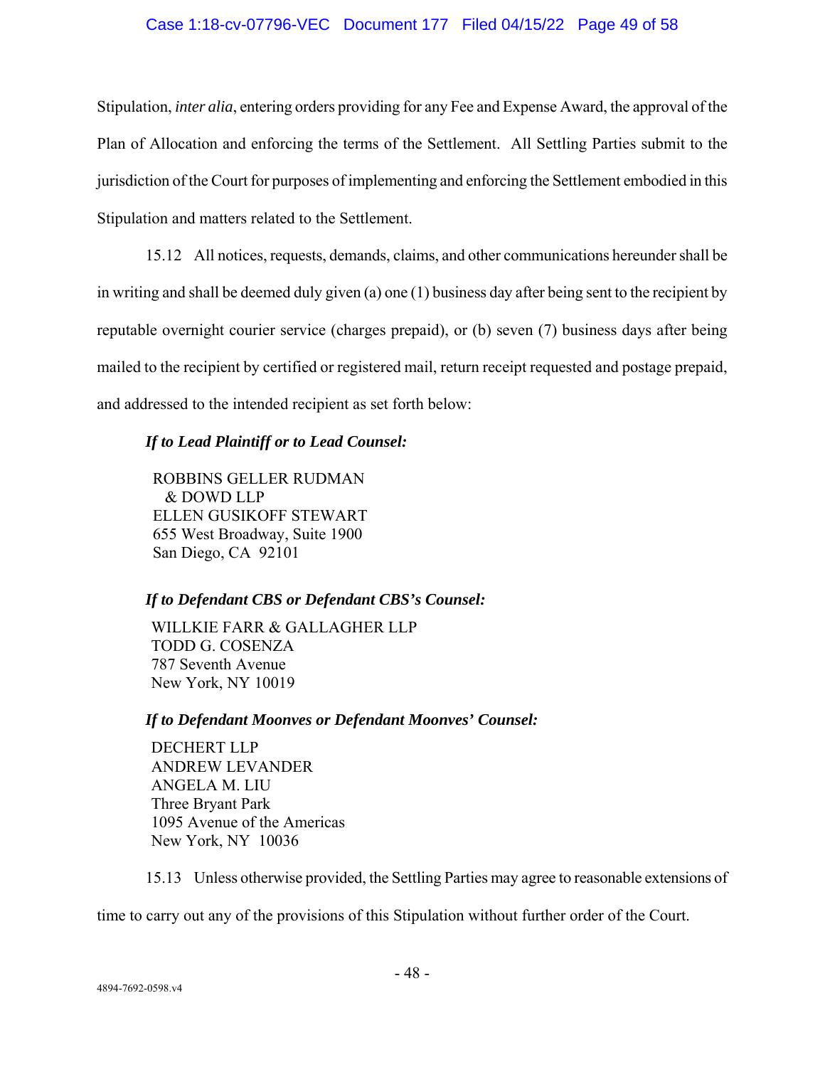Stipulation, *inter alia*, entering orders providing for any Fee and Expense Award, the approval of the Plan of Allocation and enforcing the terms of the Settlement. All Settling Parties submit to the jurisdiction of the Court for purposes of implementing and enforcing the Settlement embodied in this Stipulation and matters related to the Settlement.

15.12 All notices, requests, demands, claims, and other communications hereunder shall be in writing and shall be deemed duly given (a) one (1) business day after being sent to the recipient by reputable overnight courier service (charges prepaid), or (b) seven (7) business days after being mailed to the recipient by certified or registered mail, return receipt requested and postage prepaid, and addressed to the intended recipient as set forth below:

***If to Lead Plaintiff or to Lead Counsel:***

ROBBINS GELLER RUDMAN
  & DOWD LLP
ELLEN GUSIKOFF STEWART
655 West Broadway, Suite 1900
San Diego, CA 92101

***If to Defendant CBS or Defendant CBS's Counsel:***

WILLKIE FARR & GALLAGHER LLP
TODD G. COSENZA
787 Seventh Avenue
New York, NY 10019

***If to Defendant Moonves or Defendant Moonves' Counsel:***

DECHERT LLP
ANDREW LEVANDER
ANGELA M. LIU
Three Bryant Park
1095 Avenue of the Americas
New York, NY 10036

15.13 Unless otherwise provided, the Settling Parties may agree to reasonable extensions of time to carry out any of the provisions of this Stipulation without further order of the Court.

4894-7692-0598.v4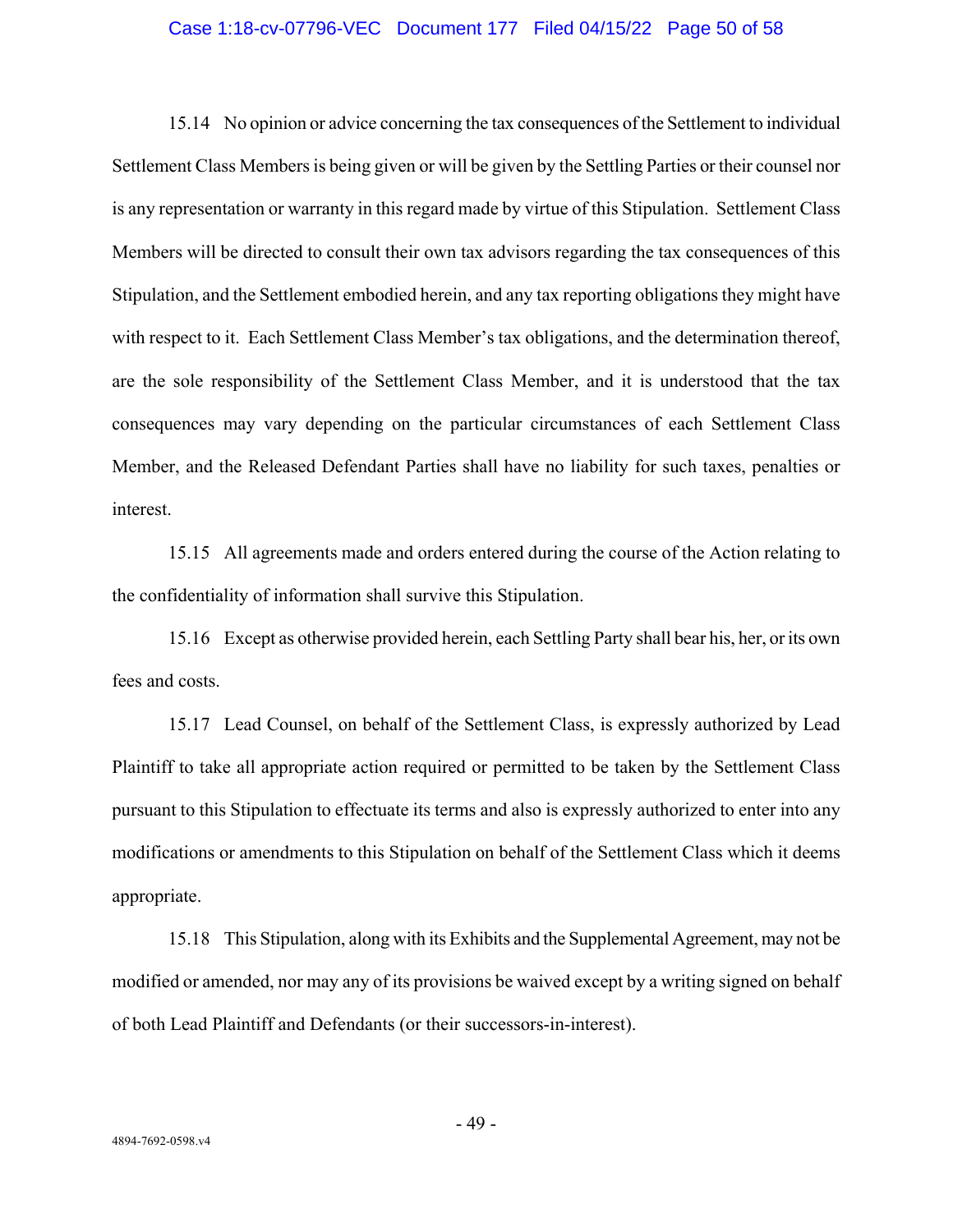15.14 No opinion or advice concerning the tax consequences of the Settlement to individual Settlement Class Members is being given or will be given by the Settling Parties or their counsel nor is any representation or warranty in this regard made by virtue of this Stipulation. Settlement Class Members will be directed to consult their own tax advisors regarding the tax consequences of this Stipulation, and the Settlement embodied herein, and any tax reporting obligations they might have with respect to it. Each Settlement Class Member's tax obligations, and the determination thereof, are the sole responsibility of the Settlement Class Member, and it is understood that the tax consequences may vary depending on the particular circumstances of each Settlement Class Member, and the Released Defendant Parties shall have no liability for such taxes, penalties or interest.

15.15 All agreements made and orders entered during the course of the Action relating to the confidentiality of information shall survive this Stipulation.

15.16 Except as otherwise provided herein, each Settling Party shall bear his, her, or its own fees and costs.

15.17 Lead Counsel, on behalf of the Settlement Class, is expressly authorized by Lead Plaintiff to take all appropriate action required or permitted to be taken by the Settlement Class pursuant to this Stipulation to effectuate its terms and also is expressly authorized to enter into any modifications or amendments to this Stipulation on behalf of the Settlement Class which it deems appropriate.

15.18 This Stipulation, along with its Exhibits and the Supplemental Agreement, may not be modified or amended, nor may any of its provisions be waived except by a writing signed on behalf of both Lead Plaintiff and Defendants (or their successors-in-interest).

4894-7692-0598.v4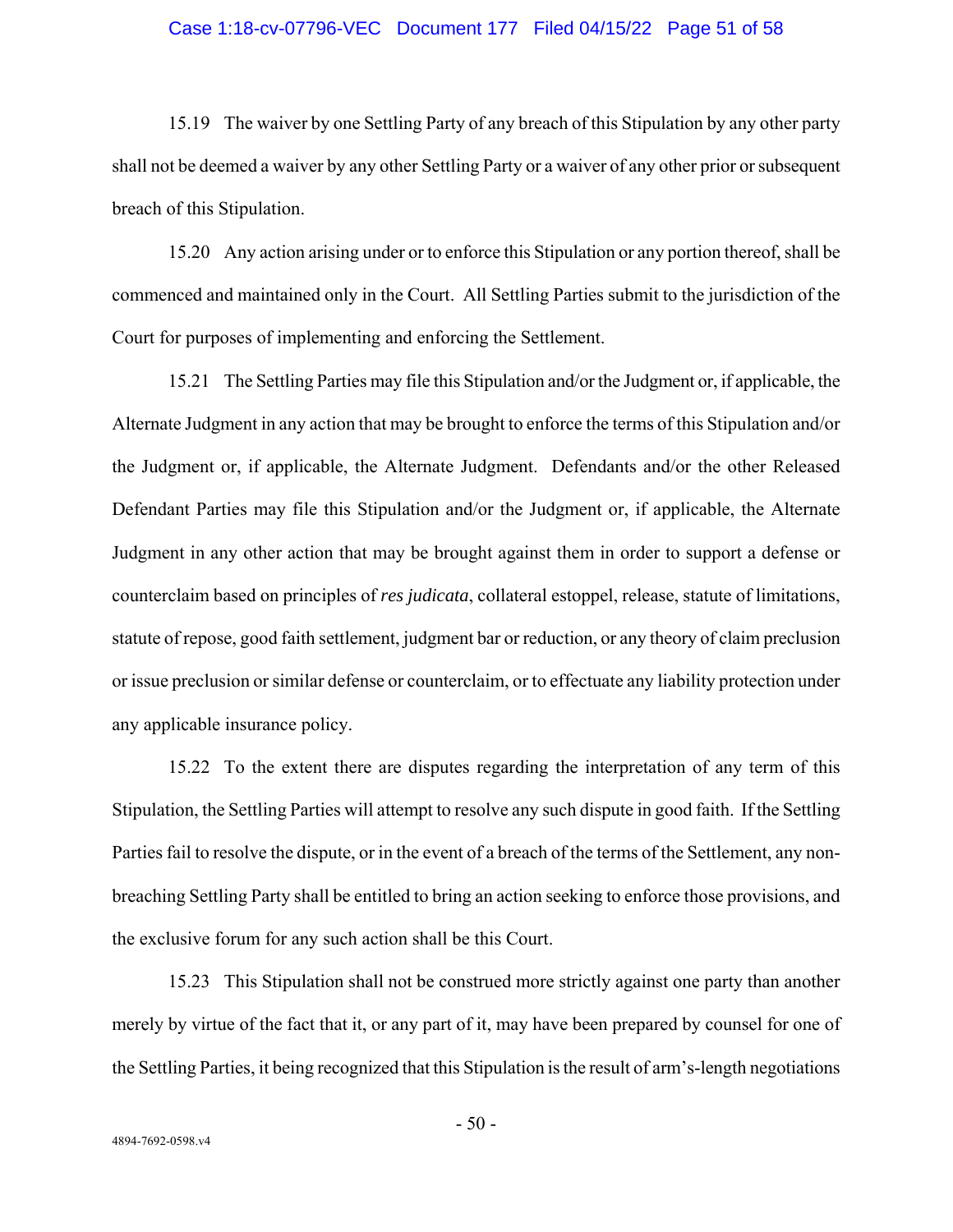15.19 The waiver by one Settling Party of any breach of this Stipulation by any other party shall not be deemed a waiver by any other Settling Party or a waiver of any other prior or subsequent breach of this Stipulation.

15.20 Any action arising under or to enforce this Stipulation or any portion thereof, shall be commenced and maintained only in the Court. All Settling Parties submit to the jurisdiction of the Court for purposes of implementing and enforcing the Settlement.

15.21 The Settling Parties may file this Stipulation and/or the Judgment or, if applicable, the Alternate Judgment in any action that may be brought to enforce the terms of this Stipulation and/or the Judgment or, if applicable, the Alternate Judgment. Defendants and/or the other Released Defendant Parties may file this Stipulation and/or the Judgment or, if applicable, the Alternate Judgment in any other action that may be brought against them in order to support a defense or counterclaim based on principles of *res judicata*, collateral estoppel, release, statute of limitations, statute of repose, good faith settlement, judgment bar or reduction, or any theory of claim preclusion or issue preclusion or similar defense or counterclaim, or to effectuate any liability protection under any applicable insurance policy.

15.22 To the extent there are disputes regarding the interpretation of any term of this Stipulation, the Settling Parties will attempt to resolve any such dispute in good faith. If the Settling Parties fail to resolve the dispute, or in the event of a breach of the terms of the Settlement, any non-breaching Settling Party shall be entitled to bring an action seeking to enforce those provisions, and the exclusive forum for any such action shall be this Court.

15.23 This Stipulation shall not be construed more strictly against one party than another merely by virtue of the fact that it, or any part of it, may have been prepared by counsel for one of the Settling Parties, it being recognized that this Stipulation is the result of arm's-length negotiations

4894-7692-0598.v4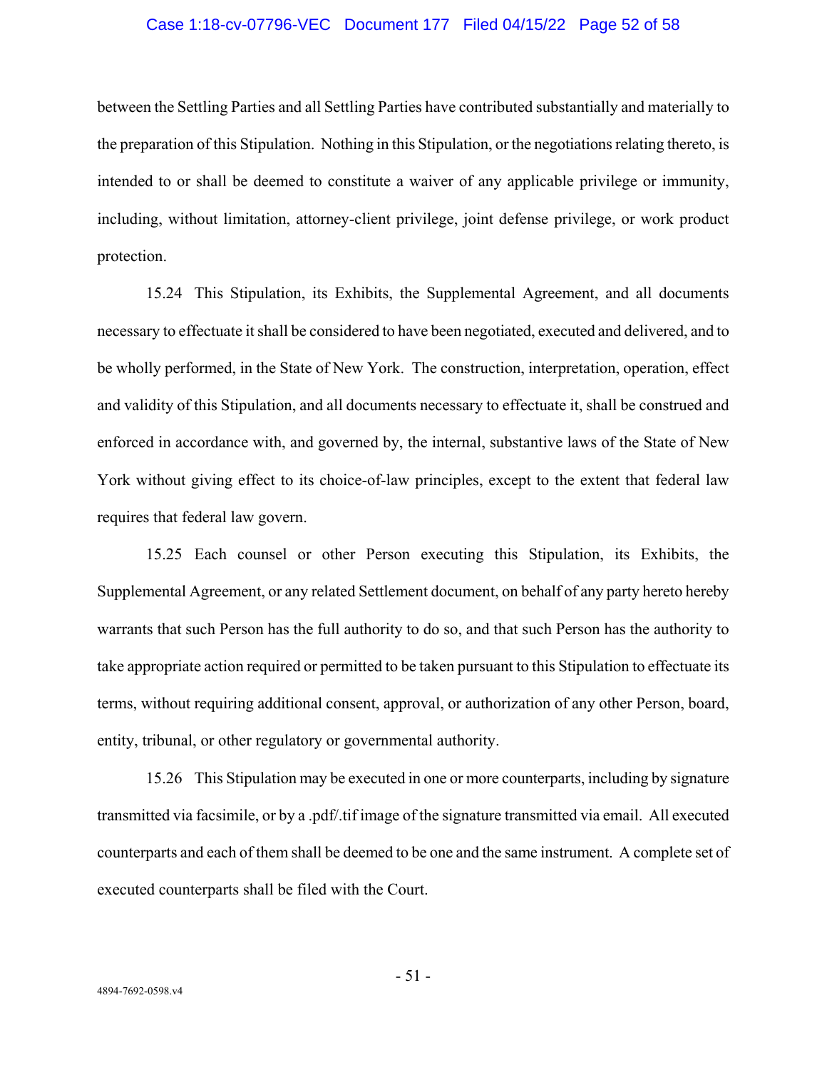between the Settling Parties and all Settling Parties have contributed substantially and materially to the preparation of this Stipulation. Nothing in this Stipulation, or the negotiations relating thereto, is intended to or shall be deemed to constitute a waiver of any applicable privilege or immunity, including, without limitation, attorney-client privilege, joint defense privilege, or work product protection.

15.24 This Stipulation, its Exhibits, the Supplemental Agreement, and all documents necessary to effectuate it shall be considered to have been negotiated, executed and delivered, and to be wholly performed, in the State of New York. The construction, interpretation, operation, effect and validity of this Stipulation, and all documents necessary to effectuate it, shall be construed and enforced in accordance with, and governed by, the internal, substantive laws of the State of New York without giving effect to its choice-of-law principles, except to the extent that federal law requires that federal law govern.

15.25 Each counsel or other Person executing this Stipulation, its Exhibits, the Supplemental Agreement, or any related Settlement document, on behalf of any party hereto hereby warrants that such Person has the full authority to do so, and that such Person has the authority to take appropriate action required or permitted to be taken pursuant to this Stipulation to effectuate its terms, without requiring additional consent, approval, or authorization of any other Person, board, entity, tribunal, or other regulatory or governmental authority.

15.26 This Stipulation may be executed in one or more counterparts, including by signature transmitted via facsimile, or by a .pdf/.tif image of the signature transmitted via email. All executed counterparts and each of them shall be deemed to be one and the same instrument. A complete set of executed counterparts shall be filed with the Court.

4894-7692-0598.v4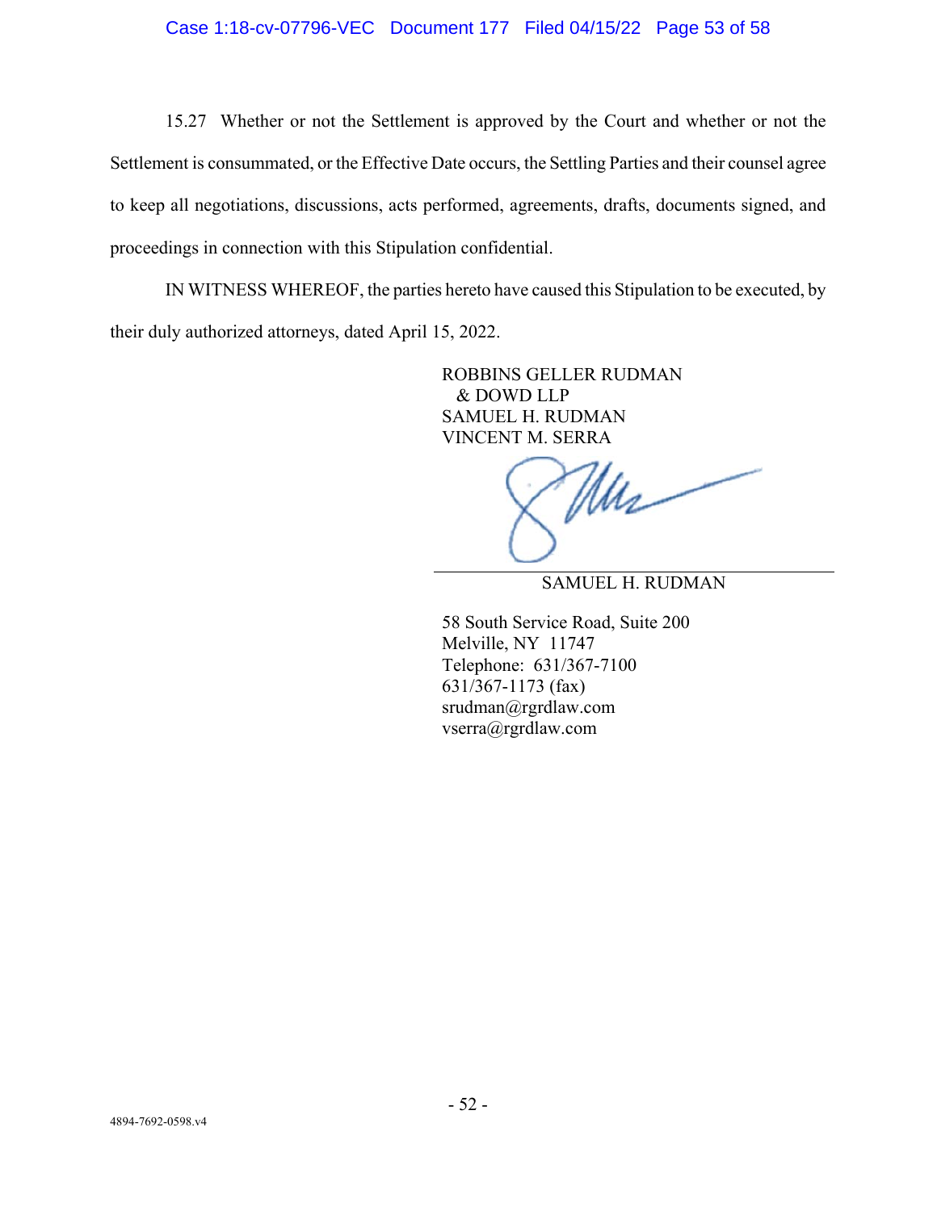15.27 Whether or not the Settlement is approved by the Court and whether or not the Settlement is consummated, or the Effective Date occurs, the Settling Parties and their counsel agree to keep all negotiations, discussions, acts performed, agreements, drafts, documents signed, and proceedings in connection with this Stipulation confidential.

IN WITNESS WHEREOF, the parties hereto have caused this Stipulation to be executed, by their duly authorized attorneys, dated April 15, 2022.

ROBBINS GELLER RUDMAN
& DOWD LLP
SAMUEL H. RUDMAN
VINCENT M. SERRA

SAMUEL H. RUDMAN

58 South Service Road, Suite 200
Melville, NY 11747
Telephone: 631/367-7100
631/367-1173 (fax)
srudman@rgrdlaw.com
vserra@rgrdlaw.com

4894-7692-0598.v4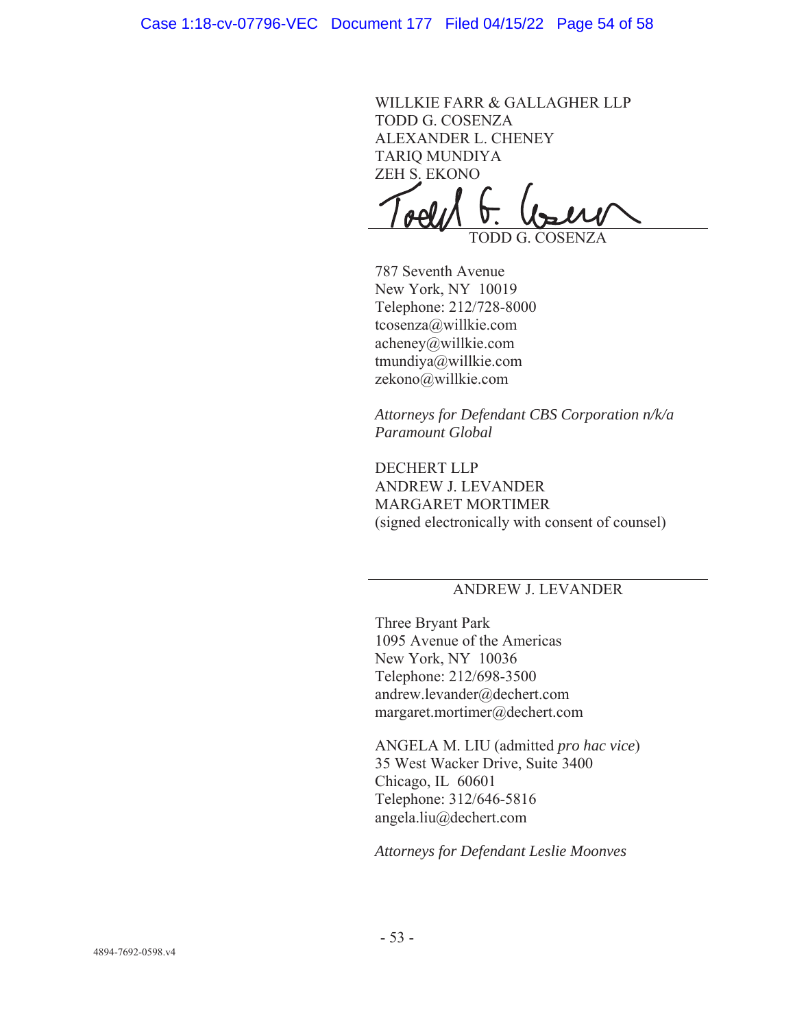WILLKIE FARR & GALLAGHER LLP
TODD G. COSENZA
ALEXANDER L. CHENEY
TARIQ MUNDIYA
ZEH S. EKONO

TODD G. COSENZA

787 Seventh Avenue
New York, NY 10019
Telephone: 212/728-8000
tcosenza@willkie.com
acheney@willkie.com
tmundiya@willkie.com
zekono@willkie.com

*Attorneys for Defendant CBS Corporation n/k/a Paramount Global*

DECHERT LLP
ANDREW J. LEVANDER
MARGARET MORTIMER
(signed electronically with consent of counsel)

ANDREW J. LEVANDER

Three Bryant Park
1095 Avenue of the Americas
New York, NY 10036
Telephone: 212/698-3500
andrew.levander@dechert.com
margaret.mortimer@dechert.com

ANGELA M. LIU (admitted *pro hac vice*)
35 West Wacker Drive, Suite 3400
Chicago, IL 60601
Telephone: 312/646-5816
angela.liu@dechert.com

*Attorneys for Defendant Leslie Moonves*

4894-7692-0598.v4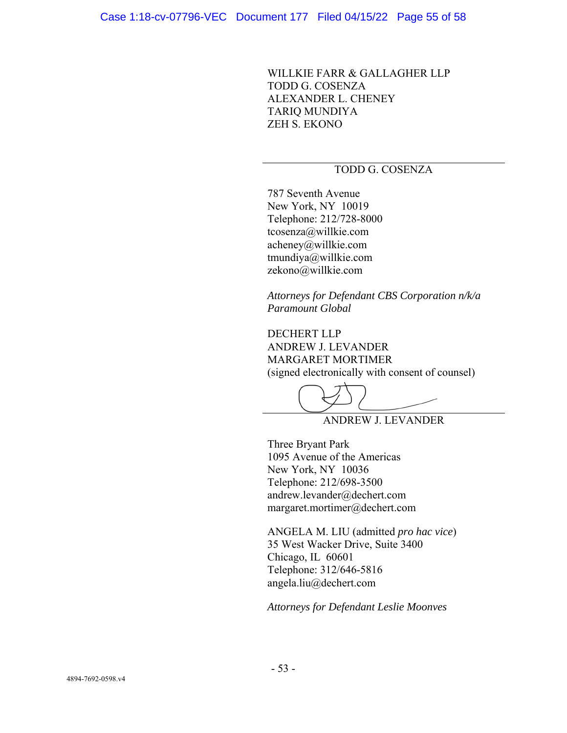WILLKIE FARR & GALLAGHER LLP
TODD G. COSENZA
ALEXANDER L. CHENEY
TARIQ MUNDIYA
ZEH S. EKONO

---

TODD G. COSENZA

787 Seventh Avenue
New York, NY 10019
Telephone: 212/728-8000
tcosenza@willkie.com
acheney@willkie.com
tmundiya@willkie.com
zekono@willkie.com

*Attorneys for Defendant CBS Corporation n/k/a Paramount Global*

DECHERT LLP
ANDREW J. LEVANDER
MARGARET MORTIMER
(signed electronically with consent of counsel)

---

ANDREW J. LEVANDER

Three Bryant Park
1095 Avenue of the Americas
New York, NY 10036
Telephone: 212/698-3500
andrew.levander@dechert.com
margaret.mortimer@dechert.com

ANGELA M. LIU (admitted *pro hac vice*)
35 West Wacker Drive, Suite 3400
Chicago, IL 60601
Telephone: 312/646-5816
angela.liu@dechert.com

*Attorneys for Defendant Leslie Moonves*

4894-7692-0598.v4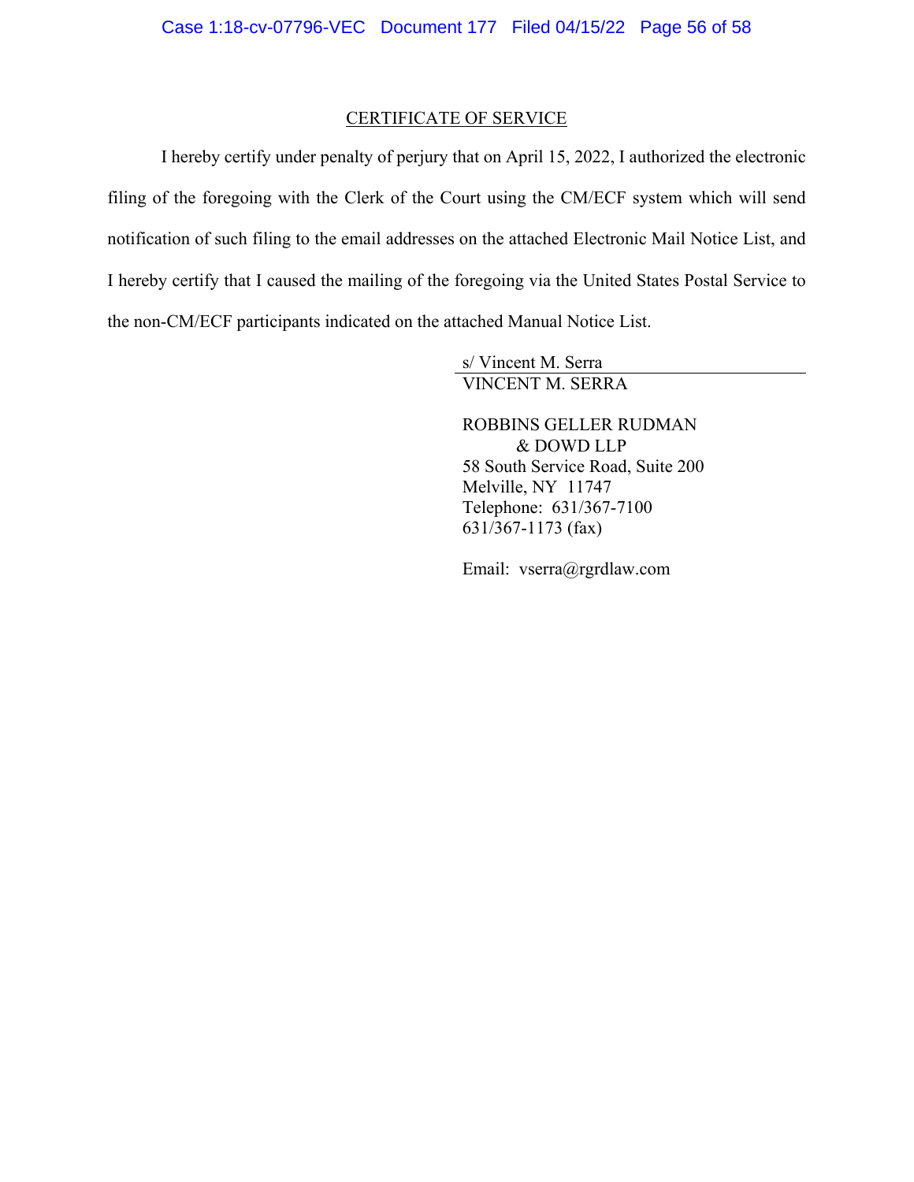## CERTIFICATE OF SERVICE

I hereby certify under penalty of perjury that on April 15, 2022, I authorized the electronic filing of the foregoing with the Clerk of the Court using the CM/ECF system which will send notification of such filing to the email addresses on the attached Electronic Mail Notice List, and I hereby certify that I caused the mailing of the foregoing via the United States Postal Service to the non-CM/ECF participants indicated on the attached Manual Notice List.

s/ Vincent M. Serra
VINCENT M. SERRA

ROBBINS GELLER RUDMAN
& DOWD LLP
58 South Service Road, Suite 200
Melville, NY 11747
Telephone: 631/367-7100
631/367-1173 (fax)

Email: vserra@rgrdlaw.com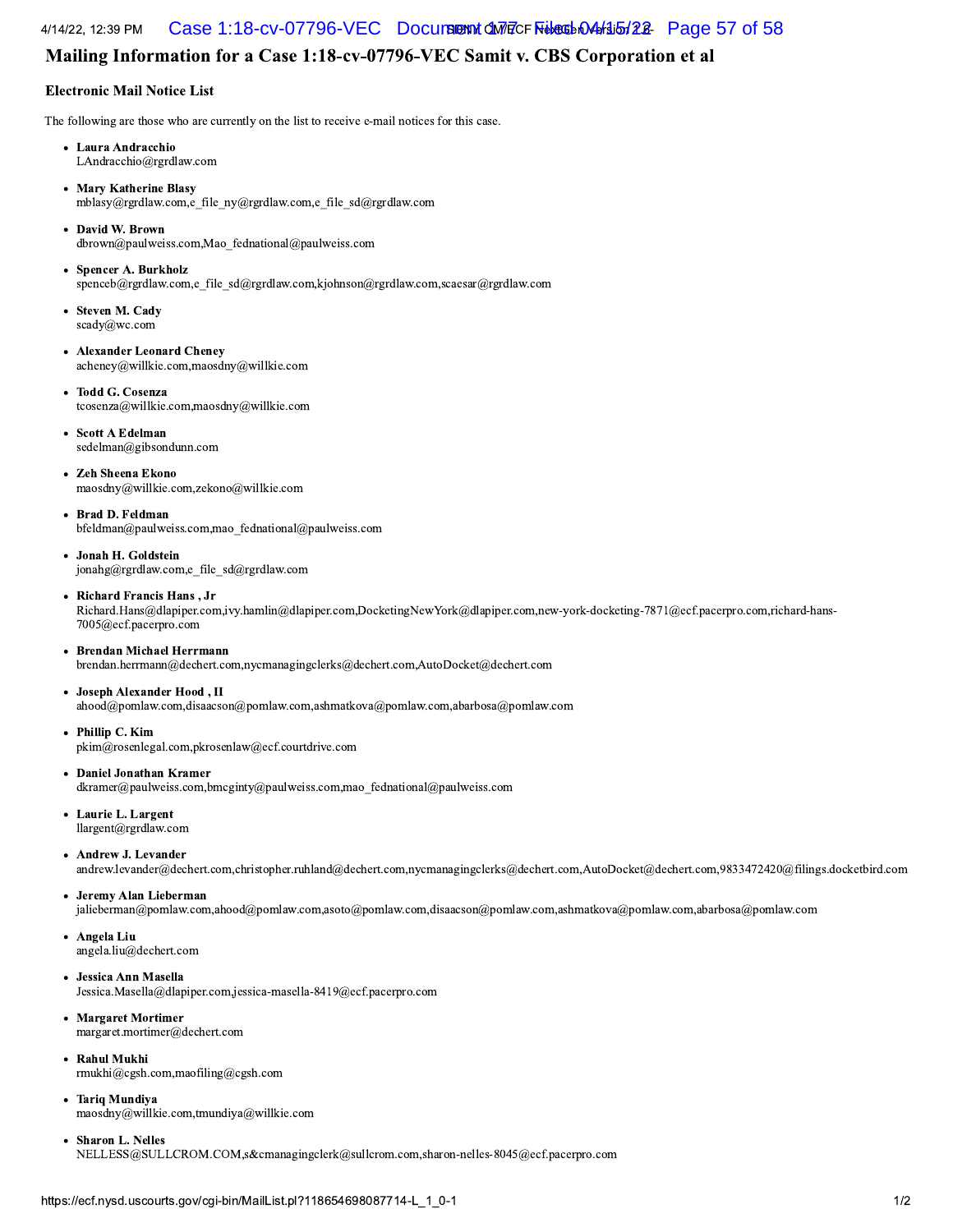## Mailing Information for a Case 1:18-cv-07796-VEC Samit v. CBS Corporation et al

### Electronic Mail Notice List

The following are those who are currently on the list to receive e-mail notices for this case.

- **Laura Andracchio**
  LAndracchio@rgrdlaw.com
- **Mary Katherine Blasy**
  mblasy@rgrdlaw.com,e_file_ny@rgrdlaw.com,e_file_sd@rgrdlaw.com
- **David W. Brown**
  dbrown@paulweiss.com,Mao_fednational@paulweiss.com
- **Spencer A. Burkholz**
  spenceb@rgrdlaw.com,e_file_sd@rgrdlaw.com,kjohnson@rgrdlaw.com,scaesar@rgrdlaw.com
- **Steven M. Cady**
  scady@wc.com
- **Alexander Leonard Cheney**
  acheney@willkie.com,maosdny@willkie.com
- **Todd G. Cosenza**
  tcosenza@willkie.com,maosdny@willkie.com
- **Scott A Edelman**
  sedelman@gibsondunn.com
- **Zeh Sheena Ekono**
  maosdny@willkie.com,zekono@willkie.com
- **Brad D. Feldman**
  bfeldman@paulweiss.com,mao_fednational@paulweiss.com
- **Jonah H. Goldstein**
  jonahg@rgrdlaw.com,e_file_sd@rgrdlaw.com
- **Richard Francis Hans , Jr**
  Richard.Hans@dlapiper.com,ivy.hamlin@dlapiper.com,DocketingNewYork@dlapiper.com,new-york-docketing-7871@ecf.pacerpro.com,richard-hans-7005@ecf.pacerpro.com
- **Brendan Michael Herrmann**
  brendan.herrmann@dechert.com,nycmanagingclerks@dechert.com,AutoDocket@dechert.com
- **Joseph Alexander Hood , II**
  ahood@pomlaw.com,disaacson@pomlaw.com,ashmatkova@pomlaw.com,abarbosa@pomlaw.com
- **Phillip C. Kim**
  pkim@rosenlegal.com,pkrosenlaw@ecf.courtdrive.com
- **Daniel Jonathan Kramer**
  dkramer@paulweiss.com,bmcginty@paulweiss.com,mao_fednational@paulweiss.com
- **Laurie L. Largent**
  llargent@rgrdlaw.com
- **Andrew J. Levander**
  andrew.levander@dechert.com,christopher.ruhland@dechert.com,nycmanagingclerks@dechert.com,AutoDocket@dechert.com,9833472420@filings.docketbird.com
- **Jeremy Alan Lieberman**
  jalieberman@pomlaw.com,ahood@pomlaw.com,asoto@pomlaw.com,disaacson@pomlaw.com,ashmatkova@pomlaw.com,abarbosa@pomlaw.com
- **Angela Liu**
  angela.liu@dechert.com
- **Jessica Ann Masella**
  Jessica.Masella@dlapiper.com,jessica-masella-8419@ecf.pacerpro.com
- **Margaret Mortimer**
  margaret.mortimer@dechert.com
- **Rahul Mukhi**
  rmukhi@cgsh.com,maofiling@cgsh.com
- **Tariq Mundiya**
  maosdny@willkie.com,tmundiya@willkie.com
- **Sharon L. Nelles**
  NELLESS@SULLCROM.COM,s&cmanagingclerk@sullcrom.com,sharon-nelles-8045@ecf.pacerpro.com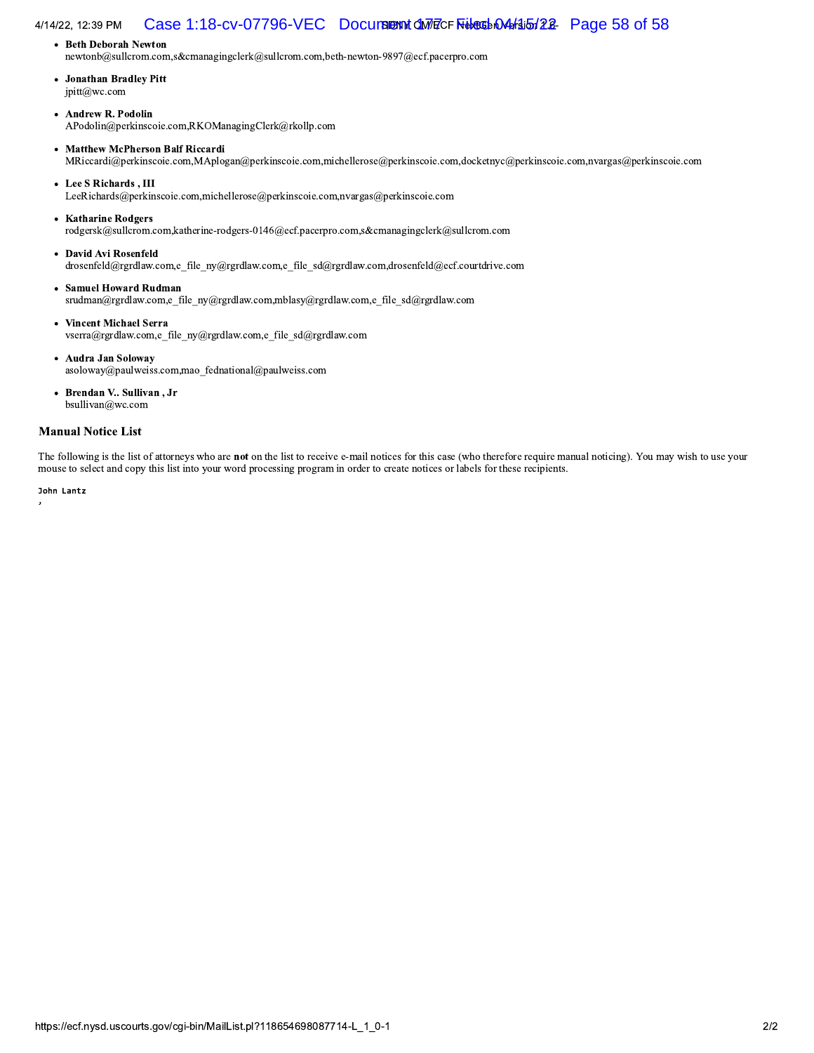- **Beth Deborah Newton**
  newtonb@sullcrom.com,s&cmanagingclerk@sullcrom.com,beth-newton-9897@ecf.pacerpro.com

- **Jonathan Bradley Pitt**
  jpitt@wc.com

- **Andrew R. Podolin**
  APodolin@perkinscoie.com,RKOManagingClerk@rkollp.com

- **Matthew McPherson Balf Riccardi**
  MRiccardi@perkinscoie.com,MAplogan@perkinscoie.com,michellerose@perkinscoie.com,docketnyc@perkinscoie.com,nvargas@perkinscoie.com

- **Lee S Richards , III**
  LeeRichards@perkinscoie.com,michellerose@perkinscoie.com,nvargas@perkinscoie.com

- **Katharine Rodgers**
  rodgersk@sullcrom.com,katherine-rodgers-0146@ecf.pacerpro.com,s&cmanagingclerk@sullcrom.com

- **David Avi Rosenfeld**
  drosenfeld@rgrdlaw.com,e_file_ny@rgrdlaw.com,e_file_sd@rgrdlaw.com,drosenfeld@ecf.courtdrive.com

- **Samuel Howard Rudman**
  srudman@rgrdlaw.com,e_file_ny@rgrdlaw.com,mblasy@rgrdlaw.com,e_file_sd@rgrdlaw.com

- **Vincent Michael Serra**
  vserra@rgrdlaw.com,e_file_ny@rgrdlaw.com,e_file_sd@rgrdlaw.com

- **Audra Jan Soloway**
  asoloway@paulweiss.com,mao_fednational@paulweiss.com

- **Brendan V.. Sullivan , Jr**
  bsullivan@wc.com

## Manual Notice List

The following is the list of attorneys who are **not** on the list to receive e-mail notices for this case (who therefore require manual noticing). You may wish to use your mouse to select and copy this list into your word processing program in order to create notices or labels for these recipients.

```
John Lantz
,
```